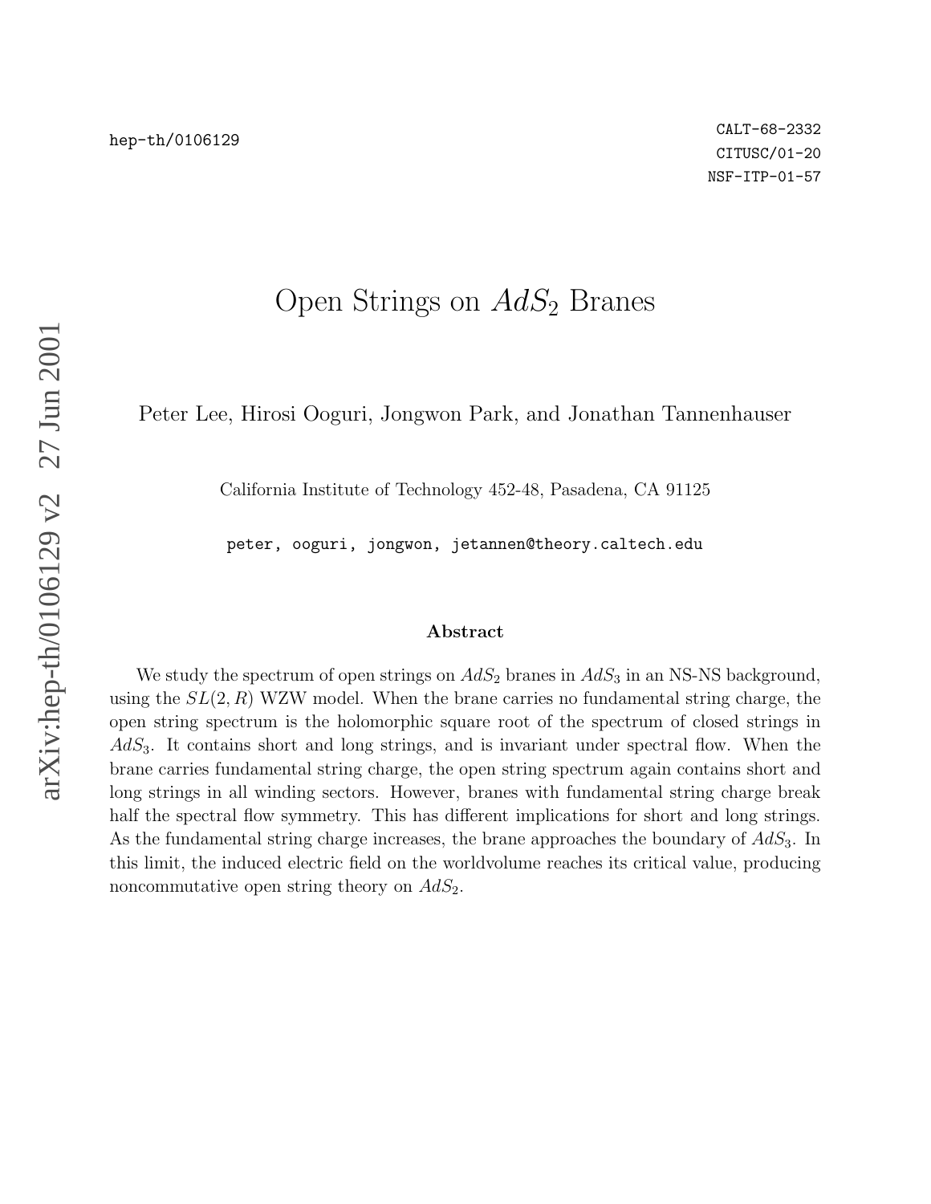hep-th/0106129

CALT-68-2332
CITUSC/01-20
NSF-ITP-01-57

# Open Strings on $AdS_2$ Branes

Peter Lee, Hirosi Ooguri, Jongwon Park, and Jonathan Tannenhauser

California Institute of Technology 452-48, Pasadena, CA 91125

peter, ooguri, jongwon, jetannen@theory.caltech.edu

## Abstract

We study the spectrum of open strings on $AdS_2$ branes in $AdS_3$ in an NS-NS background, using the $SL(2,R)$ WZW model. When the brane carries no fundamental string charge, the open string spectrum is the holomorphic square root of the spectrum of closed strings in $AdS_3$. It contains short and long strings, and is invariant under spectral flow. When the brane carries fundamental string charge, the open string spectrum again contains short and long strings in all winding sectors. However, branes with fundamental string charge break half the spectral flow symmetry. This has different implications for short and long strings. As the fundamental string charge increases, the brane approaches the boundary of $AdS_3$. In this limit, the induced electric field on the worldvolume reaches its critical value, producing noncommutative open string theory on $AdS_2$.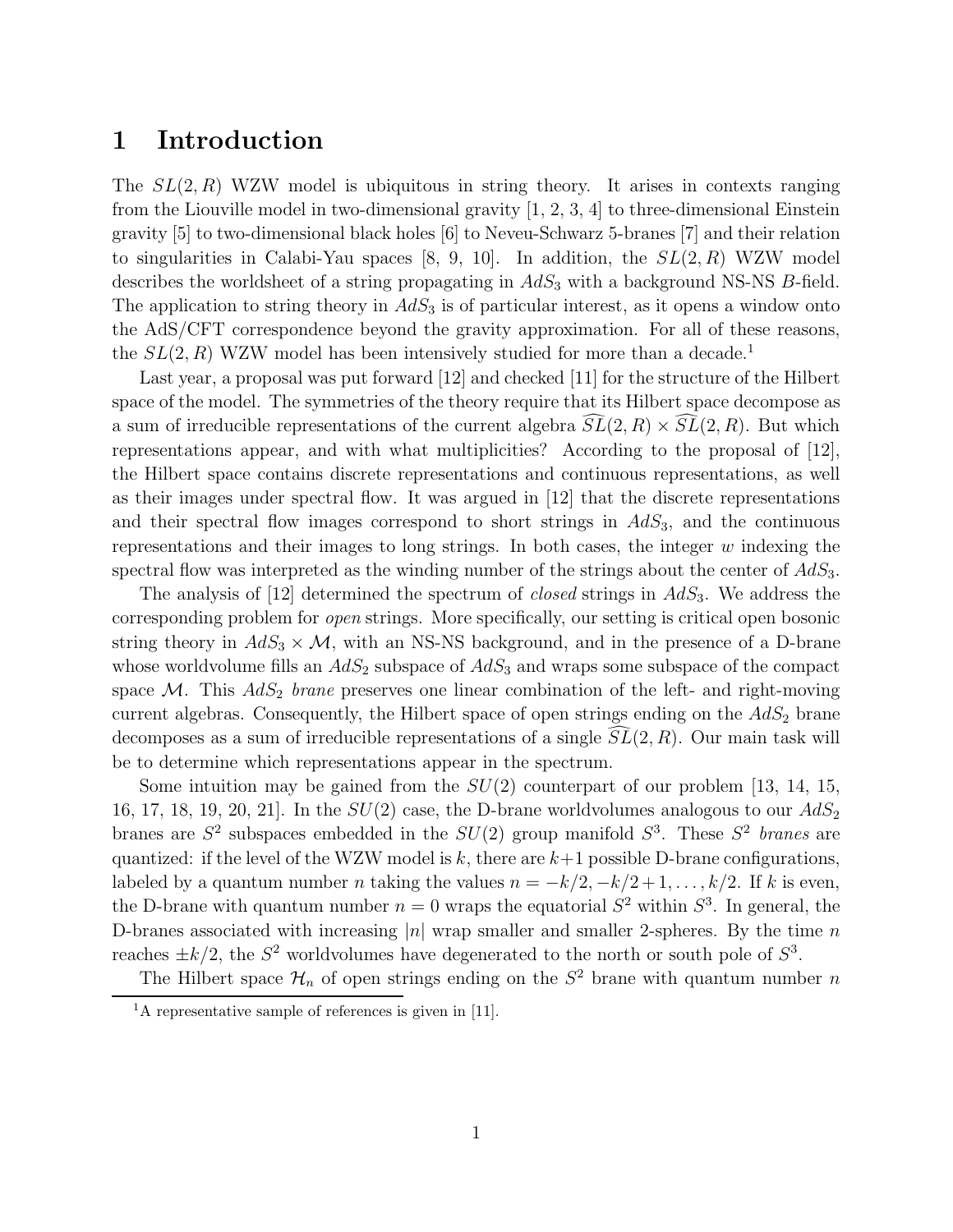# 1 Introduction

The $SL(2,R)$ WZW model is ubiquitous in string theory. It arises in contexts ranging from the Liouville model in two-dimensional gravity [1, 2, 3, 4] to three-dimensional Einstein gravity [5] to two-dimensional black holes [6] to Neveu-Schwarz 5-branes [7] and their relation to singularities in Calabi-Yau spaces [8, 9, 10]. In addition, the $SL(2,R)$ WZW model describes the worldsheet of a string propagating in $AdS_3$ with a background NS-NS $B$-field. The application to string theory in $AdS_3$ is of particular interest, as it opens a window onto the AdS/CFT correspondence beyond the gravity approximation. For all of these reasons, the $SL(2,R)$ WZW model has been intensively studied for more than a decade.[1]

Last year, a proposal was put forward [12] and checked [11] for the structure of the Hilbert space of the model. The symmetries of the theory require that its Hilbert space decompose as a sum of irreducible representations of the current algebra $\widehat{SL}(2,R) \times \widehat{SL}(2,R)$. But which representations appear, and with what multiplicities? According to the proposal of [12], the Hilbert space contains discrete representations and continuous representations, as well as their images under spectral flow. It was argued in [12] that the discrete representations and their spectral flow images correspond to short strings in $AdS_3$, and the continuous representations and their images to long strings. In both cases, the integer $w$ indexing the spectral flow was interpreted as the winding number of the strings about the center of $AdS_3$.

The analysis of [12] determined the spectrum of *closed* strings in $AdS_3$. We address the corresponding problem for *open* strings. More specifically, our setting is critical open bosonic string theory in $AdS_3 \times \mathcal{M}$, with an NS-NS background, and in the presence of a D-brane whose worldvolume fills an $AdS_2$ subspace of $AdS_3$ and wraps some subspace of the compact space $\mathcal{M}$. This $AdS_2$ *brane* preserves one linear combination of the left- and right-moving current algebras. Consequently, the Hilbert space of open strings ending on the $AdS_2$ brane decomposes as a sum of irreducible representations of a single $\widehat{SL}(2,R)$. Our main task will be to determine which representations appear in the spectrum.

Some intuition may be gained from the $SU(2)$ counterpart of our problem [13, 14, 15, 16, 17, 18, 19, 20, 21]. In the $SU(2)$ case, the D-brane worldvolumes analogous to our $AdS_2$ branes are $S^2$ subspaces embedded in the $SU(2)$ group manifold $S^3$. These $S^2$ *branes* are quantized: if the level of the WZW model is $k$, there are $k+1$ possible D-brane configurations, labeled by a quantum number $n$ taking the values $n = -k/2, -k/2+1, \ldots, k/2$. If $k$ is even, the D-brane with quantum number $n = 0$ wraps the equatorial $S^2$ within $S^3$. In general, the D-branes associated with increasing $|n|$ wrap smaller and smaller 2-spheres. By the time $n$ reaches $\pm k/2$, the $S^2$ worldvolumes have degenerated to the north or south pole of $S^3$.

The Hilbert space $\mathcal{H}_n$ of open strings ending on the $S^2$ brane with quantum number $n$

[1] A representative sample of references is given in [11].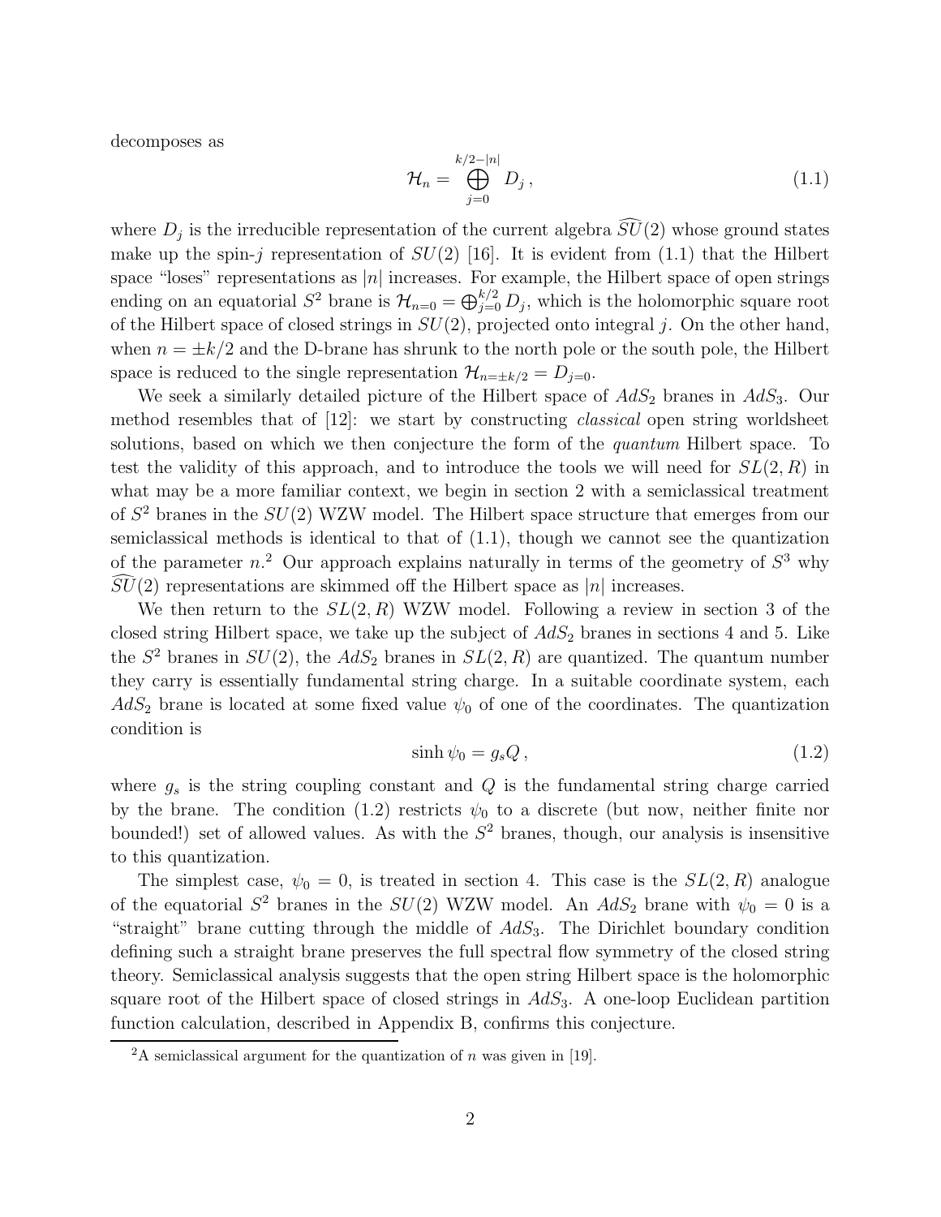decomposes as

$$\mathcal{H}_n = \bigoplus_{j=0}^{k/2-|n|} D_j \,, \tag{1.1}$$

where $D_j$ is the irreducible representation of the current algebra $\widehat{SU}(2)$ whose ground states make up the spin-$j$ representation of $SU(2)$ [16]. It is evident from (1.1) that the Hilbert space "loses" representations as $|n|$ increases. For example, the Hilbert space of open strings ending on an equatorial $S^2$ brane is $\mathcal{H}_{n=0} = \bigoplus_{j=0}^{k/2} D_j$, which is the holomorphic square root of the Hilbert space of closed strings in $SU(2)$, projected onto integral $j$. On the other hand, when $n = \pm k/2$ and the D-brane has shrunk to the north pole or the south pole, the Hilbert space is reduced to the single representation $\mathcal{H}_{n=\pm k/2} = D_{j=0}$.

We seek a similarly detailed picture of the Hilbert space of $AdS_2$ branes in $AdS_3$. Our method resembles that of [12]: we start by constructing *classical* open string worldsheet solutions, based on which we then conjecture the form of the *quantum* Hilbert space. To test the validity of this approach, and to introduce the tools we will need for $SL(2,R)$ in what may be a more familiar context, we begin in section 2 with a semiclassical treatment of $S^2$ branes in the $SU(2)$ WZW model. The Hilbert space structure that emerges from our semiclassical methods is identical to that of (1.1), though we cannot see the quantization of the parameter $n$.[2] Our approach explains naturally in terms of the geometry of $S^3$ why $\widehat{SU}(2)$ representations are skimmed off the Hilbert space as $|n|$ increases.

We then return to the $SL(2,R)$ WZW model. Following a review in section 3 of the closed string Hilbert space, we take up the subject of $AdS_2$ branes in sections 4 and 5. Like the $S^2$ branes in $SU(2)$, the $AdS_2$ branes in $SL(2,R)$ are quantized. The quantum number they carry is essentially fundamental string charge. In a suitable coordinate system, each $AdS_2$ brane is located at some fixed value $\psi_0$ of one of the coordinates. The quantization condition is

$$\sinh\psi_0 = g_s Q \,, \tag{1.2}$$

where $g_s$ is the string coupling constant and $Q$ is the fundamental string charge carried by the brane. The condition (1.2) restricts $\psi_0$ to a discrete (but now, neither finite nor bounded!) set of allowed values. As with the $S^2$ branes, though, our analysis is insensitive to this quantization.

The simplest case, $\psi_0 = 0$, is treated in section 4. This case is the $SL(2,R)$ analogue of the equatorial $S^2$ branes in the $SU(2)$ WZW model. An $AdS_2$ brane with $\psi_0 = 0$ is a "straight" brane cutting through the middle of $AdS_3$. The Dirichlet boundary condition defining such a straight brane preserves the full spectral flow symmetry of the closed string theory. Semiclassical analysis suggests that the open string Hilbert space is the holomorphic square root of the Hilbert space of closed strings in $AdS_3$. A one-loop Euclidean partition function calculation, described in Appendix B, confirms this conjecture.

[2] A semiclassical argument for the quantization of $n$ was given in [19].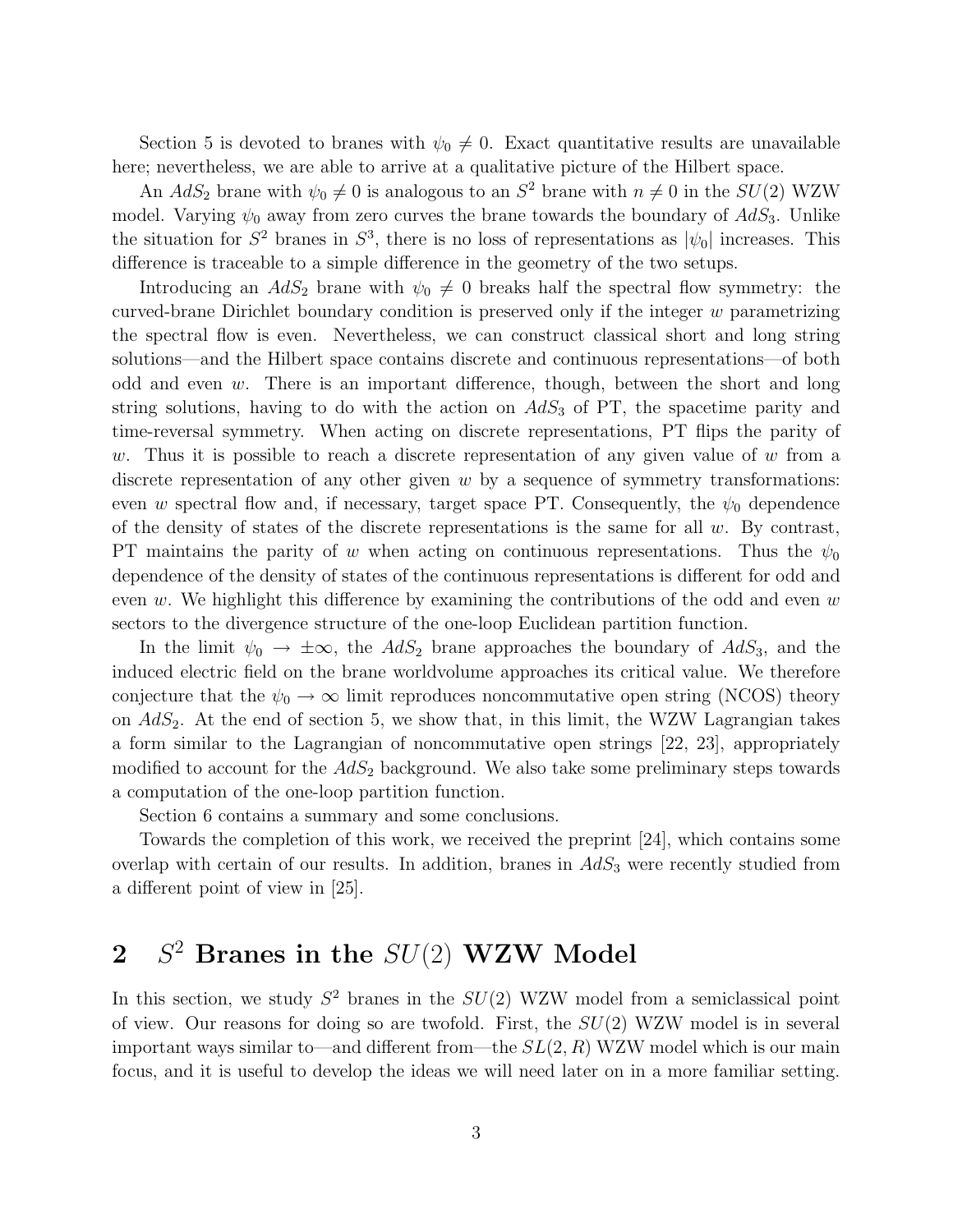Section 5 is devoted to branes with $\psi_0 \neq 0$. Exact quantitative results are unavailable here; nevertheless, we are able to arrive at a qualitative picture of the Hilbert space.

An $AdS_2$ brane with $\psi_0 \neq 0$ is analogous to an $S^2$ brane with $n \neq 0$ in the $SU(2)$ WZW model. Varying $\psi_0$ away from zero curves the brane towards the boundary of $AdS_3$. Unlike the situation for $S^2$ branes in $S^3$, there is no loss of representations as $|\psi_0|$ increases. This difference is traceable to a simple difference in the geometry of the two setups.

Introducing an $AdS_2$ brane with $\psi_0 \neq 0$ breaks half the spectral flow symmetry: the curved-brane Dirichlet boundary condition is preserved only if the integer $w$ parametrizing the spectral flow is even. Nevertheless, we can construct classical short and long string solutions—and the Hilbert space contains discrete and continuous representations—of both odd and even $w$. There is an important difference, though, between the short and long string solutions, having to do with the action on $AdS_3$ of PT, the spacetime parity and time-reversal symmetry. When acting on discrete representations, PT flips the parity of $w$. Thus it is possible to reach a discrete representation of any given value of $w$ from a discrete representation of any other given $w$ by a sequence of symmetry transformations: even $w$ spectral flow and, if necessary, target space PT. Consequently, the $\psi_0$ dependence of the density of states of the discrete representations is the same for all $w$. By contrast, PT maintains the parity of $w$ when acting on continuous representations. Thus the $\psi_0$ dependence of the density of states of the continuous representations is different for odd and even $w$. We highlight this difference by examining the contributions of the odd and even $w$ sectors to the divergence structure of the one-loop Euclidean partition function.

In the limit $\psi_0 \to \pm\infty$, the $AdS_2$ brane approaches the boundary of $AdS_3$, and the induced electric field on the brane worldvolume approaches its critical value. We therefore conjecture that the $\psi_0 \to \infty$ limit reproduces noncommutative open string (NCOS) theory on $AdS_2$. At the end of section 5, we show that, in this limit, the WZW Lagrangian takes a form similar to the Lagrangian of noncommutative open strings [22, 23], appropriately modified to account for the $AdS_2$ background. We also take some preliminary steps towards a computation of the one-loop partition function.

Section 6 contains a summary and some conclusions.

Towards the completion of this work, we received the preprint [24], which contains some overlap with certain of our results. In addition, branes in $AdS_3$ were recently studied from a different point of view in [25].

## 2 $S^2$ Branes in the $SU(2)$ WZW Model

In this section, we study $S^2$ branes in the $SU(2)$ WZW model from a semiclassical point of view. Our reasons for doing so are twofold. First, the $SU(2)$ WZW model is in several important ways similar to—and different from—the $SL(2,R)$ WZW model which is our main focus, and it is useful to develop the ideas we will need later on in a more familiar setting.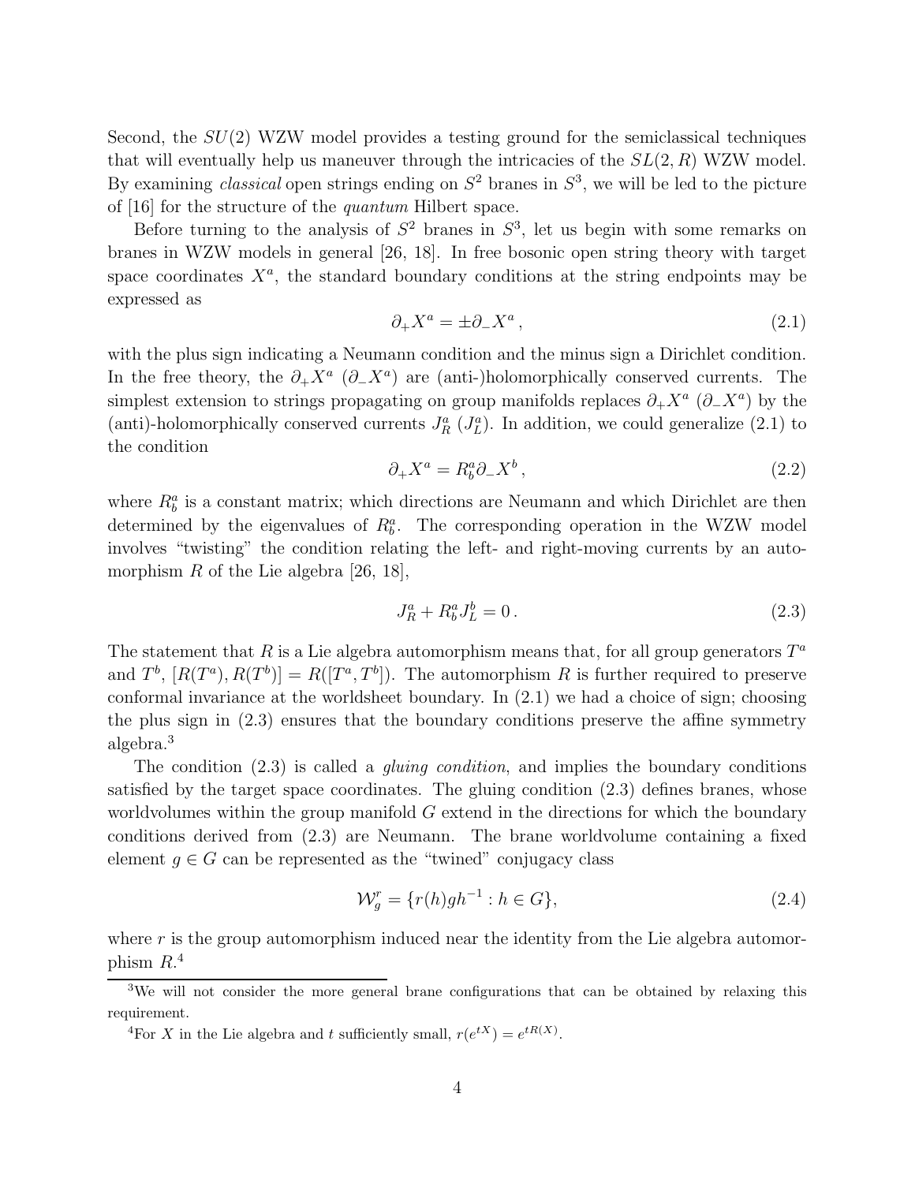Second, the $SU(2)$ WZW model provides a testing ground for the semiclassical techniques that will eventually help us maneuver through the intricacies of the $SL(2,R)$ WZW model. By examining *classical* open strings ending on $S^2$ branes in $S^3$, we will be led to the picture of [16] for the structure of the *quantum* Hilbert space.

Before turning to the analysis of $S^2$ branes in $S^3$, let us begin with some remarks on branes in WZW models in general [26, 18]. In free bosonic open string theory with target space coordinates $X^a$, the standard boundary conditions at the string endpoints may be expressed as

$$\partial_+ X^a = \pm \partial_- X^a \,, \tag{2.1}$$

with the plus sign indicating a Neumann condition and the minus sign a Dirichlet condition. In the free theory, the $\partial_+ X^a$ ($\partial_- X^a$) are (anti-)holomorphically conserved currents. The simplest extension to strings propagating on group manifolds replaces $\partial_+ X^a$ ($\partial_- X^a$) by the (anti)-holomorphically conserved currents $J_R^a$ ($J_L^a$). In addition, we could generalize (2.1) to the condition

$$\partial_+ X^a = R^a_b \partial_- X^b \,, \tag{2.2}$$

where $R^a_b$ is a constant matrix; which directions are Neumann and which Dirichlet are then determined by the eigenvalues of $R^a_b$. The corresponding operation in the WZW model involves "twisting" the condition relating the left- and right-moving currents by an automorphism $R$ of the Lie algebra [26, 18],

$$J_R^a + R^a_b J_L^b = 0 \,. \tag{2.3}$$

The statement that $R$ is a Lie algebra automorphism means that, for all group generators $T^a$ and $T^b$, $[R(T^a), R(T^b)] = R([T^a, T^b])$. The automorphism $R$ is further required to preserve conformal invariance at the worldsheet boundary. In (2.1) we had a choice of sign; choosing the plus sign in (2.3) ensures that the boundary conditions preserve the affine symmetry algebra.[3]

The condition (2.3) is called a *gluing condition*, and implies the boundary conditions satisfied by the target space coordinates. The gluing condition (2.3) defines branes, whose worldvolumes within the group manifold $G$ extend in the directions for which the boundary conditions derived from (2.3) are Neumann. The brane worldvolume containing a fixed element $g \in G$ can be represented as the "twined" conjugacy class

$$\mathcal{W}_g^r = \{ r(h) g h^{-1} : h \in G \}, \tag{2.4}$$

where $r$ is the group automorphism induced near the identity from the Lie algebra automorphism $R$.[4]

[3] We will not consider the more general brane configurations that can be obtained by relaxing this requirement.

[4] For $X$ in the Lie algebra and $t$ sufficiently small, $r(e^{tX}) = e^{tR(X)}$.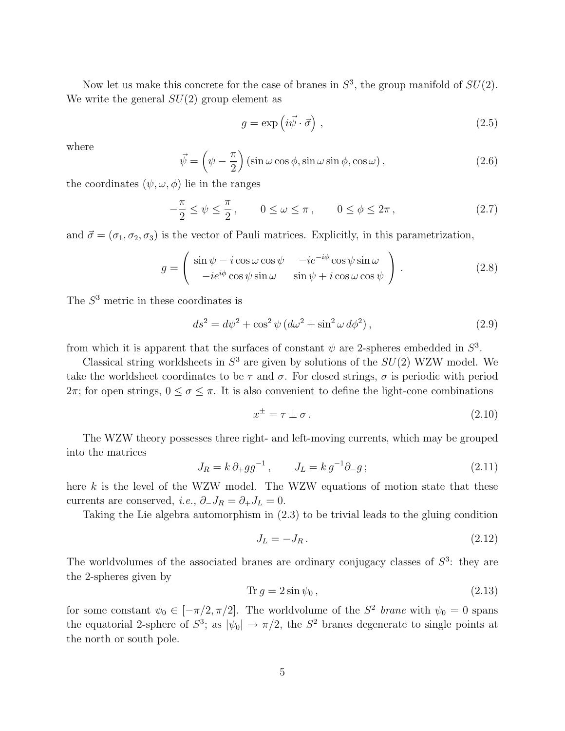Now let us make this concrete for the case of branes in $S^3$, the group manifold of $SU(2)$. We write the general $SU(2)$ group element as

$$g = \exp\left(i\vec{\psi}\cdot\vec{\sigma}\right) , \tag{2.5}$$

where

$$\vec{\psi} = \left(\psi - \frac{\pi}{2}\right)(\sin\omega\cos\phi, \sin\omega\sin\phi, \cos\omega) , \tag{2.6}$$

the coordinates $(\psi, \omega, \phi)$ lie in the ranges

$$-\frac{\pi}{2} \le \psi \le \frac{\pi}{2} , \qquad 0 \le \omega \le \pi , \qquad 0 \le \phi \le 2\pi , \tag{2.7}$$

and $\vec{\sigma} = (\sigma_1, \sigma_2, \sigma_3)$ is the vector of Pauli matrices. Explicitly, in this parametrization,

$$g = \begin{pmatrix} \sin\psi - i\cos\omega\cos\psi & -ie^{-i\phi}\cos\psi\sin\omega \\ -ie^{i\phi}\cos\psi\sin\omega & \sin\psi + i\cos\omega\cos\psi \end{pmatrix} . \tag{2.8}$$

The $S^3$ metric in these coordinates is

$$ds^2 = d\psi^2 + \cos^2\psi \, (d\omega^2 + \sin^2\omega \, d\phi^2) , \tag{2.9}$$

from which it is apparent that the surfaces of constant $\psi$ are 2-spheres embedded in $S^3$.

Classical string worldsheets in $S^3$ are given by solutions of the $SU(2)$ WZW model. We take the worldsheet coordinates to be $\tau$ and $\sigma$. For closed strings, $\sigma$ is periodic with period $2\pi$; for open strings, $0 \le \sigma \le \pi$. It is also convenient to define the light-cone combinations

$$x^{\pm} = \tau \pm \sigma . \tag{2.10}$$

The WZW theory possesses three right- and left-moving currents, which may be grouped into the matrices

$$J_R = k\,\partial_+ g g^{-1} , \qquad J_L = k\, g^{-1}\partial_- g ; \tag{2.11}$$

here $k$ is the level of the WZW model. The WZW equations of motion state that these currents are conserved, *i.e.*, $\partial_- J_R = \partial_+ J_L = 0$.

Taking the Lie algebra automorphism in (2.3) to be trivial leads to the gluing condition

$$J_L = -J_R . \tag{2.12}$$

The worldvolumes of the associated branes are ordinary conjugacy classes of $S^3$: they are the 2-spheres given by

$$\mathrm{Tr}\, g = 2\sin\psi_0 , \tag{2.13}$$

for some constant $\psi_0 \in [-\pi/2, \pi/2]$. The worldvolume of the $S^2$ *brane* with $\psi_0 = 0$ spans the equatorial 2-sphere of $S^3$; as $|\psi_0| \to \pi/2$, the $S^2$ branes degenerate to single points at the north or south pole.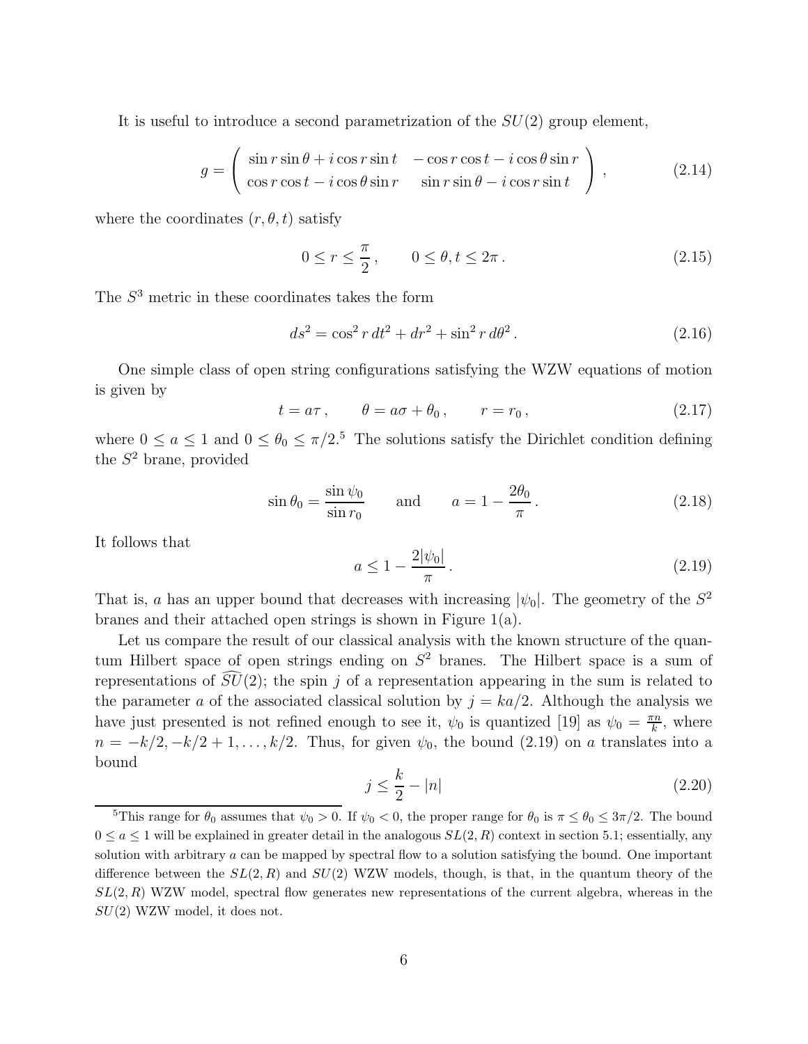It is useful to introduce a second parametrization of the $SU(2)$ group element,

$$
g = \left( \begin{array}{cc} \sin r \sin\theta + i\cos r \sin t & -\cos r\cos t - i\cos\theta \sin r \\ \cos r \cos t - i \cos\theta \sin r & \sin r \sin\theta - i \cos r \sin t \end{array} \right) , \tag{2.14}
$$

where the coordinates $(r, \theta, t)$ satisfy

$$
0 \leq r \leq \frac{\pi}{2} , \qquad 0 \leq \theta, t \leq 2\pi . \tag{2.15}
$$

The $S^3$ metric in these coordinates takes the form

$$
ds^2 = \cos^2 r \, dt^2 + dr^2 + \sin^2 r \, d\theta^2 . \tag{2.16}
$$

One simple class of open string configurations satisfying the WZW equations of motion is given by

$$
t = a\tau , \qquad \theta = a\sigma + \theta_0 , \qquad r = r_0 , \tag{2.17}
$$

where $0 \leq a \leq 1$ and $0 \leq \theta_0 \leq \pi/2$.[5] The solutions satisfy the Dirichlet condition defining the $S^2$ brane, provided

$$
\sin\theta_0 = \frac{\sin\psi_0}{\sin r_0} \qquad \text{and} \qquad a = 1 - \frac{2\theta_0}{\pi} . \tag{2.18}
$$

It follows that

$$
a \leq 1 - \frac{2|\psi_0|}{\pi} . \tag{2.19}
$$

That is, $a$ has an upper bound that decreases with increasing $|\psi_0|$. The geometry of the $S^2$ branes and their attached open strings is shown in Figure 1(a).

Let us compare the result of our classical analysis with the known structure of the quantum Hilbert space of open strings ending on $S^2$ branes. The Hilbert space is a sum of representations of $\widehat{SU}(2)$; the spin $j$ of a representation appearing in the sum is related to the parameter $a$ of the associated classical solution by $j = ka/2$. Although the analysis we have just presented is not refined enough to see it, $\psi_0$ is quantized [19] as $\psi_0 = \frac{\pi n}{k}$, where $n = -k/2, -k/2+1, \ldots, k/2$. Thus, for given $\psi_0$, the bound (2.19) on $a$ translates into a bound

$$
j \leq \frac{k}{2} - |n| \tag{2.20}
$$

[5] This range for $\theta_0$ assumes that $\psi_0 > 0$. If $\psi_0 < 0$, the proper range for $\theta_0$ is $\pi \leq \theta_0 \leq 3\pi/2$. The bound $0 \leq a \leq 1$ will be explained in greater detail in the analogous $SL(2,R)$ context in section 5.1; essentially, any solution with arbitrary $a$ can be mapped by spectral flow to a solution satisfying the bound. One important difference between the $SL(2,R)$ and $SU(2)$ WZW models, though, is that, in the quantum theory of the $SL(2,R)$ WZW model, spectral flow generates new representations of the current algebra, whereas in the $SU(2)$ WZW model, it does not.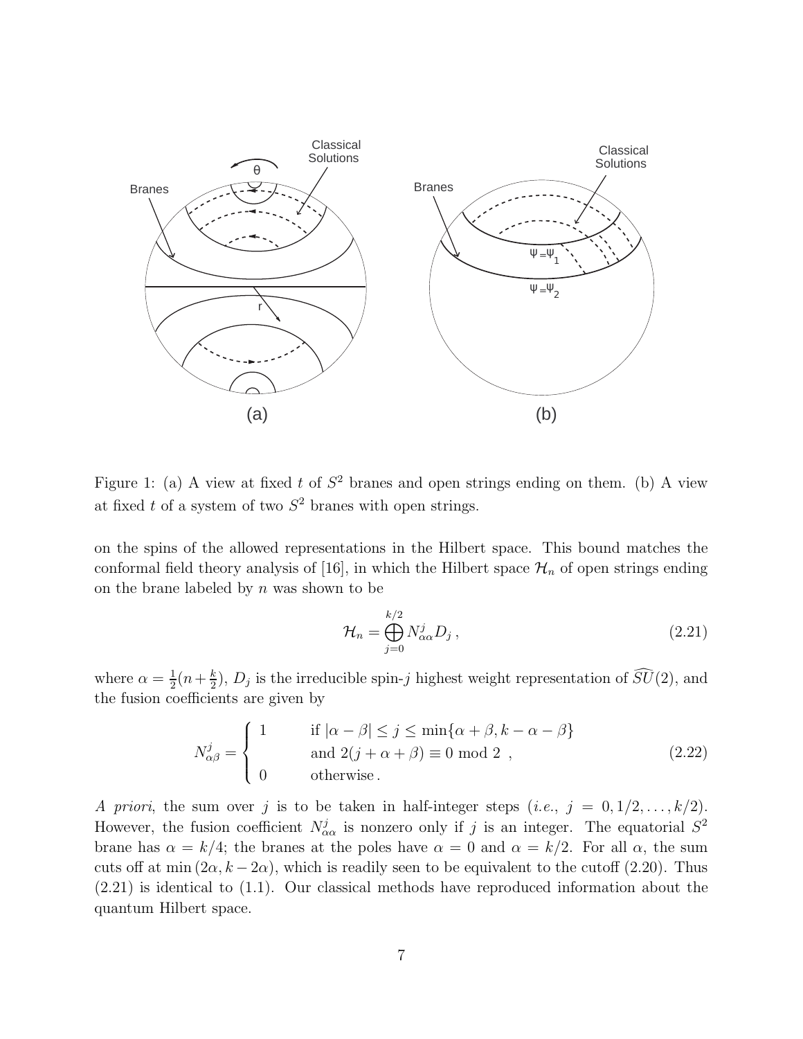Figure 1: (a) A view at fixed $t$ of $S^2$ branes and open strings ending on them. (b) A view at fixed $t$ of a system of two $S^2$ branes with open strings.

on the spins of the allowed representations in the Hilbert space. This bound matches the conformal field theory analysis of [16], in which the Hilbert space $\mathcal{H}_n$ of open strings ending on the brane labeled by $n$ was shown to be

$$\mathcal{H}_n = \bigoplus_{j=0}^{k/2} N_{\alpha\alpha}^j D_j \,, \tag{2.21}$$

where $\alpha = \frac{1}{2}(n + \frac{k}{2})$, $D_j$ is the irreducible spin-$j$ highest weight representation of $\widehat{SU}(2)$, and the fusion coefficients are given by

$$N_{\alpha\beta}^j = \begin{cases} 1 & \text{if } |\alpha - \beta| \leq j \leq \min\{\alpha + \beta, k - \alpha - \beta\} \\ & \text{and } 2(j + \alpha + \beta) \equiv 0 \bmod 2 \;, \\ 0 & \text{otherwise} \,. \end{cases} \tag{2.22}$$

*A priori*, the sum over $j$ is to be taken in half-integer steps (*i.e.*, $j = 0, 1/2, \ldots, k/2$). However, the fusion coefficient $N_{\alpha\alpha}^j$ is nonzero only if $j$ is an integer. The equatorial $S^2$ brane has $\alpha = k/4$; the branes at the poles have $\alpha = 0$ and $\alpha = k/2$. For all $\alpha$, the sum cuts off at $\min(2\alpha, k - 2\alpha)$, which is readily seen to be equivalent to the cutoff (2.20). Thus (2.21) is identical to (1.1). Our classical methods have reproduced information about the quantum Hilbert space.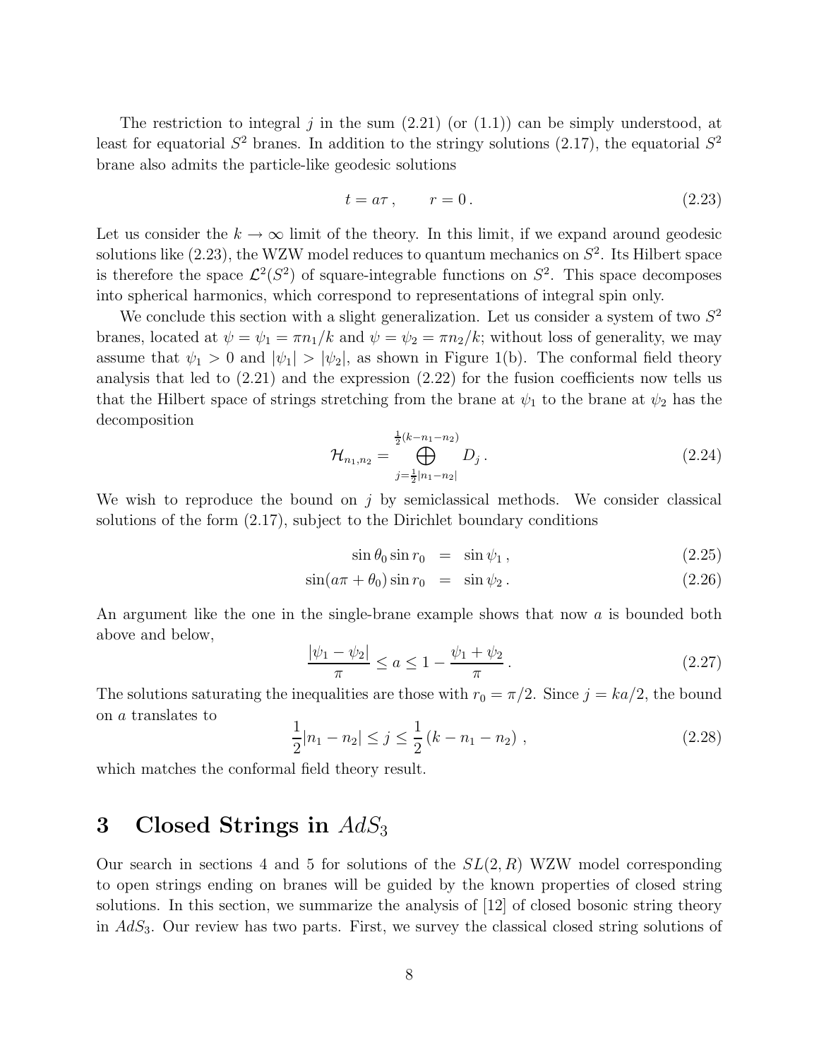The restriction to integral $j$ in the sum (2.21) (or (1.1)) can be simply understood, at least for equatorial $S^2$ branes. In addition to the stringy solutions (2.17), the equatorial $S^2$ brane also admits the particle-like geodesic solutions

$$t = a\tau \,, \qquad r = 0 \,. \tag{2.23}$$

Let us consider the $k \to \infty$ limit of the theory. In this limit, if we expand around geodesic solutions like (2.23), the WZW model reduces to quantum mechanics on $S^2$. Its Hilbert space is therefore the space $\mathcal{L}^2(S^2)$ of square-integrable functions on $S^2$. This space decomposes into spherical harmonics, which correspond to representations of integral spin only.

We conclude this section with a slight generalization. Let us consider a system of two $S^2$ branes, located at $\psi = \psi_1 = \pi n_1/k$ and $\psi = \psi_2 = \pi n_2/k$; without loss of generality, we may assume that $\psi_1 > 0$ and $|\psi_1| > |\psi_2|$, as shown in Figure 1(b). The conformal field theory analysis that led to (2.21) and the expression (2.22) for the fusion coefficients now tells us that the Hilbert space of strings stretching from the brane at $\psi_1$ to the brane at $\psi_2$ has the decomposition

$$\mathcal{H}_{n_1,n_2} = \bigoplus_{j=\frac{1}{2}|n_1-n_2|}^{\frac{1}{2}(k-n_1-n_2)} D_j \,. \tag{2.24}$$

We wish to reproduce the bound on $j$ by semiclassical methods. We consider classical solutions of the form (2.17), subject to the Dirichlet boundary conditions

$$\sin\theta_0 \sin r_0 = \sin\psi_1 \,, \tag{2.25}$$

$$\sin(a\pi + \theta_0) \sin r_0 = \sin\psi_2 \,. \tag{2.26}$$

An argument like the one in the single-brane example shows that now $a$ is bounded both above and below,

$$\frac{|\psi_1 - \psi_2|}{\pi} \leq a \leq 1 - \frac{\psi_1 + \psi_2}{\pi} \,. \tag{2.27}$$

The solutions saturating the inequalities are those with $r_0 = \pi/2$. Since $j = ka/2$, the bound on $a$ translates to

$$\frac{1}{2}|n_1 - n_2| \leq j \leq \frac{1}{2}\left(k - n_1 - n_2\right) \,, \tag{2.28}$$

which matches the conformal field theory result.

# 3 Closed Strings in $AdS_3$

Our search in sections 4 and 5 for solutions of the $SL(2,R)$ WZW model corresponding to open strings ending on branes will be guided by the known properties of closed string solutions. In this section, we summarize the analysis of [12] of closed bosonic string theory in $AdS_3$. Our review has two parts. First, we survey the classical closed string solutions of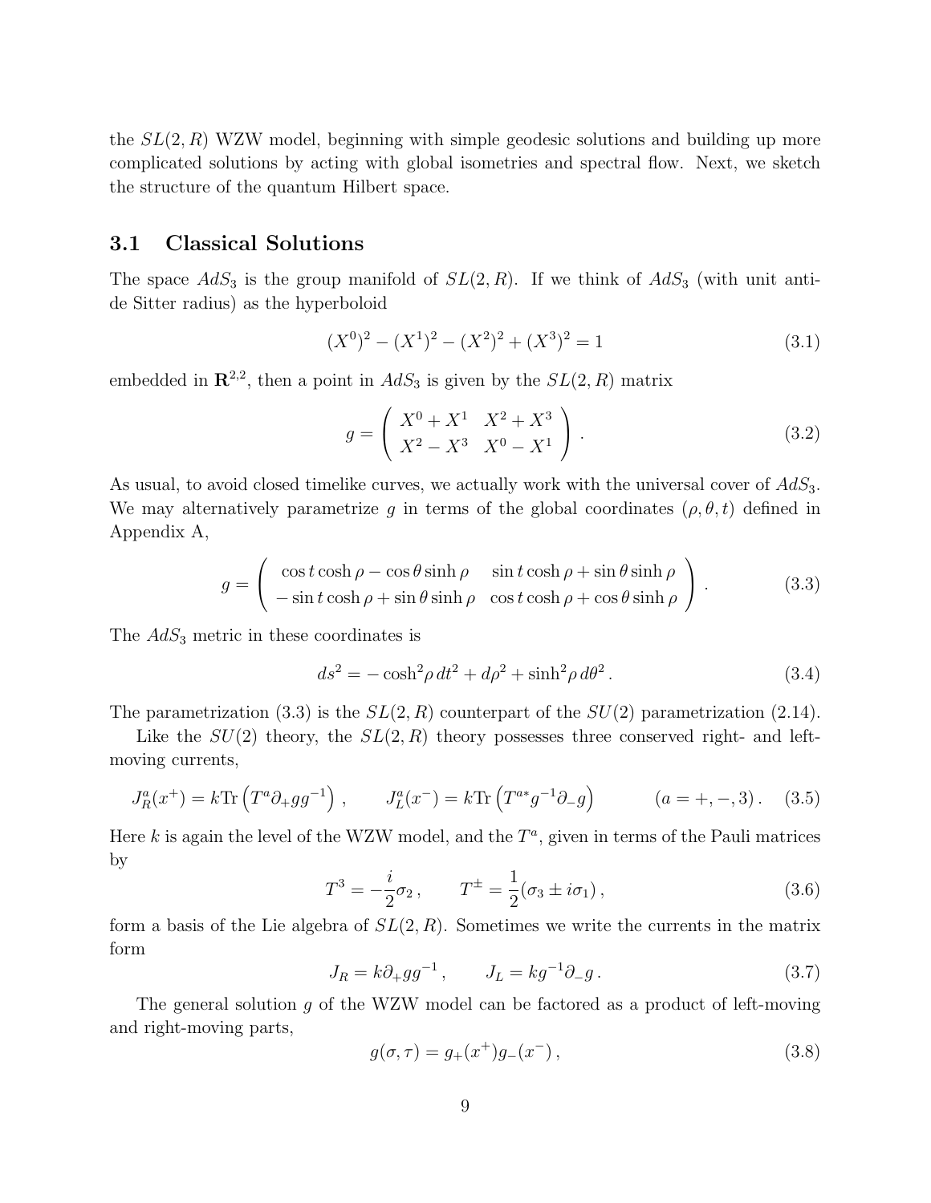the $SL(2,R)$ WZW model, beginning with simple geodesic solutions and building up more complicated solutions by acting with global isometries and spectral flow. Next, we sketch the structure of the quantum Hilbert space.

### 3.1 Classical Solutions

The space $AdS_3$ is the group manifold of $SL(2,R)$. If we think of $AdS_3$ (with unit anti-de Sitter radius) as the hyperboloid

$$(X^0)^2 - (X^1)^2 - (X^2)^2 + (X^3)^2 = 1 \tag{3.1}$$

embedded in $\mathbf{R}^{2,2}$, then a point in $AdS_3$ is given by the $SL(2,R)$ matrix

$$g = \begin{pmatrix} X^0 + X^1 & X^2 + X^3 \\ X^2 - X^3 & X^0 - X^1 \end{pmatrix}. \tag{3.2}$$

As usual, to avoid closed timelike curves, we actually work with the universal cover of $AdS_3$. We may alternatively parametrize $g$ in terms of the global coordinates $(\rho, \theta, t)$ defined in Appendix A,

$$g = \begin{pmatrix} \cos t \cosh\rho - \cos\theta \sinh\rho & \sin t \cosh\rho + \sin\theta \sinh\rho \\ -\sin t \cosh\rho + \sin\theta \sinh\rho & \cos t \cosh\rho + \cos\theta \sinh\rho \end{pmatrix}. \tag{3.3}$$

The $AdS_3$ metric in these coordinates is

$$ds^2 = -\cosh^2\!\rho \, dt^2 + d\rho^2 + \sinh^2\!\rho \, d\theta^2 \,. \tag{3.4}$$

The parametrization (3.3) is the $SL(2,R)$ counterpart of the $SU(2)$ parametrization (2.14).

Like the $SU(2)$ theory, the $SL(2,R)$ theory possesses three conserved right- and left-moving currents,

$$J^a_R(x^+) = k \mathrm{Tr}\left(T^a \partial_+ g g^{-1}\right), \qquad J^a_L(x^-) = k \mathrm{Tr}\left(T^{a*} g^{-1} \partial_- g\right) \qquad (a = +, -, 3)\,. \tag{3.5}$$

Here $k$ is again the level of the WZW model, and the $T^a$, given in terms of the Pauli matrices by

$$T^3 = -\frac{i}{2}\sigma_2 \,, \qquad T^\pm = \frac{1}{2}(\sigma_3 \pm i\sigma_1)\,, \tag{3.6}$$

form a basis of the Lie algebra of $SL(2,R)$. Sometimes we write the currents in the matrix form

$$J_R = k \partial_+ g g^{-1} \,, \qquad J_L = k g^{-1} \partial_- g \,. \tag{3.7}$$

The general solution $g$ of the WZW model can be factored as a product of left-moving and right-moving parts,

$$g(\sigma, \tau) = g_+(x^+) g_-(x^-)\,, \tag{3.8}$$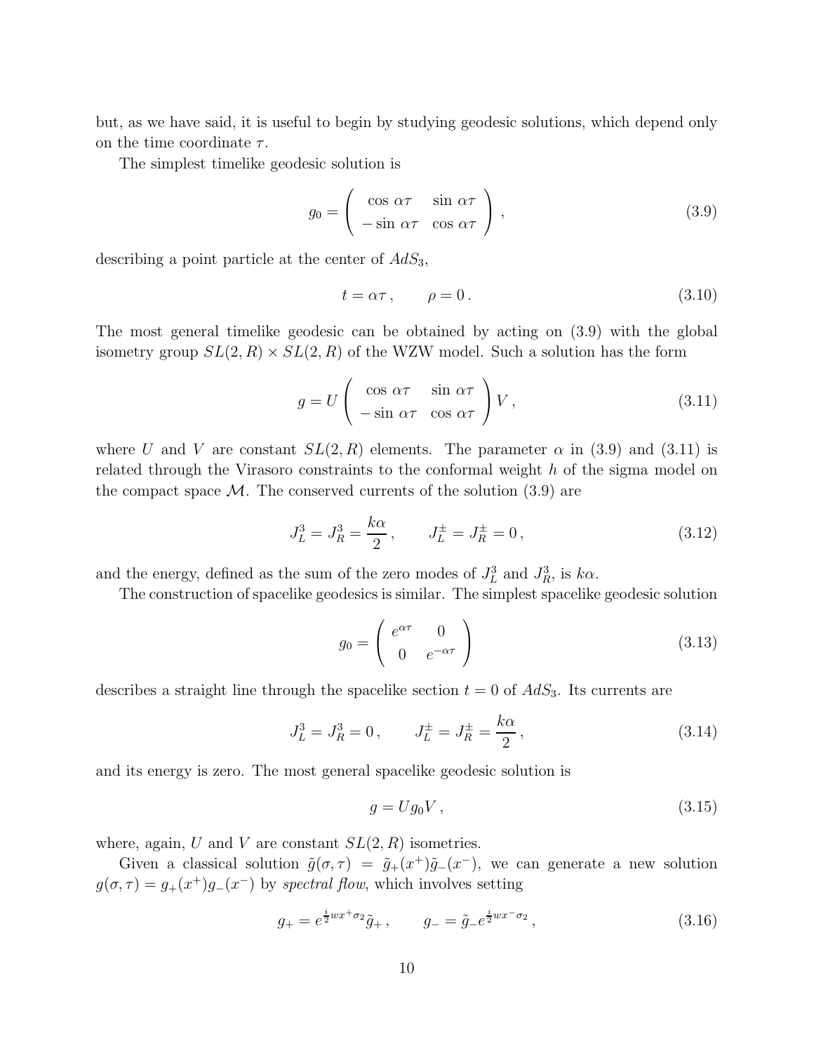but, as we have said, it is useful to begin by studying geodesic solutions, which depend only on the time coordinate $\tau$.

The simplest timelike geodesic solution is

$$g_0 = \begin{pmatrix} \cos\,\alpha\tau & \sin\,\alpha\tau \\ -\sin\,\alpha\tau & \cos\,\alpha\tau \end{pmatrix}\,, \tag{3.9}$$

describing a point particle at the center of $AdS_3$,

$$t = \alpha\tau\,, \qquad \rho = 0\,. \tag{3.10}$$

The most general timelike geodesic can be obtained by acting on (3.9) with the global isometry group $SL(2,R) \times SL(2,R)$ of the WZW model. Such a solution has the form

$$g = U \begin{pmatrix} \cos\,\alpha\tau & \sin\,\alpha\tau \\ -\sin\,\alpha\tau & \cos\,\alpha\tau \end{pmatrix} V\,, \tag{3.11}$$

where $U$ and $V$ are constant $SL(2,R)$ elements. The parameter $\alpha$ in (3.9) and (3.11) is related through the Virasoro constraints to the conformal weight $h$ of the sigma model on the compact space $\mathcal{M}$. The conserved currents of the solution (3.9) are

$$J_L^3 = J_R^3 = \frac{k\alpha}{2}\,, \qquad J_L^\pm = J_R^\pm = 0\,, \tag{3.12}$$

and the energy, defined as the sum of the zero modes of $J_L^3$ and $J_R^3$, is $k\alpha$.

The construction of spacelike geodesics is similar. The simplest spacelike geodesic solution

$$g_0 = \begin{pmatrix} e^{\alpha\tau} & 0 \\ 0 & e^{-\alpha\tau} \end{pmatrix} \tag{3.13}$$

describes a straight line through the spacelike section $t = 0$ of $AdS_3$. Its currents are

$$J_L^3 = J_R^3 = 0\,, \qquad J_L^\pm = J_R^\pm = \frac{k\alpha}{2}\,, \tag{3.14}$$

and its energy is zero. The most general spacelike geodesic solution is

$$g = U g_0 V\,, \tag{3.15}$$

where, again, $U$ and $V$ are constant $SL(2,R)$ isometries.

Given a classical solution $\tilde{g}(\sigma,\tau) = \tilde{g}_+(x^+)\tilde{g}_-(x^-)$, we can generate a new solution $g(\sigma,\tau) = g_+(x^+)g_-(x^-)$ by *spectral flow*, which involves setting

$$g_+ = e^{\frac{i}{2}wx^+\sigma_2}\tilde{g}_+\,, \qquad g_- = \tilde{g}_- e^{\frac{i}{2}wx^-\sigma_2}\,, \tag{3.16}$$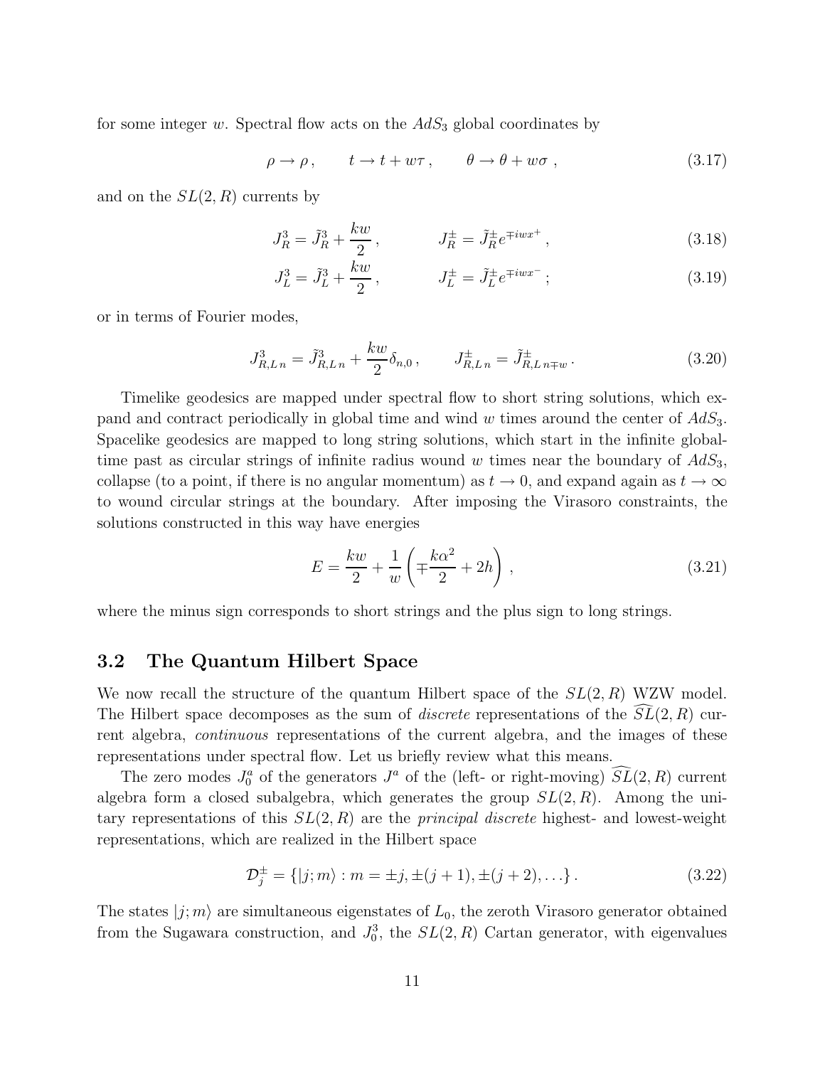for some integer $w$. Spectral flow acts on the $AdS_3$ global coordinates by

$$\rho \to \rho \,, \qquad t \to t + w\tau \,, \qquad \theta \to \theta + w\sigma \,, \tag{3.17}$$

and on the $SL(2,R)$ currents by

$$J^3_R = \tilde{J}^3_R + \frac{kw}{2} \,, \qquad\qquad J^\pm_R = \tilde{J}^\pm_R e^{\mp i w x^+} \,, \tag{3.18}$$

$$J^3_L = \tilde{J}^3_L + \frac{kw}{2} \,, \qquad\qquad J^\pm_L = \tilde{J}^\pm_L e^{\mp i w x^-} \,; \tag{3.19}$$

or in terms of Fourier modes,

$$J^3_{R,L\,n} = \tilde{J}^3_{R,L\,n} + \frac{kw}{2}\delta_{n,0} \,, \qquad J^\pm_{R,L\,n} = \tilde{J}^\pm_{R,L\,n\mp w} \,. \tag{3.20}$$

Timelike geodesics are mapped under spectral flow to short string solutions, which expand and contract periodically in global time and wind $w$ times around the center of $AdS_3$. Spacelike geodesics are mapped to long string solutions, which start in the infinite global-time past as circular strings of infinite radius wound $w$ times near the boundary of $AdS_3$, collapse (to a point, if there is no angular momentum) as $t \to 0$, and expand again as $t \to \infty$ to wound circular strings at the boundary. After imposing the Virasoro constraints, the solutions constructed in this way have energies

$$E = \frac{kw}{2} + \frac{1}{w}\left(\mp \frac{k\alpha^2}{2} + 2h\right) \,, \tag{3.21}$$

where the minus sign corresponds to short strings and the plus sign to long strings.

## 3.2 The Quantum Hilbert Space

We now recall the structure of the quantum Hilbert space of the $SL(2,R)$ WZW model. The Hilbert space decomposes as the sum of *discrete* representations of the $\widehat{SL}(2,R)$ current algebra, *continuous* representations of the current algebra, and the images of these representations under spectral flow. Let us briefly review what this means.

The zero modes $J^a_0$ of the generators $J^a$ of the (left- or right-moving) $\widehat{SL}(2,R)$ current algebra form a closed subalgebra, which generates the group $SL(2,R)$. Among the unitary representations of this $SL(2,R)$ are the *principal discrete* highest- and lowest-weight representations, which are realized in the Hilbert space

$$\mathcal{D}^\pm_j = \{|j;m\rangle : m = \pm j, \pm(j+1), \pm(j+2), \ldots\} \,. \tag{3.22}$$

The states $|j;m\rangle$ are simultaneous eigenstates of $L_0$, the zeroth Virasoro generator obtained from the Sugawara construction, and $J^3_0$, the $SL(2,R)$ Cartan generator, with eigenvalues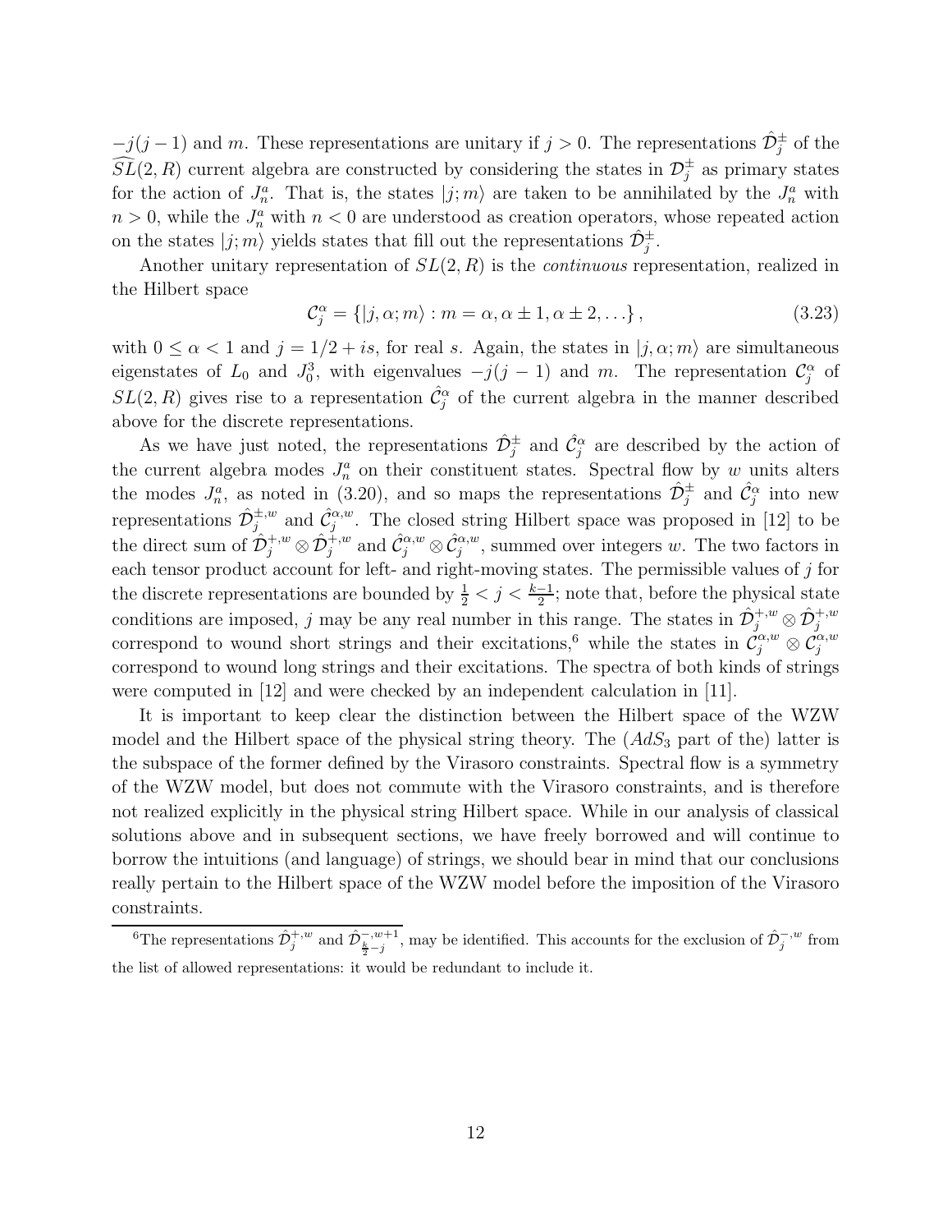$-j(j-1)$ and $m$. These representations are unitary if $j > 0$. The representations $\hat{\mathcal{D}}_j^\pm$ of the $\widehat{SL}(2,R)$ current algebra are constructed by considering the states in $\mathcal{D}_j^\pm$ as primary states for the action of $J_n^a$. That is, the states $|j;m\rangle$ are taken to be annihilated by the $J_n^a$ with $n > 0$, while the $J_n^a$ with $n < 0$ are understood as creation operators, whose repeated action on the states $|j;m\rangle$ yields states that fill out the representations $\hat{\mathcal{D}}_j^\pm$.

Another unitary representation of $SL(2,R)$ is the *continuous* representation, realized in the Hilbert space

$$\mathcal{C}_j^\alpha = \{|j,\alpha;m\rangle : m = \alpha, \alpha \pm 1, \alpha \pm 2, \ldots\}, \tag{3.23}$$

with $0 \le \alpha < 1$ and $j = 1/2 + is$, for real $s$. Again, the states in $|j,\alpha;m\rangle$ are simultaneous eigenstates of $L_0$ and $J_0^3$, with eigenvalues $-j(j-1)$ and $m$. The representation $\mathcal{C}_j^\alpha$ of $SL(2,R)$ gives rise to a representation $\hat{\mathcal{C}}_j^\alpha$ of the current algebra in the manner described above for the discrete representations.

As we have just noted, the representations $\hat{\mathcal{D}}_j^\pm$ and $\hat{\mathcal{C}}_j^\alpha$ are described by the action of the current algebra modes $J_n^a$ on their constituent states. Spectral flow by $w$ units alters the modes $J_n^a$, as noted in (3.20), and so maps the representations $\hat{\mathcal{D}}_j^\pm$ and $\hat{\mathcal{C}}_j^\alpha$ into new representations $\hat{\mathcal{D}}_j^{\pm,w}$ and $\hat{\mathcal{C}}_j^{\alpha,w}$. The closed string Hilbert space was proposed in [12] to be the direct sum of $\hat{\mathcal{D}}_j^{+,w} \otimes \hat{\mathcal{D}}_j^{+,w}$ and $\hat{\mathcal{C}}_j^{\alpha,w} \otimes \hat{\mathcal{C}}_j^{\alpha,w}$, summed over integers $w$. The two factors in each tensor product account for left- and right-moving states. The permissible values of $j$ for the discrete representations are bounded by $\frac{1}{2} < j < \frac{k-1}{2}$; note that, before the physical state conditions are imposed, $j$ may be any real number in this range. The states in $\hat{\mathcal{D}}_j^{+,w} \otimes \hat{\mathcal{D}}_j^{+,w}$ correspond to wound short strings and their excitations,[6] while the states in $\hat{\mathcal{C}}_j^{\alpha,w} \otimes \hat{\mathcal{C}}_j^{\alpha,w}$ correspond to wound long strings and their excitations. The spectra of both kinds of strings were computed in [12] and were checked by an independent calculation in [11].

It is important to keep clear the distinction between the Hilbert space of the WZW model and the Hilbert space of the physical string theory. The ($AdS_3$ part of the) latter is the subspace of the former defined by the Virasoro constraints. Spectral flow is a symmetry of the WZW model, but does not commute with the Virasoro constraints, and is therefore not realized explicitly in the physical string Hilbert space. While in our analysis of classical solutions above and in subsequent sections, we have freely borrowed and will continue to borrow the intuitions (and language) of strings, we should bear in mind that our conclusions really pertain to the Hilbert space of the WZW model before the imposition of the Virasoro constraints.

[6]The representations $\hat{\mathcal{D}}_j^{+,w}$ and $\hat{\mathcal{D}}_{\frac{k}{2}-j}^{-,w+1}$, may be identified. This accounts for the exclusion of $\hat{\mathcal{D}}_j^{-,w}$ from the list of allowed representations: it would be redundant to include it.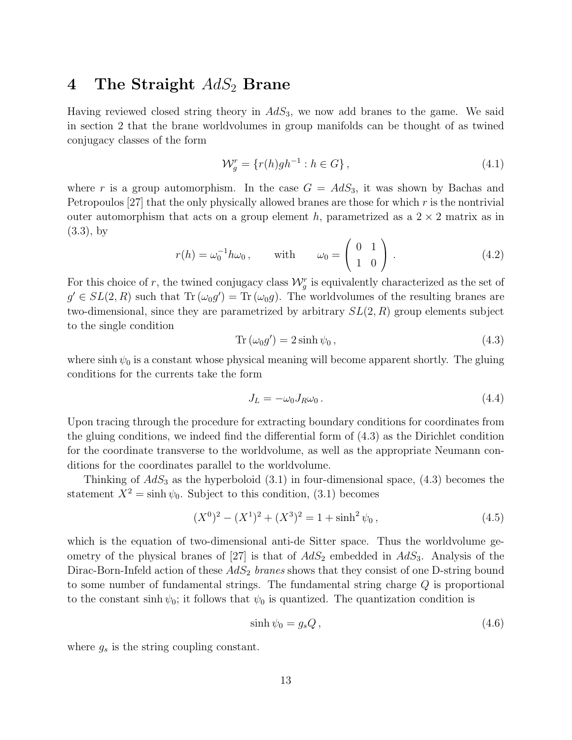# 4 The Straight $AdS_2$ Brane

Having reviewed closed string theory in $AdS_3$, we now add branes to the game. We said in section 2 that the brane worldvolumes in group manifolds can be thought of as twined conjugacy classes of the form

$$\mathcal{W}_g^r = \{r(h)gh^{-1} : h \in G\}\,, \tag{4.1}$$

where $r$ is a group automorphism. In the case $G = AdS_3$, it was shown by Bachas and Petropoulos [27] that the only physically allowed branes are those for which $r$ is the nontrivial outer automorphism that acts on a group element $h$, parametrized as a $2 \times 2$ matrix as in (3.3), by

$$r(h) = \omega_0^{-1} h \omega_0\,, \qquad \text{with} \qquad \omega_0 = \begin{pmatrix} 0 & 1 \\ 1 & 0 \end{pmatrix}. \tag{4.2}$$

For this choice of $r$, the twined conjugacy class $\mathcal{W}_g^r$ is equivalently characterized as the set of $g' \in SL(2,R)$ such that $\mathrm{Tr}\,(\omega_0 g') = \mathrm{Tr}\,(\omega_0 g)$. The worldvolumes of the resulting branes are two-dimensional, since they are parametrized by arbitrary $SL(2,R)$ group elements subject to the single condition

$$\mathrm{Tr}\,(\omega_0 g') = 2 \sinh \psi_0\,, \tag{4.3}$$

where $\sinh \psi_0$ is a constant whose physical meaning will become apparent shortly. The gluing conditions for the currents take the form

$$J_L = -\omega_0 J_R \omega_0\,. \tag{4.4}$$

Upon tracing through the procedure for extracting boundary conditions for coordinates from the gluing conditions, we indeed find the differential form of (4.3) as the Dirichlet condition for the coordinate transverse to the worldvolume, as well as the appropriate Neumann conditions for the coordinates parallel to the worldvolume.

Thinking of $AdS_3$ as the hyperboloid (3.1) in four-dimensional space, (4.3) becomes the statement $X^2 = \sinh \psi_0$. Subject to this condition, (3.1) becomes

$$(X^0)^2 - (X^1)^2 + (X^3)^2 = 1 + \sinh^2 \psi_0\,, \tag{4.5}$$

which is the equation of two-dimensional anti-de Sitter space. Thus the worldvolume geometry of the physical branes of [27] is that of $AdS_2$ embedded in $AdS_3$. Analysis of the Dirac-Born-Infeld action of these $AdS_2$ *branes* shows that they consist of one D-string bound to some number of fundamental strings. The fundamental string charge $Q$ is proportional to the constant $\sinh \psi_0$; it follows that $\psi_0$ is quantized. The quantization condition is

$$\sinh \psi_0 = g_s Q\,, \tag{4.6}$$

where $g_s$ is the string coupling constant.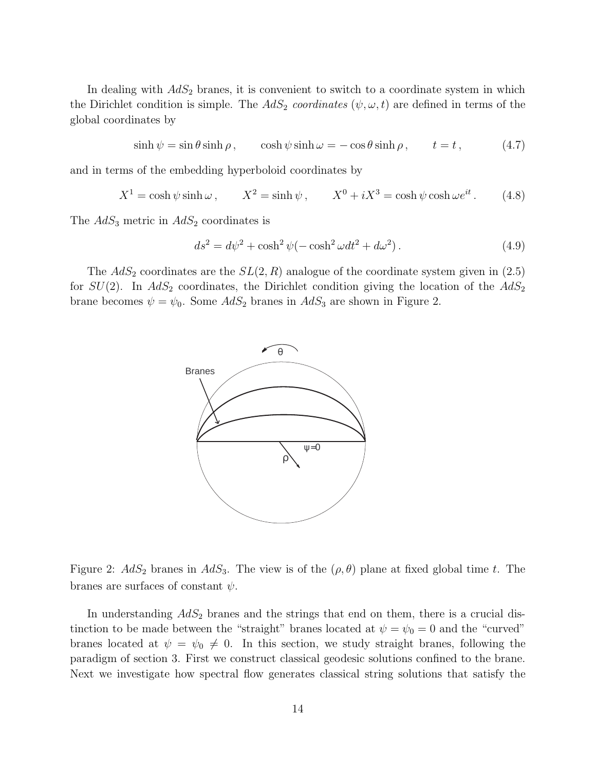In dealing with $AdS_2$ branes, it is convenient to switch to a coordinate system in which the Dirichlet condition is simple. The $AdS_2$ *coordinates* $(\psi, \omega, t)$ are defined in terms of the global coordinates by

$$\sinh \psi = \sin \theta \sinh \rho \,, \qquad \cosh \psi \sinh \omega = -\cos \theta \sinh \rho \,, \qquad t = t \,, \tag{4.7}$$

and in terms of the embedding hyperboloid coordinates by

$$X^1 = \cosh \psi \sinh \omega \,, \qquad X^2 = \sinh \psi \,, \qquad X^0 + iX^3 = \cosh \psi \cosh \omega e^{it} \,. \tag{4.8}$$

The $AdS_3$ metric in $AdS_2$ coordinates is

$$ds^2 = d\psi^2 + \cosh^2 \psi (-\cosh^2 \omega dt^2 + d\omega^2) \,. \tag{4.9}$$

The $AdS_2$ coordinates are the $SL(2, R)$ analogue of the coordinate system given in (2.5) for $SU(2)$. In $AdS_2$ coordinates, the Dirichlet condition giving the location of the $AdS_2$ brane becomes $\psi = \psi_0$. Some $AdS_2$ branes in $AdS_3$ are shown in Figure 2.

Figure 2: $AdS_2$ branes in $AdS_3$. The view is of the $(\rho, \theta)$ plane at fixed global time $t$. The branes are surfaces of constant $\psi$.

In understanding $AdS_2$ branes and the strings that end on them, there is a crucial distinction to be made between the "straight" branes located at $\psi = \psi_0 = 0$ and the "curved" branes located at $\psi = \psi_0 \neq 0$. In this section, we study straight branes, following the paradigm of section 3. First we construct classical geodesic solutions confined to the brane. Next we investigate how spectral flow generates classical string solutions that satisfy the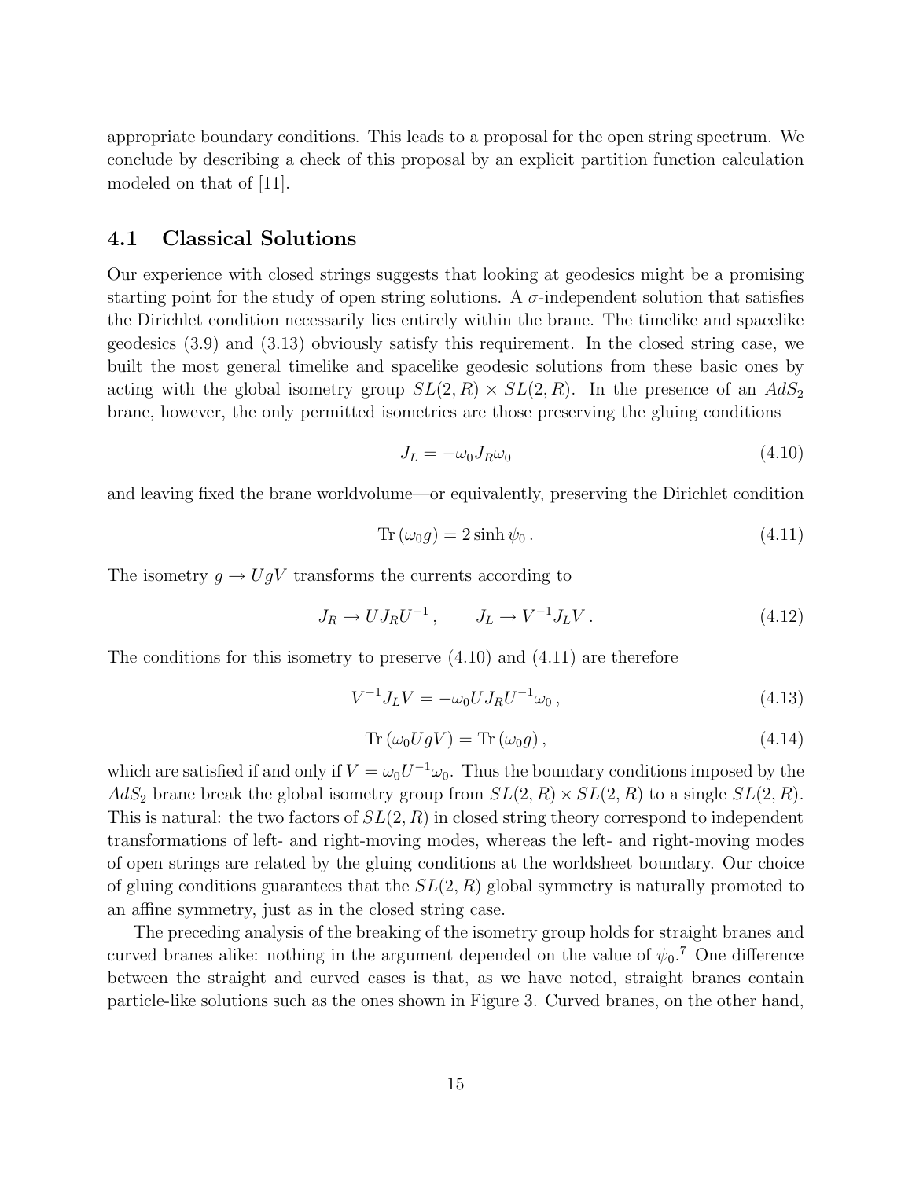appropriate boundary conditions. This leads to a proposal for the open string spectrum. We conclude by describing a check of this proposal by an explicit partition function calculation modeled on that of [11].

## 4.1 Classical Solutions

Our experience with closed strings suggests that looking at geodesics might be a promising starting point for the study of open string solutions. A $\sigma$-independent solution that satisfies the Dirichlet condition necessarily lies entirely within the brane. The timelike and spacelike geodesics (3.9) and (3.13) obviously satisfy this requirement. In the closed string case, we built the most general timelike and spacelike geodesic solutions from these basic ones by acting with the global isometry group $SL(2,R) \times SL(2,R)$. In the presence of an $AdS_2$ brane, however, the only permitted isometries are those preserving the gluing conditions

$$J_L = -\omega_0 J_R \omega_0 \tag{4.10}$$

and leaving fixed the brane worldvolume—or equivalently, preserving the Dirichlet condition

$$\mathrm{Tr}\,(\omega_0 g) = 2\sinh\psi_0\,. \tag{4.11}$$

The isometry $g \to UgV$ transforms the currents according to

$$J_R \to U J_R U^{-1}\,, \qquad J_L \to V^{-1} J_L V\,. \tag{4.12}$$

The conditions for this isometry to preserve (4.10) and (4.11) are therefore

$$V^{-1} J_L V = -\omega_0 U J_R U^{-1} \omega_0\,, \tag{4.13}$$

$$\mathrm{Tr}\,(\omega_0 U g V) = \mathrm{Tr}\,(\omega_0 g)\,, \tag{4.14}$$

which are satisfied if and only if $V = \omega_0 U^{-1} \omega_0$. Thus the boundary conditions imposed by the $AdS_2$ brane break the global isometry group from $SL(2,R) \times SL(2,R)$ to a single $SL(2,R)$. This is natural: the two factors of $SL(2,R)$ in closed string theory correspond to independent transformations of left- and right-moving modes, whereas the left- and right-moving modes of open strings are related by the gluing conditions at the worldsheet boundary. Our choice of gluing conditions guarantees that the $SL(2,R)$ global symmetry is naturally promoted to an affine symmetry, just as in the closed string case.

The preceding analysis of the breaking of the isometry group holds for straight branes and curved branes alike: nothing in the argument depended on the value of $\psi_0$.[7] One difference between the straight and curved cases is that, as we have noted, straight branes contain particle-like solutions such as the ones shown in Figure 3. Curved branes, on the other hand,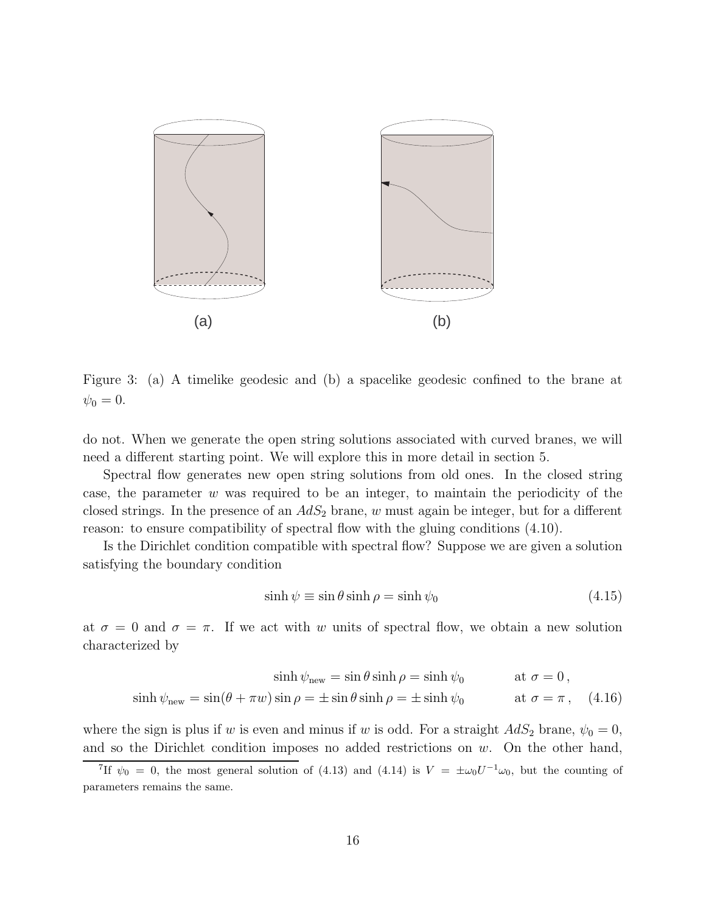Figure 3: (a) A timelike geodesic and (b) a spacelike geodesic confined to the brane at $\psi_0 = 0$.

do not. When we generate the open string solutions associated with curved branes, we will need a different starting point. We will explore this in more detail in section 5.

Spectral flow generates new open string solutions from old ones. In the closed string case, the parameter $w$ was required to be an integer, to maintain the periodicity of the closed strings. In the presence of an $AdS_2$ brane, $w$ must again be integer, but for a different reason: to ensure compatibility of spectral flow with the gluing conditions (4.10).

Is the Dirichlet condition compatible with spectral flow? Suppose we are given a solution satisfying the boundary condition

$$\sinh\psi \equiv \sin\theta \sinh\rho = \sinh\psi_0 \tag{4.15}$$

at $\sigma = 0$ and $\sigma = \pi$. If we act with $w$ units of spectral flow, we obtain a new solution characterized by

$$\begin{aligned} \sinh\psi_{\text{new}} &= \sin\theta\sinh\rho = \sinh\psi_0 & \text{at } \sigma = 0\,, \\ \sinh\psi_{\text{new}} &= \sin(\theta + \pi w)\sin\rho = \pm\sin\theta\sinh\rho = \pm\sinh\psi_0 & \text{at } \sigma = \pi\,, \end{aligned} \tag{4.16}$$

where the sign is plus if $w$ is even and minus if $w$ is odd. For a straight $AdS_2$ brane, $\psi_0 = 0$, and so the Dirichlet condition imposes no added restrictions on $w$. On the other hand,

[7] If $\psi_0 = 0$, the most general solution of (4.13) and (4.14) is $V = \pm\omega_0 U^{-1}\omega_0$, but the counting of parameters remains the same.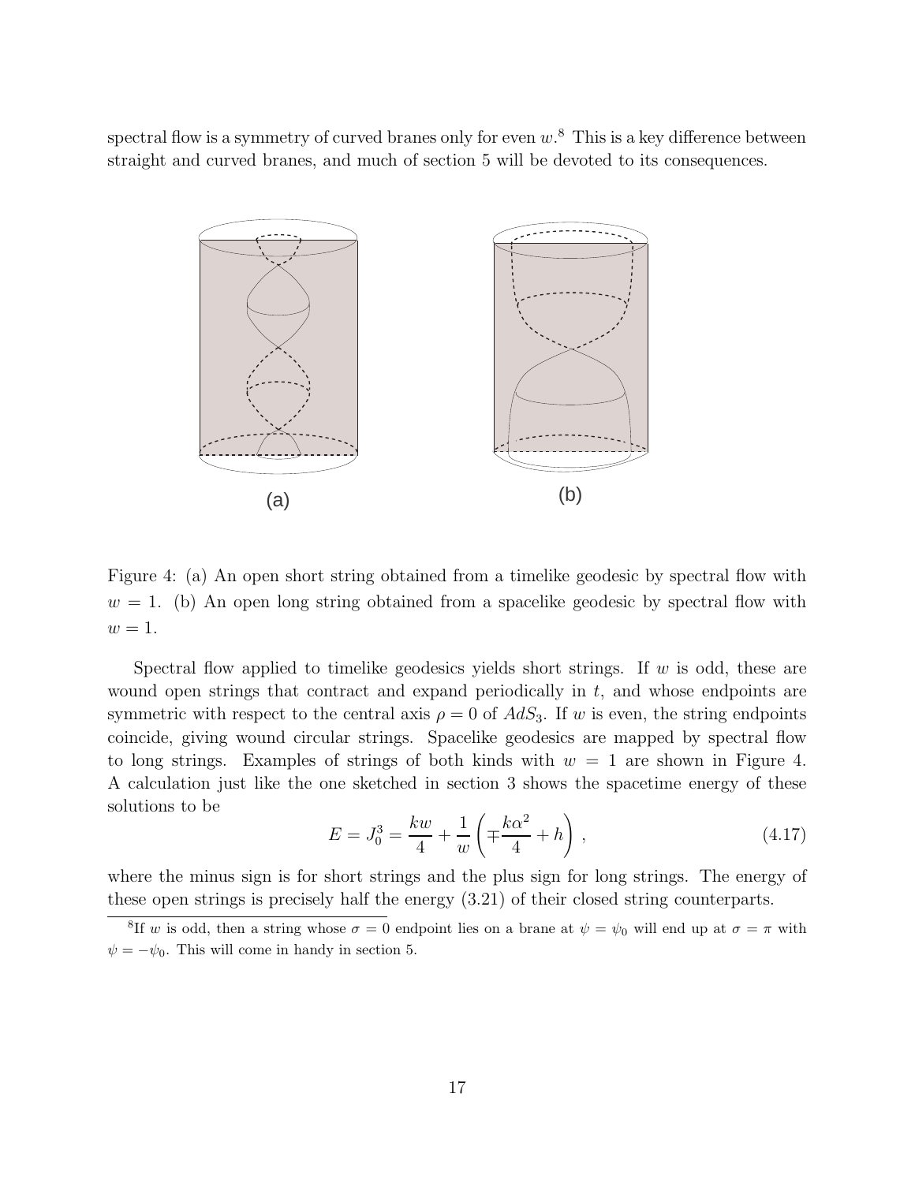spectral flow is a symmetry of curved branes only for even $w$.[8] This is a key difference between straight and curved branes, and much of section 5 will be devoted to its consequences.

Figure 4: (a) An open short string obtained from a timelike geodesic by spectral flow with $w = 1$. (b) An open long string obtained from a spacelike geodesic by spectral flow with $w = 1$.

Spectral flow applied to timelike geodesics yields short strings. If $w$ is odd, these are wound open strings that contract and expand periodically in $t$, and whose endpoints are symmetric with respect to the central axis $\rho = 0$ of $AdS_3$. If $w$ is even, the string endpoints coincide, giving wound circular strings. Spacelike geodesics are mapped by spectral flow to long strings. Examples of strings of both kinds with $w = 1$ are shown in Figure 4. A calculation just like the one sketched in section 3 shows the spacetime energy of these solutions to be

$$E = J_0^3 = \frac{kw}{4} + \frac{1}{w}\left(\mp\frac{k\alpha^2}{4} + h\right)\,, \tag{4.17}$$

where the minus sign is for short strings and the plus sign for long strings. The energy of these open strings is precisely half the energy (3.21) of their closed string counterparts.

[8] If $w$ is odd, then a string whose $\sigma = 0$ endpoint lies on a brane at $\psi = \psi_0$ will end up at $\sigma = \pi$ with $\psi = -\psi_0$. This will come in handy in section 5.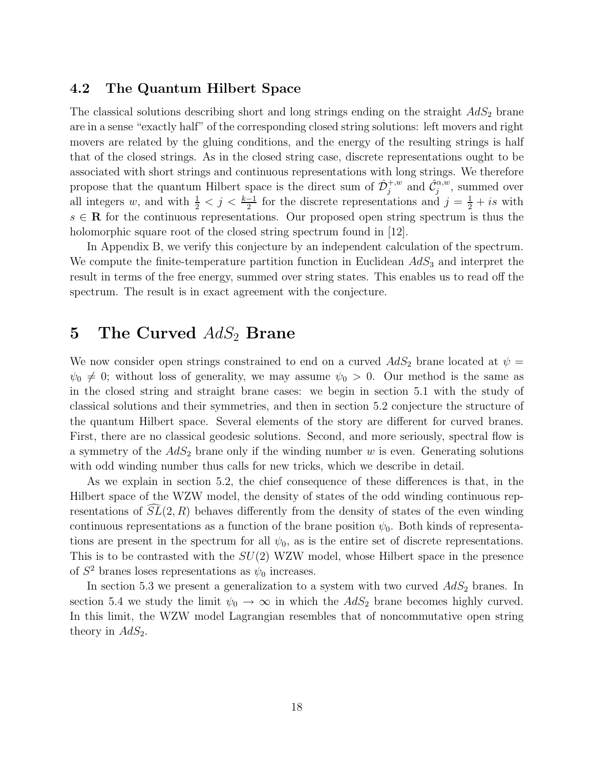### 4.2 The Quantum Hilbert Space

The classical solutions describing short and long strings ending on the straight $AdS_2$ brane are in a sense "exactly half" of the corresponding closed string solutions: left movers and right movers are related by the gluing conditions, and the energy of the resulting strings is half that of the closed strings. As in the closed string case, discrete representations ought to be associated with short strings and continuous representations with long strings. We therefore propose that the quantum Hilbert space is the direct sum of $\hat{\mathcal{D}}_j^{+,w}$ and $\hat{\mathcal{C}}_j^{\alpha,w}$, summed over all integers $w$, and with $\frac{1}{2} < j < \frac{k-1}{2}$ for the discrete representations and $j = \frac{1}{2} + is$ with $s \in \mathbf{R}$ for the continuous representations. Our proposed open string spectrum is thus the holomorphic square root of the closed string spectrum found in [12].

In Appendix B, we verify this conjecture by an independent calculation of the spectrum. We compute the finite-temperature partition function in Euclidean $AdS_3$ and interpret the result in terms of the free energy, summed over string states. This enables us to read off the spectrum. The result is in exact agreement with the conjecture.

## 5 The Curved $AdS_2$ Brane

We now consider open strings constrained to end on a curved $AdS_2$ brane located at $\psi = \psi_0 \neq 0$; without loss of generality, we may assume $\psi_0 > 0$. Our method is the same as in the closed string and straight brane cases: we begin in section 5.1 with the study of classical solutions and their symmetries, and then in section 5.2 conjecture the structure of the quantum Hilbert space. Several elements of the story are different for curved branes. First, there are no classical geodesic solutions. Second, and more seriously, spectral flow is a symmetry of the $AdS_2$ brane only if the winding number $w$ is even. Generating solutions with odd winding number thus calls for new tricks, which we describe in detail.

As we explain in section 5.2, the chief consequence of these differences is that, in the Hilbert space of the WZW model, the density of states of the odd winding continuous representations of $\widehat{SL}(2,R)$ behaves differently from the density of states of the even winding continuous representations as a function of the brane position $\psi_0$. Both kinds of representations are present in the spectrum for all $\psi_0$, as is the entire set of discrete representations. This is to be contrasted with the $SU(2)$ WZW model, whose Hilbert space in the presence of $S^2$ branes loses representations as $\psi_0$ increases.

In section 5.3 we present a generalization to a system with two curved $AdS_2$ branes. In section 5.4 we study the limit $\psi_0 \to \infty$ in which the $AdS_2$ brane becomes highly curved. In this limit, the WZW model Lagrangian resembles that of noncommutative open string theory in $AdS_2$.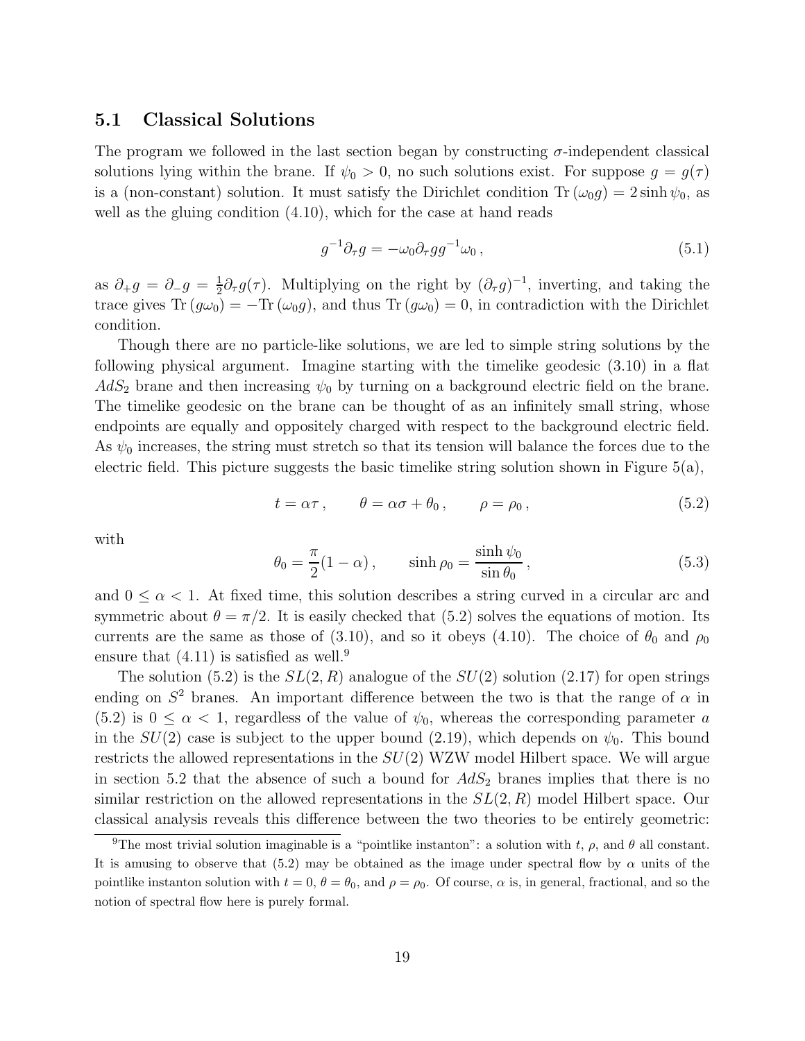### 5.1 Classical Solutions

The program we followed in the last section began by constructing $\sigma$-independent classical solutions lying within the brane. If $\psi_0 > 0$, no such solutions exist. For suppose $g = g(\tau)$ is a (non-constant) solution. It must satisfy the Dirichlet condition $\mathrm{Tr}\,(\omega_0 g) = 2\sinh\psi_0$, as well as the gluing condition (4.10), which for the case at hand reads

$$
g^{-1}\partial_\tau g = -\omega_0 \partial_\tau g g^{-1}\omega_0 \,, \tag{5.1}
$$

as $\partial_+ g = \partial_- g = \frac{1}{2}\partial_\tau g(\tau)$. Multiplying on the right by $(\partial_\tau g)^{-1}$, inverting, and taking the trace gives $\mathrm{Tr}\,(g\omega_0) = -\mathrm{Tr}\,(\omega_0 g)$, and thus $\mathrm{Tr}\,(g\omega_0) = 0$, in contradiction with the Dirichlet condition.

Though there are no particle-like solutions, we are led to simple string solutions by the following physical argument. Imagine starting with the timelike geodesic (3.10) in a flat $AdS_2$ brane and then increasing $\psi_0$ by turning on a background electric field on the brane. The timelike geodesic on the brane can be thought of as an infinitely small string, whose endpoints are equally and oppositely charged with respect to the background electric field. As $\psi_0$ increases, the string must stretch so that its tension will balance the forces due to the electric field. This picture suggests the basic timelike string solution shown in Figure 5(a),

$$
t = \alpha\tau \,, \qquad \theta = \alpha\sigma + \theta_0 \,, \qquad \rho = \rho_0 \,, \tag{5.2}
$$

with

$$
\theta_0 = \frac{\pi}{2}(1-\alpha) \,, \qquad \sinh\rho_0 = \frac{\sinh\psi_0}{\sin\theta_0} \,, \tag{5.3}
$$

and $0 \leq \alpha < 1$. At fixed time, this solution describes a string curved in a circular arc and symmetric about $\theta = \pi/2$. It is easily checked that (5.2) solves the equations of motion. Its currents are the same as those of (3.10), and so it obeys (4.10). The choice of $\theta_0$ and $\rho_0$ ensure that (4.11) is satisfied as well.[9]

The solution (5.2) is the $SL(2,R)$ analogue of the $SU(2)$ solution (2.17) for open strings ending on $S^2$ branes. An important difference between the two is that the range of $\alpha$ in (5.2) is $0 \leq \alpha < 1$, regardless of the value of $\psi_0$, whereas the corresponding parameter $a$ in the $SU(2)$ case is subject to the upper bound (2.19), which depends on $\psi_0$. This bound restricts the allowed representations in the $SU(2)$ WZW model Hilbert space. We will argue in section 5.2 that the absence of such a bound for $AdS_2$ branes implies that there is no similar restriction on the allowed representations in the $SL(2,R)$ model Hilbert space. Our classical analysis reveals this difference between the two theories to be entirely geometric:

[9] The most trivial solution imaginable is a "pointlike instanton": a solution with $t$, $\rho$, and $\theta$ all constant. It is amusing to observe that (5.2) may be obtained as the image under spectral flow by $\alpha$ units of the pointlike instanton solution with $t = 0$, $\theta = \theta_0$, and $\rho = \rho_0$. Of course, $\alpha$ is, in general, fractional, and so the notion of spectral flow here is purely formal.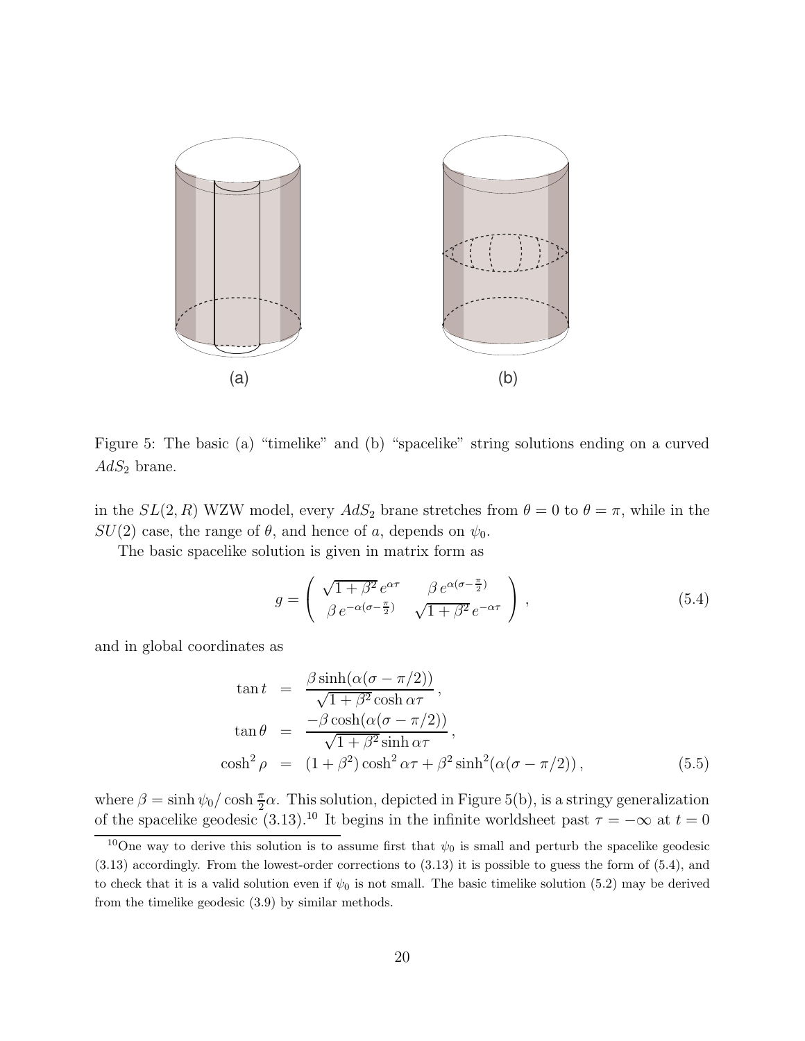Figure 5: The basic (a) "timelike" and (b) "spacelike" string solutions ending on a curved $AdS_2$ brane.

in the $SL(2,R)$ WZW model, every $AdS_2$ brane stretches from $\theta = 0$ to $\theta = \pi$, while in the $SU(2)$ case, the range of $\theta$, and hence of $a$, depends on $\psi_0$.

The basic spacelike solution is given in matrix form as

$$g = \begin{pmatrix} \sqrt{1+\beta^2}\, e^{\alpha\tau} & \beta\, e^{\alpha(\sigma - \frac{\pi}{2})} \\ \beta\, e^{-\alpha(\sigma-\frac{\pi}{2})} & \sqrt{1+\beta^2}\, e^{-\alpha\tau} \end{pmatrix} , \tag{5.4}$$

and in global coordinates as

$$\begin{aligned} \tan t &= \frac{\beta \sinh(\alpha(\sigma - \pi/2))}{\sqrt{1+\beta^2}\cosh\alpha\tau} , \\ \tan\theta &= \frac{-\beta\cosh(\alpha(\sigma-\pi/2))}{\sqrt{1+\beta^2}\sinh\alpha\tau} , \\ \cosh^2\rho &= (1+\beta^2)\cosh^2\alpha\tau + \beta^2\sinh^2(\alpha(\sigma-\pi/2)) , \end{aligned} \tag{5.5}$$

where $\beta = \sinh\psi_0/\cosh\frac{\pi}{2}\alpha$. This solution, depicted in Figure 5(b), is a stringy generalization of the spacelike geodesic (3.13).[10] It begins in the infinite worldsheet past $\tau = -\infty$ at $t = 0$

[10] One way to derive this solution is to assume first that $\psi_0$ is small and perturb the spacelike geodesic (3.13) accordingly. From the lowest-order corrections to (3.13) it is possible to guess the form of (5.4), and to check that it is a valid solution even if $\psi_0$ is not small. The basic timelike solution (5.2) may be derived from the timelike geodesic (3.9) by similar methods.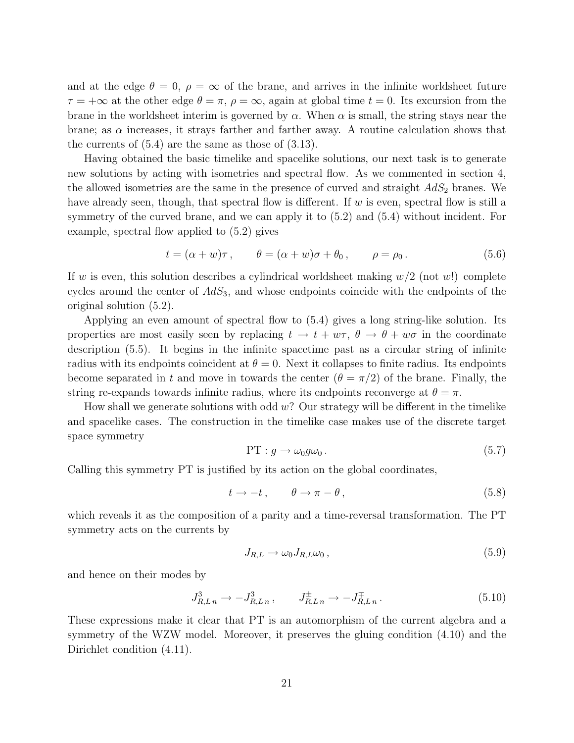and at the edge $\theta = 0$, $\rho = \infty$ of the brane, and arrives in the infinite worldsheet future $\tau = +\infty$ at the other edge $\theta = \pi$, $\rho = \infty$, again at global time $t = 0$. Its excursion from the brane in the worldsheet interim is governed by $\alpha$. When $\alpha$ is small, the string stays near the brane; as $\alpha$ increases, it strays farther and farther away. A routine calculation shows that the currents of (5.4) are the same as those of (3.13).

Having obtained the basic timelike and spacelike solutions, our next task is to generate new solutions by acting with isometries and spectral flow. As we commented in section 4, the allowed isometries are the same in the presence of curved and straight $AdS_2$ branes. We have already seen, though, that spectral flow is different. If $w$ is even, spectral flow is still a symmetry of the curved brane, and we can apply it to (5.2) and (5.4) without incident. For example, spectral flow applied to (5.2) gives

$$t = (\alpha + w)\tau\,, \qquad \theta = (\alpha + w)\sigma + \theta_0\,, \qquad \rho = \rho_0\,. \tag{5.6}$$

If $w$ is even, this solution describes a cylindrical worldsheet making $w/2$ (not $w$!) complete cycles around the center of $AdS_3$, and whose endpoints coincide with the endpoints of the original solution (5.2).

Applying an even amount of spectral flow to (5.4) gives a long string-like solution. Its properties are most easily seen by replacing $t \to t + w\tau$, $\theta \to \theta + w\sigma$ in the coordinate description (5.5). It begins in the infinite spacetime past as a circular string of infinite radius with its endpoints coincident at $\theta = 0$. Next it collapses to finite radius. Its endpoints become separated in $t$ and move in towards the center ($\theta = \pi/2$) of the brane. Finally, the string re-expands towards infinite radius, where its endpoints reconverge at $\theta = \pi$.

How shall we generate solutions with odd $w$? Our strategy will be different in the timelike and spacelike cases. The construction in the timelike case makes use of the discrete target space symmetry

$$\mathrm{PT} : g \to \omega_0 g \omega_0\,. \tag{5.7}$$

Calling this symmetry PT is justified by its action on the global coordinates,

$$t \to -t\,, \qquad \theta \to \pi - \theta\,, \tag{5.8}$$

which reveals it as the composition of a parity and a time-reversal transformation. The PT symmetry acts on the currents by

$$J_{R,L} \to \omega_0 J_{R,L} \omega_0\,, \tag{5.9}$$

and hence on their modes by

$$J^3_{R,L\,n} \to -J^3_{R,L\,n}\,, \qquad J^{\pm}_{R,L\,n} \to -J^{\mp}_{R,L\,n}\,. \tag{5.10}$$

These expressions make it clear that PT is an automorphism of the current algebra and a symmetry of the WZW model. Moreover, it preserves the gluing condition (4.10) and the Dirichlet condition (4.11).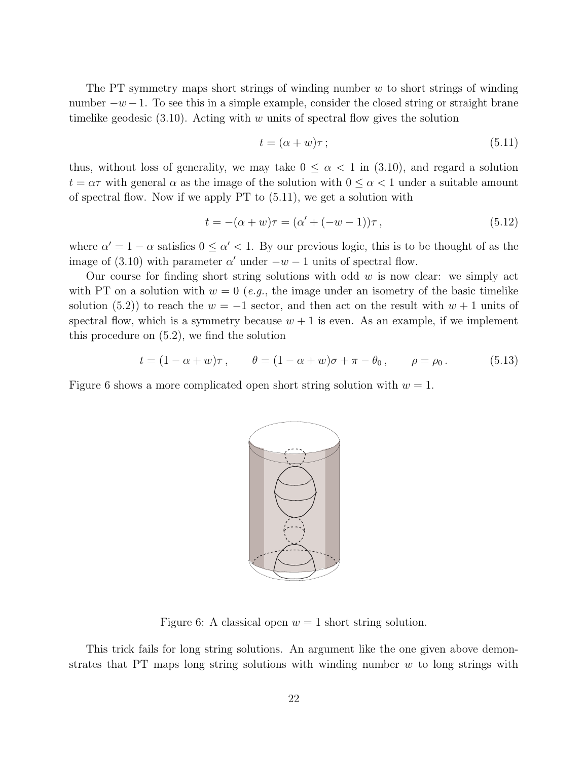The PT symmetry maps short strings of winding number $w$ to short strings of winding number $-w-1$. To see this in a simple example, consider the closed string or straight brane timelike geodesic (3.10). Acting with $w$ units of spectral flow gives the solution

$$t = (\alpha + w)\tau \, ; \tag{5.11}$$

thus, without loss of generality, we may take $0 \leq \alpha < 1$ in (3.10), and regard a solution $t = \alpha\tau$ with general $\alpha$ as the image of the solution with $0 \leq \alpha < 1$ under a suitable amount of spectral flow. Now if we apply PT to (5.11), we get a solution with

$$t = -(\alpha + w)\tau = (\alpha' + (-w-1))\tau \, , \tag{5.12}$$

where $\alpha' = 1 - \alpha$ satisfies $0 \leq \alpha' < 1$. By our previous logic, this is to be thought of as the image of (3.10) with parameter $\alpha'$ under $-w-1$ units of spectral flow.

Our course for finding short string solutions with odd $w$ is now clear: we simply act with PT on a solution with $w = 0$ (*e.g.*, the image under an isometry of the basic timelike solution (5.2)) to reach the $w = -1$ sector, and then act on the result with $w + 1$ units of spectral flow, which is a symmetry because $w + 1$ is even. As an example, if we implement this procedure on (5.2), we find the solution

$$t = (1 - \alpha + w)\tau \, , \qquad \theta = (1 - \alpha + w)\sigma + \pi - \theta_0 \, , \qquad \rho = \rho_0 \, . \tag{5.13}$$

Figure 6 shows a more complicated open short string solution with $w = 1$.

Figure 6: A classical open $w = 1$ short string solution.

This trick fails for long string solutions. An argument like the one given above demonstrates that PT maps long string solutions with winding number $w$ to long strings with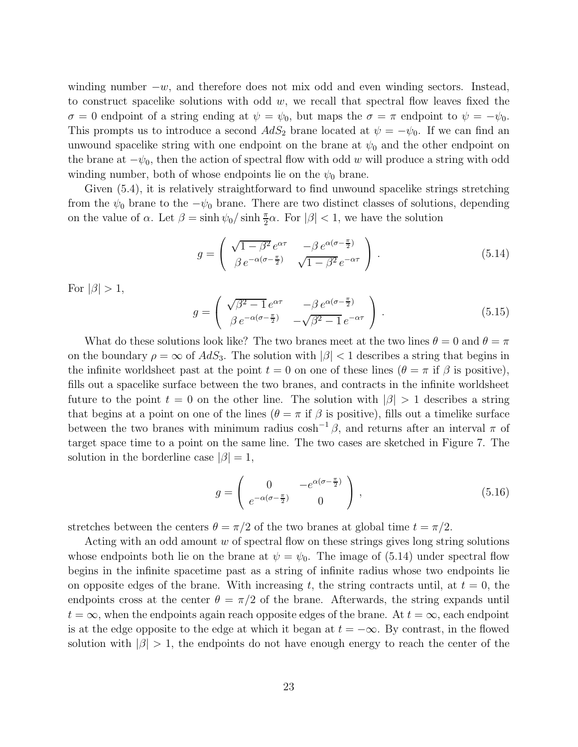winding number $-w$, and therefore does not mix odd and even winding sectors. Instead, to construct spacelike solutions with odd $w$, we recall that spectral flow leaves fixed the $\sigma = 0$ endpoint of a string ending at $\psi = \psi_0$, but maps the $\sigma = \pi$ endpoint to $\psi = -\psi_0$. This prompts us to introduce a second $AdS_2$ brane located at $\psi = -\psi_0$. If we can find an unwound spacelike string with one endpoint on the brane at $\psi_0$ and the other endpoint on the brane at $-\psi_0$, then the action of spectral flow with odd $w$ will produce a string with odd winding number, both of whose endpoints lie on the $\psi_0$ brane.

Given (5.4), it is relatively straightforward to find unwound spacelike strings stretching from the $\psi_0$ brane to the $-\psi_0$ brane. There are two distinct classes of solutions, depending on the value of $\alpha$. Let $\beta = \sinh \psi_0 / \sinh \frac{\pi}{2}\alpha$. For $|\beta| < 1$, we have the solution

$$g = \begin{pmatrix} \sqrt{1-\beta^2}\, e^{\alpha\tau} & -\beta\, e^{\alpha(\sigma - \frac{\pi}{2})} \\ \beta\, e^{-\alpha(\sigma - \frac{\pi}{2})} & \sqrt{1-\beta^2}\, e^{-\alpha\tau} \end{pmatrix} . \tag{5.14}$$

For $|\beta| > 1$,

$$g = \begin{pmatrix} \sqrt{\beta^2-1}\, e^{\alpha\tau} & -\beta\, e^{\alpha(\sigma - \frac{\pi}{2})} \\ \beta\, e^{-\alpha(\sigma - \frac{\pi}{2})} & -\sqrt{\beta^2-1}\, e^{-\alpha\tau} \end{pmatrix} . \tag{5.15}$$

What do these solutions look like? The two branes meet at the two lines $\theta = 0$ and $\theta = \pi$ on the boundary $\rho = \infty$ of $AdS_3$. The solution with $|\beta| < 1$ describes a string that begins in the infinite worldsheet past at the point $t = 0$ on one of these lines ($\theta = \pi$ if $\beta$ is positive), fills out a spacelike surface between the two branes, and contracts in the infinite worldsheet future to the point $t = 0$ on the other line. The solution with $|\beta| > 1$ describes a string that begins at a point on one of the lines ($\theta = \pi$ if $\beta$ is positive), fills out a timelike surface between the two branes with minimum radius $\cosh^{-1} \beta$, and returns after an interval $\pi$ of target space time to a point on the same line. The two cases are sketched in Figure 7. The solution in the borderline case $|\beta| = 1$,

$$g = \begin{pmatrix} 0 & -e^{\alpha(\sigma - \frac{\pi}{2})} \\ e^{-\alpha(\sigma - \frac{\pi}{2})} & 0 \end{pmatrix} , \tag{5.16}$$

stretches between the centers $\theta = \pi/2$ of the two branes at global time $t = \pi/2$.

Acting with an odd amount $w$ of spectral flow on these strings gives long string solutions whose endpoints both lie on the brane at $\psi = \psi_0$. The image of (5.14) under spectral flow begins in the infinite spacetime past as a string of infinite radius whose two endpoints lie on opposite edges of the brane. With increasing $t$, the string contracts until, at $t = 0$, the endpoints cross at the center $\theta = \pi/2$ of the brane. Afterwards, the string expands until $t = \infty$, when the endpoints again reach opposite edges of the brane. At $t = \infty$, each endpoint is at the edge opposite to the edge at which it began at $t = -\infty$. By contrast, in the flowed solution with $|\beta| > 1$, the endpoints do not have enough energy to reach the center of the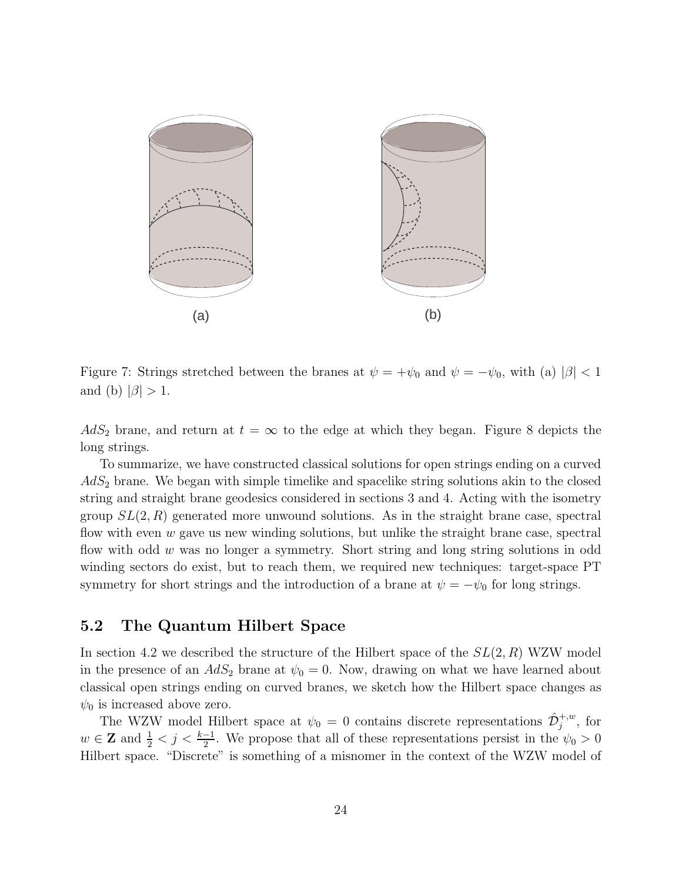Figure 7: Strings stretched between the branes at $\psi = +\psi_0$ and $\psi = -\psi_0$, with (a) $|\beta| < 1$ and (b) $|\beta| > 1$.

$AdS_2$ brane, and return at $t = \infty$ to the edge at which they began. Figure 8 depicts the long strings.

To summarize, we have constructed classical solutions for open strings ending on a curved $AdS_2$ brane. We began with simple timelike and spacelike string solutions akin to the closed string and straight brane geodesics considered in sections 3 and 4. Acting with the isometry group $SL(2, R)$ generated more unwound solutions. As in the straight brane case, spectral flow with even $w$ gave us new winding solutions, but unlike the straight brane case, spectral flow with odd $w$ was no longer a symmetry. Short string and long string solutions in odd winding sectors do exist, but to reach them, we required new techniques: target-space PT symmetry for short strings and the introduction of a brane at $\psi = -\psi_0$ for long strings.

## 5.2 The Quantum Hilbert Space

In section 4.2 we described the structure of the Hilbert space of the $SL(2, R)$ WZW model in the presence of an $AdS_2$ brane at $\psi_0 = 0$. Now, drawing on what we have learned about classical open strings ending on curved branes, we sketch how the Hilbert space changes as $\psi_0$ is increased above zero.

The WZW model Hilbert space at $\psi_0 = 0$ contains discrete representations $\hat{\mathcal{D}}_j^{+,w}$, for $w \in \mathbf{Z}$ and $\frac{1}{2} < j < \frac{k-1}{2}$. We propose that all of these representations persist in the $\psi_0 > 0$ Hilbert space. "Discrete" is something of a misnomer in the context of the WZW model of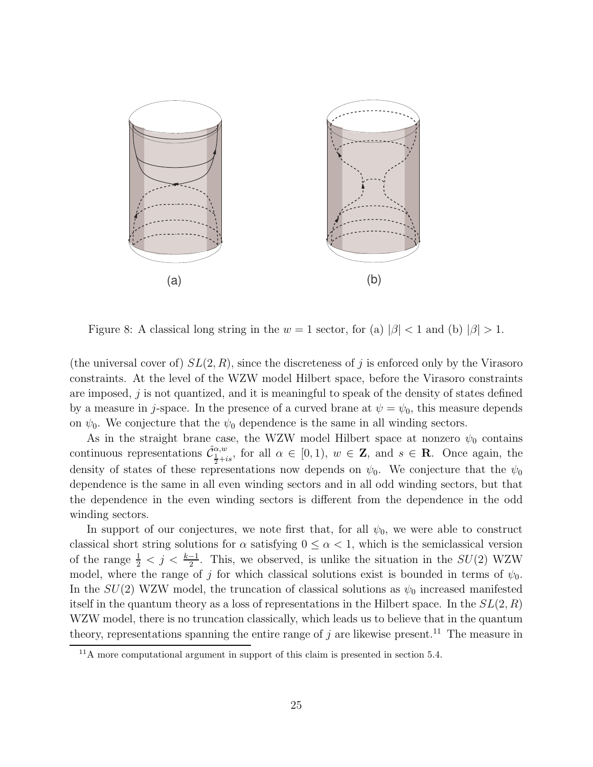Figure 8: A classical long string in the $w = 1$ sector, for (a) $|\beta| < 1$ and (b) $|\beta| > 1$.

(the universal cover of) $SL(2,R)$, since the discreteness of $j$ is enforced only by the Virasoro constraints. At the level of the WZW model Hilbert space, before the Virasoro constraints are imposed, $j$ is not quantized, and it is meaningful to speak of the density of states defined by a measure in $j$-space. In the presence of a curved brane at $\psi = \psi_0$, this measure depends on $\psi_0$. We conjecture that the $\psi_0$ dependence is the same in all winding sectors.

As in the straight brane case, the WZW model Hilbert space at nonzero $\psi_0$ contains continuous representations $\hat{\mathcal{C}}^{\alpha,w}_{\frac{1}{2}+is}$, for all $\alpha \in [0,1)$, $w \in \mathbf{Z}$, and $s \in \mathbf{R}$. Once again, the density of states of these representations now depends on $\psi_0$. We conjecture that the $\psi_0$ dependence is the same in all even winding sectors and in all odd winding sectors, but that the dependence in the even winding sectors is different from the dependence in the odd winding sectors.

In support of our conjectures, we note first that, for all $\psi_0$, we were able to construct classical short string solutions for $\alpha$ satisfying $0 \leq \alpha < 1$, which is the semiclassical version of the range $\frac{1}{2} < j < \frac{k-1}{2}$. This, we observed, is unlike the situation in the $SU(2)$ WZW model, where the range of $j$ for which classical solutions exist is bounded in terms of $\psi_0$. In the $SU(2)$ WZW model, the truncation of classical solutions as $\psi_0$ increased manifested itself in the quantum theory as a loss of representations in the Hilbert space. In the $SL(2,R)$ WZW model, there is no truncation classically, which leads us to believe that in the quantum theory, representations spanning the entire range of $j$ are likewise present.[11] The measure in

[11] A more computational argument in support of this claim is presented in section 5.4.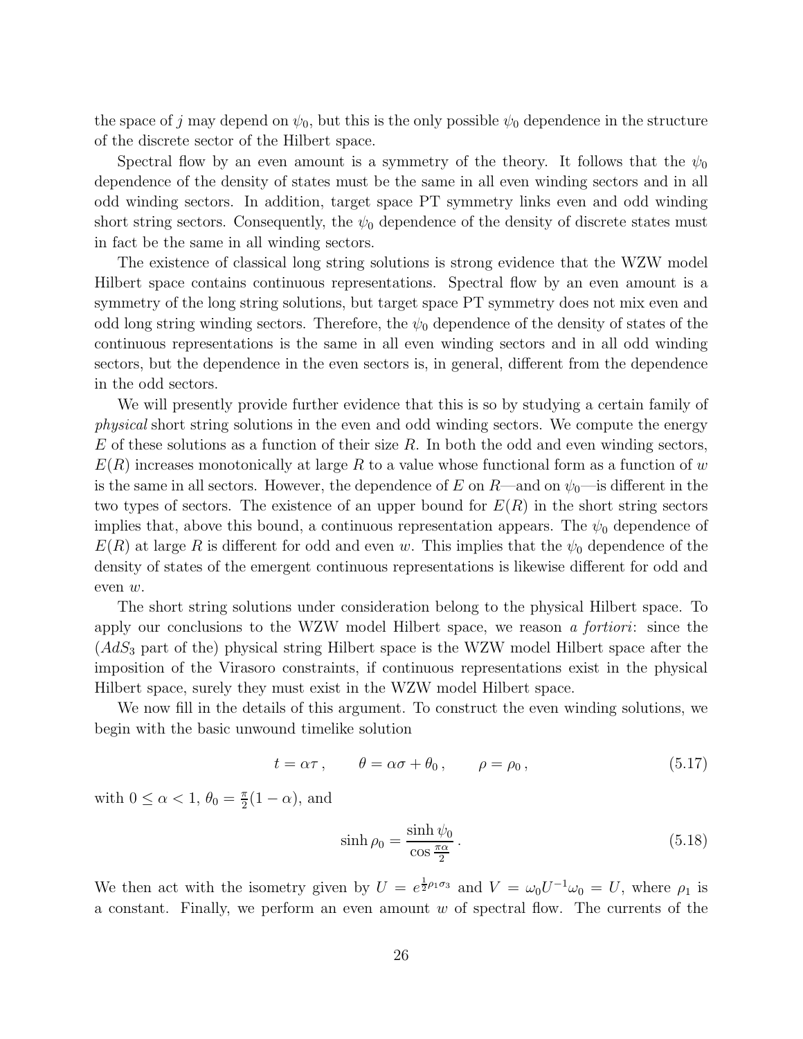the space of $j$ may depend on $\psi_0$, but this is the only possible $\psi_0$ dependence in the structure of the discrete sector of the Hilbert space.

Spectral flow by an even amount is a symmetry of the theory. It follows that the $\psi_0$ dependence of the density of states must be the same in all even winding sectors and in all odd winding sectors. In addition, target space PT symmetry links even and odd winding short string sectors. Consequently, the $\psi_0$ dependence of the density of discrete states must in fact be the same in all winding sectors.

The existence of classical long string solutions is strong evidence that the WZW model Hilbert space contains continuous representations. Spectral flow by an even amount is a symmetry of the long string solutions, but target space PT symmetry does not mix even and odd long string winding sectors. Therefore, the $\psi_0$ dependence of the density of states of the continuous representations is the same in all even winding sectors and in all odd winding sectors, but the dependence in the even sectors is, in general, different from the dependence in the odd sectors.

We will presently provide further evidence that this is so by studying a certain family of *physical* short string solutions in the even and odd winding sectors. We compute the energy $E$ of these solutions as a function of their size $R$. In both the odd and even winding sectors, $E(R)$ increases monotonically at large $R$ to a value whose functional form as a function of $w$ is the same in all sectors. However, the dependence of $E$ on $R$—and on $\psi_0$—is different in the two types of sectors. The existence of an upper bound for $E(R)$ in the short string sectors implies that, above this bound, a continuous representation appears. The $\psi_0$ dependence of $E(R)$ at large $R$ is different for odd and even $w$. This implies that the $\psi_0$ dependence of the density of states of the emergent continuous representations is likewise different for odd and even $w$.

The short string solutions under consideration belong to the physical Hilbert space. To apply our conclusions to the WZW model Hilbert space, we reason *a fortiori*: since the ($AdS_3$ part of the) physical string Hilbert space is the WZW model Hilbert space after the imposition of the Virasoro constraints, if continuous representations exist in the physical Hilbert space, surely they must exist in the WZW model Hilbert space.

We now fill in the details of this argument. To construct the even winding solutions, we begin with the basic unwound timelike solution

$$t = \alpha\tau\,, \qquad \theta = \alpha\sigma + \theta_0\,, \qquad \rho = \rho_0\,, \tag{5.17}$$

with $0 \leq \alpha < 1$, $\theta_0 = \frac{\pi}{2}(1-\alpha)$, and

$$\sinh\rho_0 = \frac{\sinh\psi_0}{\cos\frac{\pi\alpha}{2}}\,. \tag{5.18}$$

We then act with the isometry given by $U = e^{\frac{1}{2}\rho_1\sigma_3}$ and $V = \omega_0 U^{-1}\omega_0 = U$, where $\rho_1$ is a constant. Finally, we perform an even amount $w$ of spectral flow. The currents of the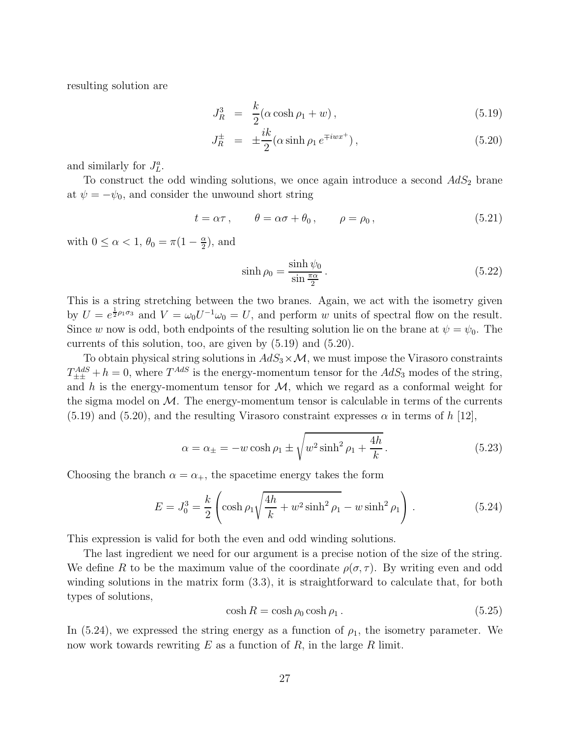resulting solution are

$$J_R^3 = \frac{k}{2}(\alpha \cosh \rho_1 + w)\,, \tag{5.19}$$

$$J_R^\pm = \pm \frac{ik}{2}(\alpha \sinh \rho_1 \, e^{\mp iwx^+})\,, \tag{5.20}$$

and similarly for $J_L^a$.

To construct the odd winding solutions, we once again introduce a second $AdS_2$ brane at $\psi = -\psi_0$, and consider the unwound short string

$$t = \alpha\tau\,, \qquad \theta = \alpha\sigma + \theta_0\,, \qquad \rho = \rho_0\,, \tag{5.21}$$

with $0 \leq \alpha < 1$, $\theta_0 = \pi(1 - \frac{\alpha}{2})$, and

$$\sinh \rho_0 = \frac{\sinh \psi_0}{\sin \frac{\pi\alpha}{2}}\,. \tag{5.22}$$

This is a string stretching between the two branes. Again, we act with the isometry given by $U = e^{\frac{1}{2}\rho_1\sigma_3}$ and $V = \omega_0 U^{-1}\omega_0 = U$, and perform $w$ units of spectral flow on the result. Since $w$ now is odd, both endpoints of the resulting solution lie on the brane at $\psi = \psi_0$. The currents of this solution, too, are given by (5.19) and (5.20).

To obtain physical string solutions in $AdS_3 \times \mathcal{M}$, we must impose the Virasoro constraints $T_{\pm\pm}^{AdS} + h = 0$, where $T^{AdS}$ is the energy-momentum tensor for the $AdS_3$ modes of the string, and $h$ is the energy-momentum tensor for $\mathcal{M}$, which we regard as a conformal weight for the sigma model on $\mathcal{M}$. The energy-momentum tensor is calculable in terms of the currents (5.19) and (5.20), and the resulting Virasoro constraint expresses $\alpha$ in terms of $h$ [12],

$$\alpha = \alpha_\pm = -w \cosh \rho_1 \pm \sqrt{w^2 \sinh^2 \rho_1 + \frac{4h}{k}}\,. \tag{5.23}$$

Choosing the branch $\alpha = \alpha_+$, the spacetime energy takes the form

$$E = J_0^3 = \frac{k}{2}\left(\cosh \rho_1 \sqrt{\frac{4h}{k} + w^2 \sinh^2 \rho_1} - w \sinh^2 \rho_1\right)\,. \tag{5.24}$$

This expression is valid for both the even and odd winding solutions.

The last ingredient we need for our argument is a precise notion of the size of the string. We define $R$ to be the maximum value of the coordinate $\rho(\sigma, \tau)$. By writing even and odd winding solutions in the matrix form (3.3), it is straightforward to calculate that, for both types of solutions,

$$\cosh R = \cosh \rho_0 \cosh \rho_1\,. \tag{5.25}$$

In (5.24), we expressed the string energy as a function of $\rho_1$, the isometry parameter. We now work towards rewriting $E$ as a function of $R$, in the large $R$ limit.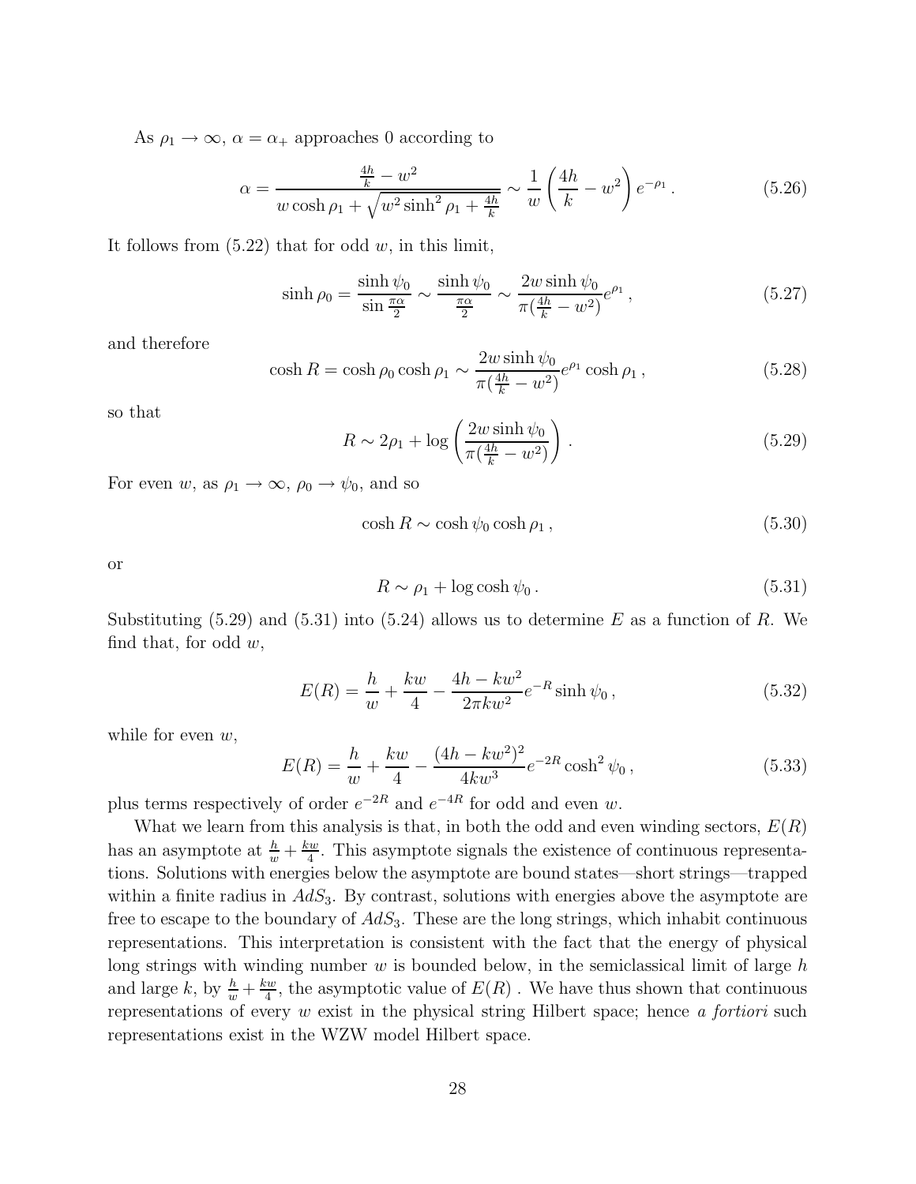As $\rho_1 \to \infty$, $\alpha = \alpha_+$ approaches 0 according to

$$\alpha = \frac{\frac{4h}{k} - w^2}{w \cosh \rho_1 + \sqrt{w^2 \sinh^2 \rho_1 + \frac{4h}{k}}} \sim \frac{1}{w} \left( \frac{4h}{k} - w^2 \right) e^{-\rho_1} \, . \tag{5.26}$$

It follows from (5.22) that for odd $w$, in this limit,

$$\sinh \rho_0 = \frac{\sinh \psi_0}{\sin \frac{\pi \alpha}{2}} \sim \frac{\sinh \psi_0}{\frac{\pi \alpha}{2}} \sim \frac{2w \sinh \psi_0}{\pi (\frac{4h}{k} - w^2)} e^{\rho_1} \, , \tag{5.27}$$

and therefore

$$\cosh R = \cosh \rho_0 \cosh \rho_1 \sim \frac{2w \sinh \psi_0}{\pi (\frac{4h}{k} - w^2)} e^{\rho_1} \cosh \rho_1 \, , \tag{5.28}$$

so that

$$R \sim 2\rho_1 + \log \left( \frac{2w \sinh \psi_0}{\pi (\frac{4h}{k} - w^2)} \right) \, . \tag{5.29}$$

For even $w$, as $\rho_1 \to \infty$, $\rho_0 \to \psi_0$, and so

$$\cosh R \sim \cosh \psi_0 \cosh \rho_1 \, , \tag{5.30}$$

or

$$R \sim \rho_1 + \log \cosh \psi_0 \, . \tag{5.31}$$

Substituting (5.29) and (5.31) into (5.24) allows us to determine $E$ as a function of $R$. We find that, for odd $w$,

$$E(R) = \frac{h}{w} + \frac{kw}{4} - \frac{4h - kw^2}{2\pi k w^2} e^{-R} \sinh \psi_0 \, , \tag{5.32}$$

while for even $w$,

$$E(R) = \frac{h}{w} + \frac{kw}{4} - \frac{(4h - kw^2)^2}{4kw^3} e^{-2R} \cosh^2 \psi_0 \, , \tag{5.33}$$

plus terms respectively of order $e^{-2R}$ and $e^{-4R}$ for odd and even $w$.

What we learn from this analysis is that, in both the odd and even winding sectors, $E(R)$ has an asymptote at $\frac{h}{w} + \frac{kw}{4}$. This asymptote signals the existence of continuous representations. Solutions with energies below the asymptote are bound states—short strings—trapped within a finite radius in $AdS_3$. By contrast, solutions with energies above the asymptote are free to escape to the boundary of $AdS_3$. These are the long strings, which inhabit continuous representations. This interpretation is consistent with the fact that the energy of physical long strings with winding number $w$ is bounded below, in the semiclassical limit of large $h$ and large $k$, by $\frac{h}{w} + \frac{kw}{4}$, the asymptotic value of $E(R)$ . We have thus shown that continuous representations of every $w$ exist in the physical string Hilbert space; hence *a fortiori* such representations exist in the WZW model Hilbert space.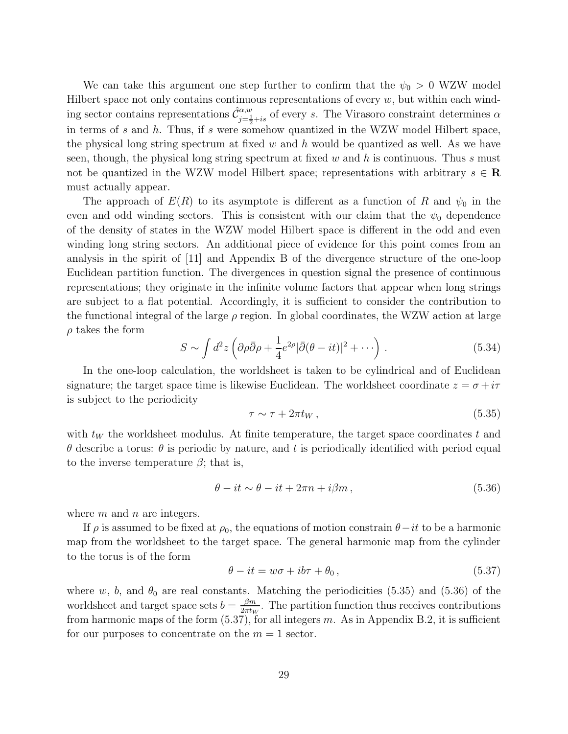We can take this argument one step further to confirm that the $\psi_0 > 0$ WZW model Hilbert space not only contains continuous representations of every $w$, but within each winding sector contains representations $\hat{\mathcal{C}}^{\alpha,w}_{j=\frac{1}{2}+is}$ of every $s$. The Virasoro constraint determines $\alpha$ in terms of $s$ and $h$. Thus, if $s$ were somehow quantized in the WZW model Hilbert space, the physical long string spectrum at fixed $w$ and $h$ would be quantized as well. As we have seen, though, the physical long string spectrum at fixed $w$ and $h$ is continuous. Thus $s$ must not be quantized in the WZW model Hilbert space; representations with arbitrary $s \in \mathbf{R}$ must actually appear.

The approach of $E(R)$ to its asymptote is different as a function of $R$ and $\psi_0$ in the even and odd winding sectors. This is consistent with our claim that the $\psi_0$ dependence of the density of states in the WZW model Hilbert space is different in the odd and even winding long string sectors. An additional piece of evidence for this point comes from an analysis in the spirit of [11] and Appendix B of the divergence structure of the one-loop Euclidean partition function. The divergences in question signal the presence of continuous representations; they originate in the infinite volume factors that appear when long strings are subject to a flat potential. Accordingly, it is sufficient to consider the contribution to the functional integral of the large $\rho$ region. In global coordinates, the WZW action at large $\rho$ takes the form

$$S \sim \int d^2z \left( \partial\rho\bar{\partial}\rho + \frac{1}{4}e^{2\rho}|\bar{\partial}(\theta - it)|^2 + \cdots \right) . \tag{5.34}$$

In the one-loop calculation, the worldsheet is taken to be cylindrical and of Euclidean signature; the target space time is likewise Euclidean. The worldsheet coordinate $z = \sigma + i\tau$ is subject to the periodicity

$$\tau \sim \tau + 2\pi t_W \, , \tag{5.35}$$

with $t_W$ the worldsheet modulus. At finite temperature, the target space coordinates $t$ and $\theta$ describe a torus: $\theta$ is periodic by nature, and $t$ is periodically identified with period equal to the inverse temperature $\beta$; that is,

$$\theta - it \sim \theta - it + 2\pi n + i\beta m \, , \tag{5.36}$$

where $m$ and $n$ are integers.

If $\rho$ is assumed to be fixed at $\rho_0$, the equations of motion constrain $\theta - it$ to be a harmonic map from the worldsheet to the target space. The general harmonic map from the cylinder to the torus is of the form

$$\theta - it = w\sigma + ib\tau + \theta_0 \, , \tag{5.37}$$

where $w$, $b$, and $\theta_0$ are real constants. Matching the periodicities (5.35) and (5.36) of the worldsheet and target space sets $b = \frac{\beta m}{2\pi t_W}$. The partition function thus receives contributions from harmonic maps of the form (5.37), for all integers $m$. As in Appendix B.2, it is sufficient for our purposes to concentrate on the $m = 1$ sector.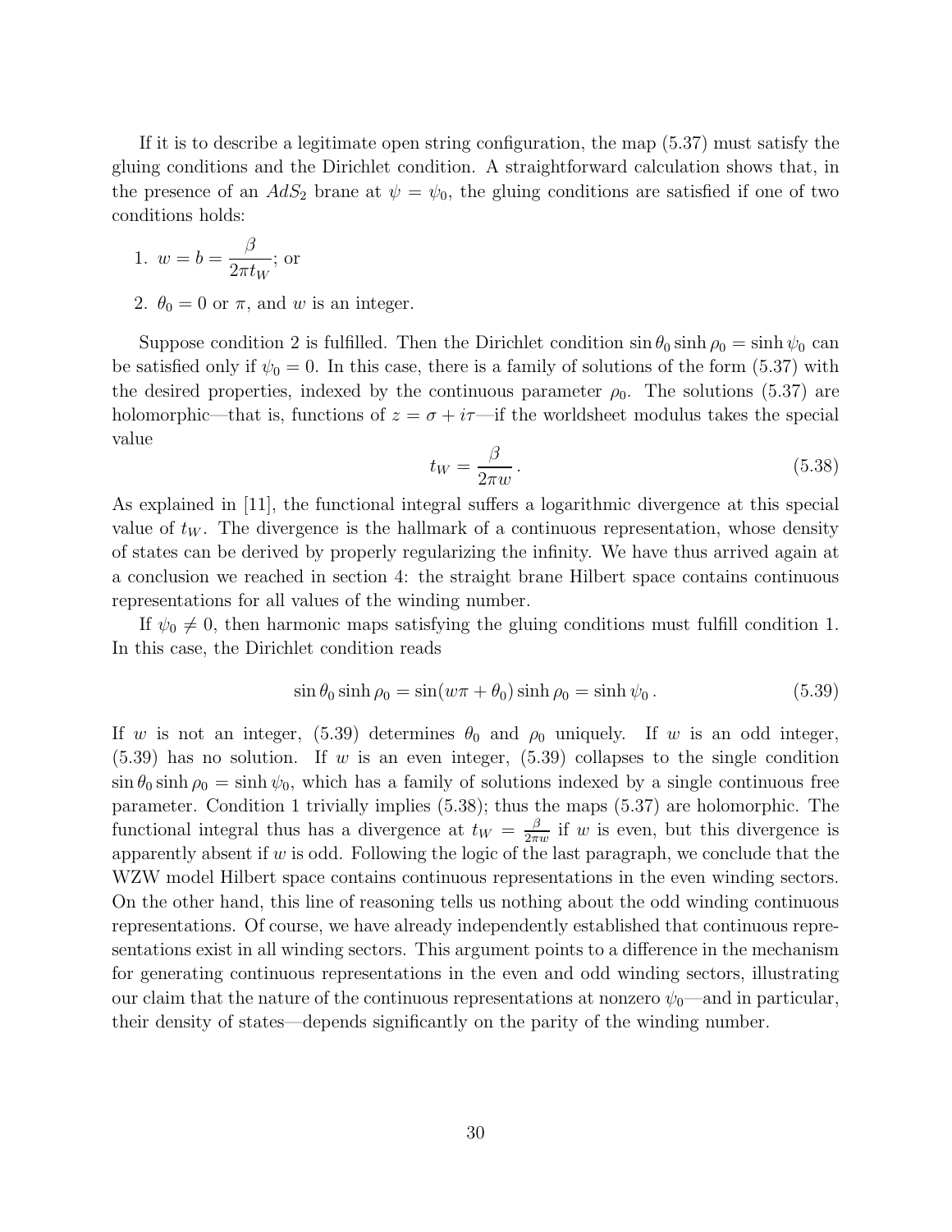If it is to describe a legitimate open string configuration, the map (5.37) must satisfy the gluing conditions and the Dirichlet condition. A straightforward calculation shows that, in the presence of an $AdS_2$ brane at $\psi = \psi_0$, the gluing conditions are satisfied if one of two conditions holds:

1. $w = b = \dfrac{\beta}{2\pi t_W}$; or
2. $\theta_0 = 0$ or $\pi$, and $w$ is an integer.

Suppose condition 2 is fulfilled. Then the Dirichlet condition $\sin\theta_0 \sinh\rho_0 = \sinh\psi_0$ can be satisfied only if $\psi_0 = 0$. In this case, there is a family of solutions of the form (5.37) with the desired properties, indexed by the continuous parameter $\rho_0$. The solutions (5.37) are holomorphic—that is, functions of $z = \sigma + i\tau$—if the worldsheet modulus takes the special value

$$t_W = \frac{\beta}{2\pi w}\,. \tag{5.38}$$

As explained in [11], the functional integral suffers a logarithmic divergence at this special value of $t_W$. The divergence is the hallmark of a continuous representation, whose density of states can be derived by properly regularizing the infinity. We have thus arrived again at a conclusion we reached in section 4: the straight brane Hilbert space contains continuous representations for all values of the winding number.

If $\psi_0 \neq 0$, then harmonic maps satisfying the gluing conditions must fulfill condition 1. In this case, the Dirichlet condition reads

$$\sin\theta_0 \sinh\rho_0 = \sin(w\pi + \theta_0)\sinh\rho_0 = \sinh\psi_0\,. \tag{5.39}$$

If $w$ is not an integer, (5.39) determines $\theta_0$ and $\rho_0$ uniquely. If $w$ is an odd integer, (5.39) has no solution. If $w$ is an even integer, (5.39) collapses to the single condition $\sin\theta_0 \sinh\rho_0 = \sinh\psi_0$, which has a family of solutions indexed by a single continuous free parameter. Condition 1 trivially implies (5.38); thus the maps (5.37) are holomorphic. The functional integral thus has a divergence at $t_W = \frac{\beta}{2\pi w}$ if $w$ is even, but this divergence is apparently absent if $w$ is odd. Following the logic of the last paragraph, we conclude that the WZW model Hilbert space contains continuous representations in the even winding sectors. On the other hand, this line of reasoning tells us nothing about the odd winding continuous representations. Of course, we have already independently established that continuous representations exist in all winding sectors. This argument points to a difference in the mechanism for generating continuous representations in the even and odd winding sectors, illustrating our claim that the nature of the continuous representations at nonzero $\psi_0$—and in particular, their density of states—depends significantly on the parity of the winding number.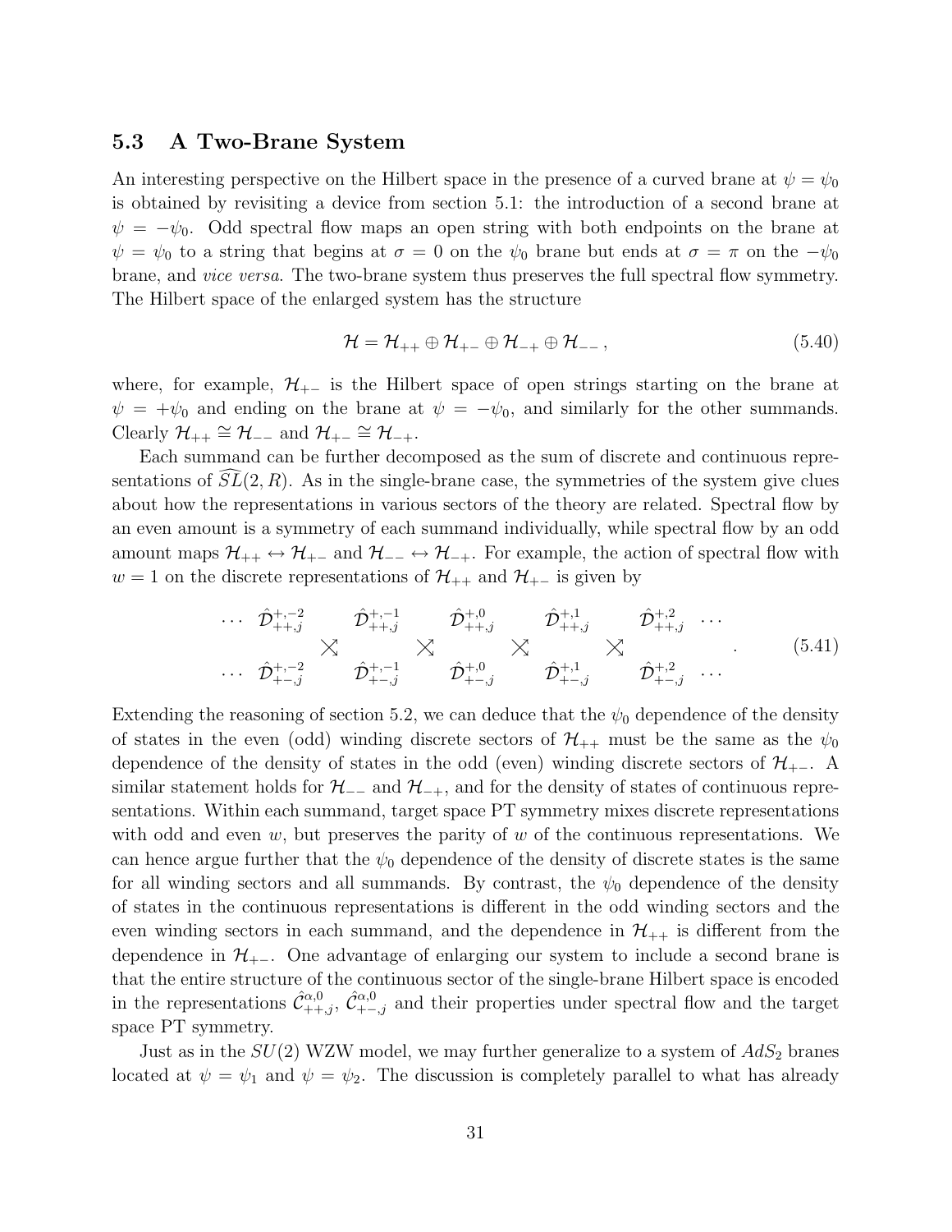### 5.3 A Two-Brane System

An interesting perspective on the Hilbert space in the presence of a curved brane at $\psi = \psi_0$ is obtained by revisiting a device from section 5.1: the introduction of a second brane at $\psi = -\psi_0$. Odd spectral flow maps an open string with both endpoints on the brane at $\psi = \psi_0$ to a string that begins at $\sigma = 0$ on the $\psi_0$ brane but ends at $\sigma = \pi$ on the $-\psi_0$ brane, and *vice versa*. The two-brane system thus preserves the full spectral flow symmetry. The Hilbert space of the enlarged system has the structure

$$\mathcal{H} = \mathcal{H}_{++} \oplus \mathcal{H}_{+-} \oplus \mathcal{H}_{-+} \oplus \mathcal{H}_{--}\,, \tag{5.40}$$

where, for example, $\mathcal{H}_{+-}$ is the Hilbert space of open strings starting on the brane at $\psi = +\psi_0$ and ending on the brane at $\psi = -\psi_0$, and similarly for the other summands. Clearly $\mathcal{H}_{++} \cong \mathcal{H}_{--}$ and $\mathcal{H}_{+-} \cong \mathcal{H}_{-+}$.

Each summand can be further decomposed as the sum of discrete and continuous representations of $\widehat{SL}(2,R)$. As in the single-brane case, the symmetries of the system give clues about how the representations in various sectors of the theory are related. Spectral flow by an even amount is a symmetry of each summand individually, while spectral flow by an odd amount maps $\mathcal{H}_{++} \leftrightarrow \mathcal{H}_{+-}$ and $\mathcal{H}_{--} \leftrightarrow \mathcal{H}_{-+}$. For example, the action of spectral flow with $w = 1$ on the discrete representations of $\mathcal{H}_{++}$ and $\mathcal{H}_{+-}$ is given by

$$\begin{array}{ccccccccccccc} \cdots & \hat{\mathcal{D}}^{+,-2}_{++,j} & & \hat{\mathcal{D}}^{+,-1}_{++,j} & & \hat{\mathcal{D}}^{+,0}_{++,j} & & \hat{\mathcal{D}}^{+,1}_{++,j} & & \hat{\mathcal{D}}^{+,2}_{++,j} & \cdots \\ & & \nearrow\!\!\!\!\searrow & & \nearrow\!\!\!\!\searrow & & \nearrow\!\!\!\!\searrow & & \nearrow\!\!\!\!\searrow & & \\ \cdots & \hat{\mathcal{D}}^{+,-2}_{+-,j} & & \hat{\mathcal{D}}^{+,-1}_{+-,j} & & \hat{\mathcal{D}}^{+,0}_{+-,j} & & \hat{\mathcal{D}}^{+,1}_{+-,j} & & \hat{\mathcal{D}}^{+,2}_{+-,j} & \cdots \end{array} . \tag{5.41}$$

Extending the reasoning of section 5.2, we can deduce that the $\psi_0$ dependence of the density of states in the even (odd) winding discrete sectors of $\mathcal{H}_{++}$ must be the same as the $\psi_0$ dependence of the density of states in the odd (even) winding discrete sectors of $\mathcal{H}_{+-}$. A similar statement holds for $\mathcal{H}_{--}$ and $\mathcal{H}_{-+}$, and for the density of states of continuous representations. Within each summand, target space PT symmetry mixes discrete representations with odd and even $w$, but preserves the parity of $w$ of the continuous representations. We can hence argue further that the $\psi_0$ dependence of the density of discrete states is the same for all winding sectors and all summands. By contrast, the $\psi_0$ dependence of the density of states in the continuous representations is different in the odd winding sectors and the even winding sectors in each summand, and the dependence in $\mathcal{H}_{++}$ is different from the dependence in $\mathcal{H}_{+-}$. One advantage of enlarging our system to include a second brane is that the entire structure of the continuous sector of the single-brane Hilbert space is encoded in the representations $\hat{\mathcal{C}}^{\alpha,0}_{++,j}$, $\hat{\mathcal{C}}^{\alpha,0}_{+-,j}$ and their properties under spectral flow and the target space PT symmetry.

Just as in the $SU(2)$ WZW model, we may further generalize to a system of $AdS_2$ branes located at $\psi = \psi_1$ and $\psi = \psi_2$. The discussion is completely parallel to what has already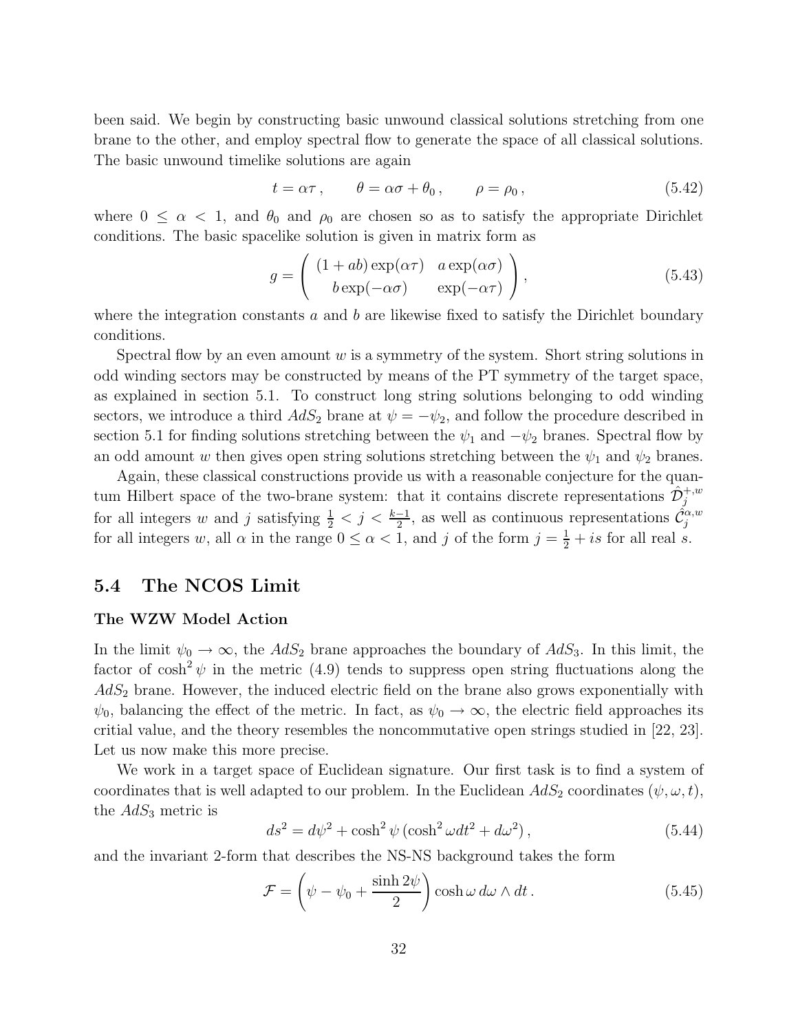been said. We begin by constructing basic unwound classical solutions stretching from one brane to the other, and employ spectral flow to generate the space of all classical solutions. The basic unwound timelike solutions are again

$$t = \alpha\tau\,, \qquad \theta = \alpha\sigma + \theta_0\,, \qquad \rho = \rho_0\,, \tag{5.42}$$

where $0 \leq \alpha < 1$, and $\theta_0$ and $\rho_0$ are chosen so as to satisfy the appropriate Dirichlet conditions. The basic spacelike solution is given in matrix form as

$$g = \begin{pmatrix} (1+ab)\exp(\alpha\tau) & a\exp(\alpha\sigma) \\ b\exp(-\alpha\sigma) & \exp(-\alpha\tau) \end{pmatrix}, \tag{5.43}$$

where the integration constants $a$ and $b$ are likewise fixed to satisfy the Dirichlet boundary conditions.

Spectral flow by an even amount $w$ is a symmetry of the system. Short string solutions in odd winding sectors may be constructed by means of the PT symmetry of the target space, as explained in section 5.1. To construct long string solutions belonging to odd winding sectors, we introduce a third $AdS_2$ brane at $\psi = -\psi_2$, and follow the procedure described in section 5.1 for finding solutions stretching between the $\psi_1$ and $-\psi_2$ branes. Spectral flow by an odd amount $w$ then gives open string solutions stretching between the $\psi_1$ and $\psi_2$ branes.

Again, these classical constructions provide us with a reasonable conjecture for the quantum Hilbert space of the two-brane system: that it contains discrete representations $\hat{\mathcal{D}}_j^{+,w}$ for all integers $w$ and $j$ satisfying $\frac{1}{2} < j < \frac{k-1}{2}$, as well as continuous representations $\hat{\mathcal{C}}_j^{\alpha,w}$ for all integers $w$, all $\alpha$ in the range $0 \leq \alpha < 1$, and $j$ of the form $j = \frac{1}{2} + is$ for all real $s$.

## 5.4 The NCOS Limit

**The WZW Model Action**

In the limit $\psi_0 \to \infty$, the $AdS_2$ brane approaches the boundary of $AdS_3$. In this limit, the factor of $\cosh^2\psi$ in the metric (4.9) tends to suppress open string fluctuations along the $AdS_2$ brane. However, the induced electric field on the brane also grows exponentially with $\psi_0$, balancing the effect of the metric. In fact, as $\psi_0 \to \infty$, the electric field approaches its critial value, and the theory resembles the noncommutative open strings studied in [22, 23]. Let us now make this more precise.

We work in a target space of Euclidean signature. Our first task is to find a system of coordinates that is well adapted to our problem. In the Euclidean $AdS_2$ coordinates $(\psi, \omega, t)$, the $AdS_3$ metric is

$$ds^2 = d\psi^2 + \cosh^2\psi\,(\cosh^2\omega dt^2 + d\omega^2)\,, \tag{5.44}$$

and the invariant 2-form that describes the NS-NS background takes the form

$$\mathcal{F} = \left(\psi - \psi_0 + \frac{\sinh 2\psi}{2}\right)\cosh\omega\, d\omega \wedge dt\,. \tag{5.45}$$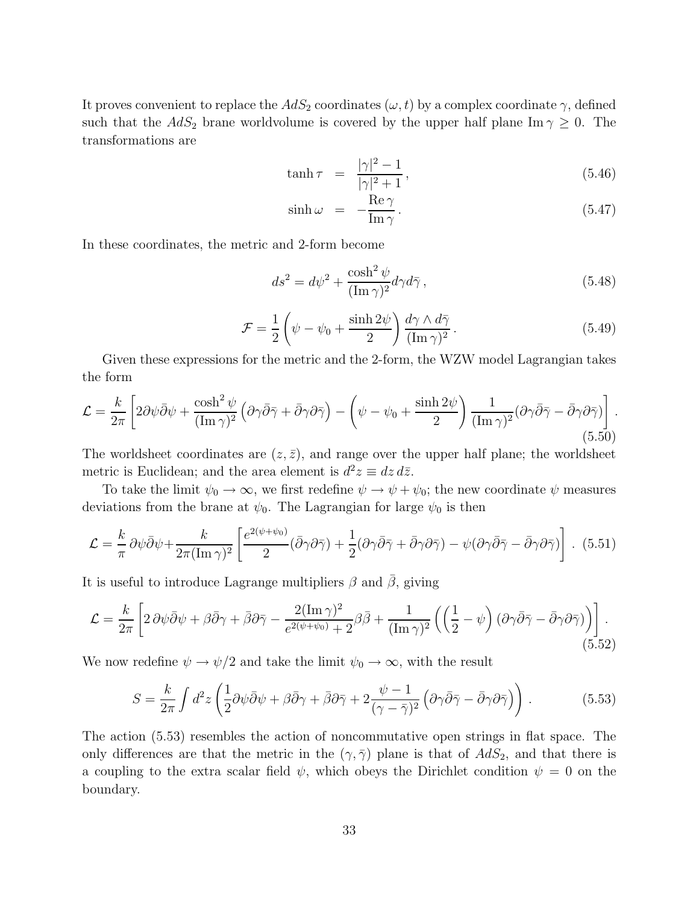It proves convenient to replace the $AdS_2$ coordinates $(\omega, t)$ by a complex coordinate $\gamma$, defined such that the $AdS_2$ brane worldvolume is covered by the upper half plane $\text{Im}\,\gamma \geq 0$. The transformations are

$$\tanh\tau = \frac{|\gamma|^2 - 1}{|\gamma|^2 + 1}\,, \tag{5.46}$$

$$\sinh\omega = -\frac{\text{Re}\,\gamma}{\text{Im}\,\gamma}\,. \tag{5.47}$$

In these coordinates, the metric and 2-form become

$$ds^2 = d\psi^2 + \frac{\cosh^2\psi}{(\text{Im}\,\gamma)^2} d\gamma d\bar{\gamma}\,, \tag{5.48}$$

$$\mathcal{F} = \frac{1}{2}\left(\psi - \psi_0 + \frac{\sinh 2\psi}{2}\right)\frac{d\gamma \wedge d\bar{\gamma}}{(\text{Im}\,\gamma)^2}\,. \tag{5.49}$$

Given these expressions for the metric and the 2-form, the WZW model Lagrangian takes the form

$$\mathcal{L} = \frac{k}{2\pi}\left[2\partial\psi\bar{\partial}\psi + \frac{\cosh^2\psi}{(\text{Im}\,\gamma)^2}\left(\partial\gamma\bar{\partial}\bar{\gamma} + \bar{\partial}\gamma\partial\bar{\gamma}\right) - \left(\psi - \psi_0 + \frac{\sinh 2\psi}{2}\right)\frac{1}{(\text{Im}\,\gamma)^2}(\partial\gamma\bar{\partial}\bar{\gamma} - \bar{\partial}\gamma\partial\bar{\gamma})\right]. \tag{5.50}$$

The worldsheet coordinates are $(z, \bar{z})$, and range over the upper half plane; the worldsheet metric is Euclidean; and the area element is $d^2z \equiv dz\,d\bar{z}$.

To take the limit $\psi_0 \to \infty$, we first redefine $\psi \to \psi + \psi_0$; the new coordinate $\psi$ measures deviations from the brane at $\psi_0$. The Lagrangian for large $\psi_0$ is then

$$\mathcal{L} = \frac{k}{\pi}\,\partial\psi\bar{\partial}\psi + \frac{k}{2\pi(\text{Im}\,\gamma)^2}\left[\frac{e^{2(\psi+\psi_0)}}{2}(\bar{\partial}\gamma\partial\bar{\gamma}) + \frac{1}{2}(\partial\gamma\bar{\partial}\bar{\gamma} + \bar{\partial}\gamma\partial\bar{\gamma}) - \psi(\partial\gamma\bar{\partial}\bar{\gamma} - \bar{\partial}\gamma\partial\bar{\gamma})\right]. \tag{5.51}$$

It is useful to introduce Lagrange multipliers $\beta$ and $\bar{\beta}$, giving

$$\mathcal{L} = \frac{k}{2\pi}\left[2\,\partial\psi\bar{\partial}\psi + \beta\bar{\partial}\gamma + \bar{\beta}\partial\bar{\gamma} - \frac{2(\text{Im}\,\gamma)^2}{e^{2(\psi+\psi_0)} + 2}\beta\bar{\beta} + \frac{1}{(\text{Im}\,\gamma)^2}\left(\left(\frac{1}{2} - \psi\right)(\partial\gamma\bar{\partial}\bar{\gamma} - \bar{\partial}\gamma\partial\bar{\gamma})\right)\right]. \tag{5.52}$$

We now redefine $\psi \to \psi/2$ and take the limit $\psi_0 \to \infty$, with the result

$$S = \frac{k}{2\pi}\int d^2z\left(\frac{1}{2}\partial\psi\bar{\partial}\psi + \beta\bar{\partial}\gamma + \bar{\beta}\partial\bar{\gamma} + 2\frac{\psi - 1}{(\gamma - \bar{\gamma})^2}\left(\partial\gamma\bar{\partial}\bar{\gamma} - \bar{\partial}\gamma\partial\bar{\gamma}\right)\right). \tag{5.53}$$

The action (5.53) resembles the action of noncommutative open strings in flat space. The only differences are that the metric in the $(\gamma, \bar{\gamma})$ plane is that of $AdS_2$, and that there is a coupling to the extra scalar field $\psi$, which obeys the Dirichlet condition $\psi = 0$ on the boundary.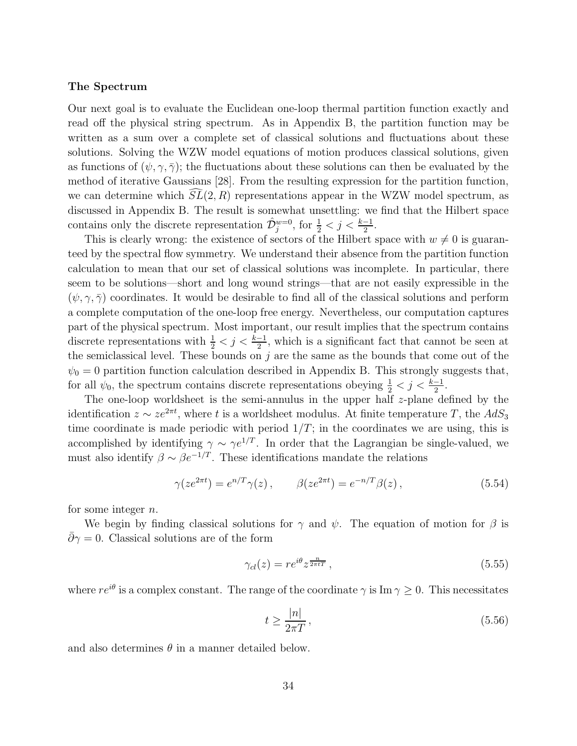**The Spectrum**

Our next goal is to evaluate the Euclidean one-loop thermal partition function exactly and read off the physical string spectrum. As in Appendix B, the partition function may be written as a sum over a complete set of classical solutions and fluctuations about these solutions. Solving the WZW model equations of motion produces classical solutions, given as functions of $(\psi, \gamma, \bar{\gamma})$; the fluctuations about these solutions can then be evaluated by the method of iterative Gaussians [28]. From the resulting expression for the partition function, we can determine which $\widehat{SL}(2,R)$ representations appear in the WZW model spectrum, as discussed in Appendix B. The result is somewhat unsettling: we find that the Hilbert space contains only the discrete representation $\hat{\mathcal{D}}_j^{w=0}$, for $\frac{1}{2} < j < \frac{k-1}{2}$.

This is clearly wrong: the existence of sectors of the Hilbert space with $w \neq 0$ is guaranteed by the spectral flow symmetry. We understand their absence from the partition function calculation to mean that our set of classical solutions was incomplete. In particular, there seem to be solutions—short and long wound strings—that are not easily expressible in the $(\psi, \gamma, \bar{\gamma})$ coordinates. It would be desirable to find all of the classical solutions and perform a complete computation of the one-loop free energy. Nevertheless, our computation captures part of the physical spectrum. Most important, our result implies that the spectrum contains discrete representations with $\frac{1}{2} < j < \frac{k-1}{2}$, which is a significant fact that cannot be seen at the semiclassical level. These bounds on $j$ are the same as the bounds that come out of the $\psi_0 = 0$ partition function calculation described in Appendix B. This strongly suggests that, for all $\psi_0$, the spectrum contains discrete representations obeying $\frac{1}{2} < j < \frac{k-1}{2}$.

The one-loop worldsheet is the semi-annulus in the upper half $z$-plane defined by the identification $z \sim z e^{2\pi t}$, where $t$ is a worldsheet modulus. At finite temperature $T$, the $AdS_3$ time coordinate is made periodic with period $1/T$; in the coordinates we are using, this is accomplished by identifying $\gamma \sim \gamma e^{1/T}$. In order that the Lagrangian be single-valued, we must also identify $\beta \sim \beta e^{-1/T}$. These identifications mandate the relations

$$\gamma(z e^{2\pi t}) = e^{n/T} \gamma(z) \,, \qquad \beta(z e^{2\pi t}) = e^{-n/T} \beta(z) \,, \tag{5.54}$$

for some integer $n$.

We begin by finding classical solutions for $\gamma$ and $\psi$. The equation of motion for $\beta$ is $\bar{\partial}\gamma = 0$. Classical solutions are of the form

$$\gamma_{cl}(z) = r e^{i\theta} z^{\frac{n}{2\pi t T}} \,, \tag{5.55}$$

where $re^{i\theta}$ is a complex constant. The range of the coordinate $\gamma$ is $\operatorname{Im}\gamma \geq 0$. This necessitates

$$t \geq \frac{|n|}{2\pi T} \,, \tag{5.56}$$

and also determines $\theta$ in a manner detailed below.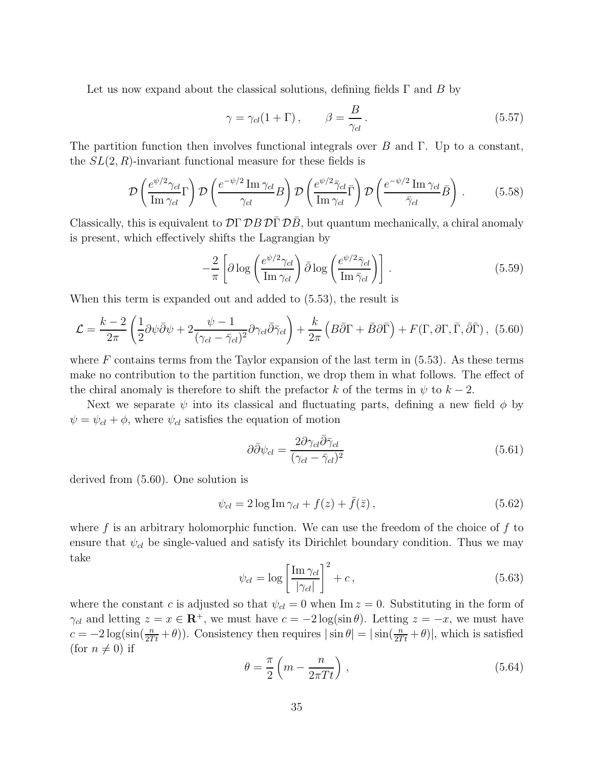Let us now expand about the classical solutions, defining fields $\Gamma$ and $B$ by

$$\gamma = \gamma_{cl}(1+\Gamma) \,, \qquad \beta = \frac{B}{\gamma_{cl}} \,. \tag{5.57}$$

The partition function then involves functional integrals over $B$ and $\Gamma$. Up to a constant, the $SL(2,R)$-invariant functional measure for these fields is

$$\mathcal{D}\left(\frac{e^{\psi/2}\gamma_{cl}}{\operatorname{Im}\gamma_{cl}}\Gamma\right)\mathcal{D}\left(\frac{e^{-\psi/2}\operatorname{Im}\gamma_{cl}}{\gamma_{cl}}B\right)\mathcal{D}\left(\frac{e^{\psi/2}\bar{\gamma}_{cl}}{\operatorname{Im}\gamma_{cl}}\bar{\Gamma}\right)\mathcal{D}\left(\frac{e^{-\psi/2}\operatorname{Im}\gamma_{cl}}{\bar{\gamma}_{cl}}\bar{B}\right) \,. \tag{5.58}$$

Classically, this is equivalent to $\mathcal{D}\Gamma\,\mathcal{D}B\,\mathcal{D}\bar{\Gamma}\,\mathcal{D}\bar{B}$, but quantum mechanically, a chiral anomaly is present, which effectively shifts the Lagrangian by

$$-\frac{2}{\pi}\left[\partial\log\left(\frac{e^{\psi/2}\gamma_{cl}}{\operatorname{Im}\gamma_{cl}}\right)\bar{\partial}\log\left(\frac{e^{\psi/2}\bar{\gamma}_{cl}}{\operatorname{Im}\bar{\gamma}_{cl}}\right)\right] \,. \tag{5.59}$$

When this term is expanded out and added to (5.53), the result is

$$\mathcal{L} = \frac{k-2}{2\pi}\left(\frac{1}{2}\partial\psi\bar{\partial}\psi + 2\frac{\psi-1}{(\gamma_{cl}-\bar{\gamma}_{cl})^2}\partial\gamma_{cl}\bar{\partial}\bar{\gamma}_{cl}\right) + \frac{k}{2\pi}\left(B\bar{\partial}\Gamma + \bar{B}\partial\bar{\Gamma}\right) + F(\Gamma,\partial\Gamma,\bar{\Gamma},\bar{\partial}\bar{\Gamma}) \,, \tag{5.60}$$

where $F$ contains terms from the Taylor expansion of the last term in (5.53). As these terms make no contribution to the partition function, we drop them in what follows. The effect of the chiral anomaly is therefore to shift the prefactor $k$ of the terms in $\psi$ to $k-2$.

Next we separate $\psi$ into its classical and fluctuating parts, defining a new field $\phi$ by $\psi = \psi_{cl} + \phi$, where $\psi_{cl}$ satisfies the equation of motion

$$\partial\bar{\partial}\psi_{cl} = \frac{2\partial\gamma_{cl}\bar{\partial}\bar{\gamma}_{cl}}{(\gamma_{cl}-\bar{\gamma}_{cl})^2} \tag{5.61}$$

derived from (5.60). One solution is

$$\psi_{cl} = 2\log\operatorname{Im}\gamma_{cl} + f(z) + \bar{f}(\bar{z}) \,, \tag{5.62}$$

where $f$ is an arbitrary holomorphic function. We can use the freedom of the choice of $f$ to ensure that $\psi_{cl}$ be single-valued and satisfy its Dirichlet boundary condition. Thus we may take

$$\psi_{cl} = \log\left[\frac{\operatorname{Im}\gamma_{cl}}{|\gamma_{cl}|}\right]^2 + c \,, \tag{5.63}$$

where the constant $c$ is adjusted so that $\psi_{cl} = 0$ when $\operatorname{Im} z = 0$. Substituting in the form of $\gamma_{cl}$ and letting $z = x \in \mathbf{R}^+$, we must have $c = -2\log(\sin\theta)$. Letting $z = -x$, we must have $c = -2\log(\sin(\frac{n}{2Tt}+\theta))$. Consistency then requires $|\sin\theta| = |\sin(\frac{n}{2Tt}+\theta)|$, which is satisfied (for $n \neq 0$) if

$$\theta = \frac{\pi}{2}\left(m - \frac{n}{2\pi Tt}\right) \,, \tag{5.64}$$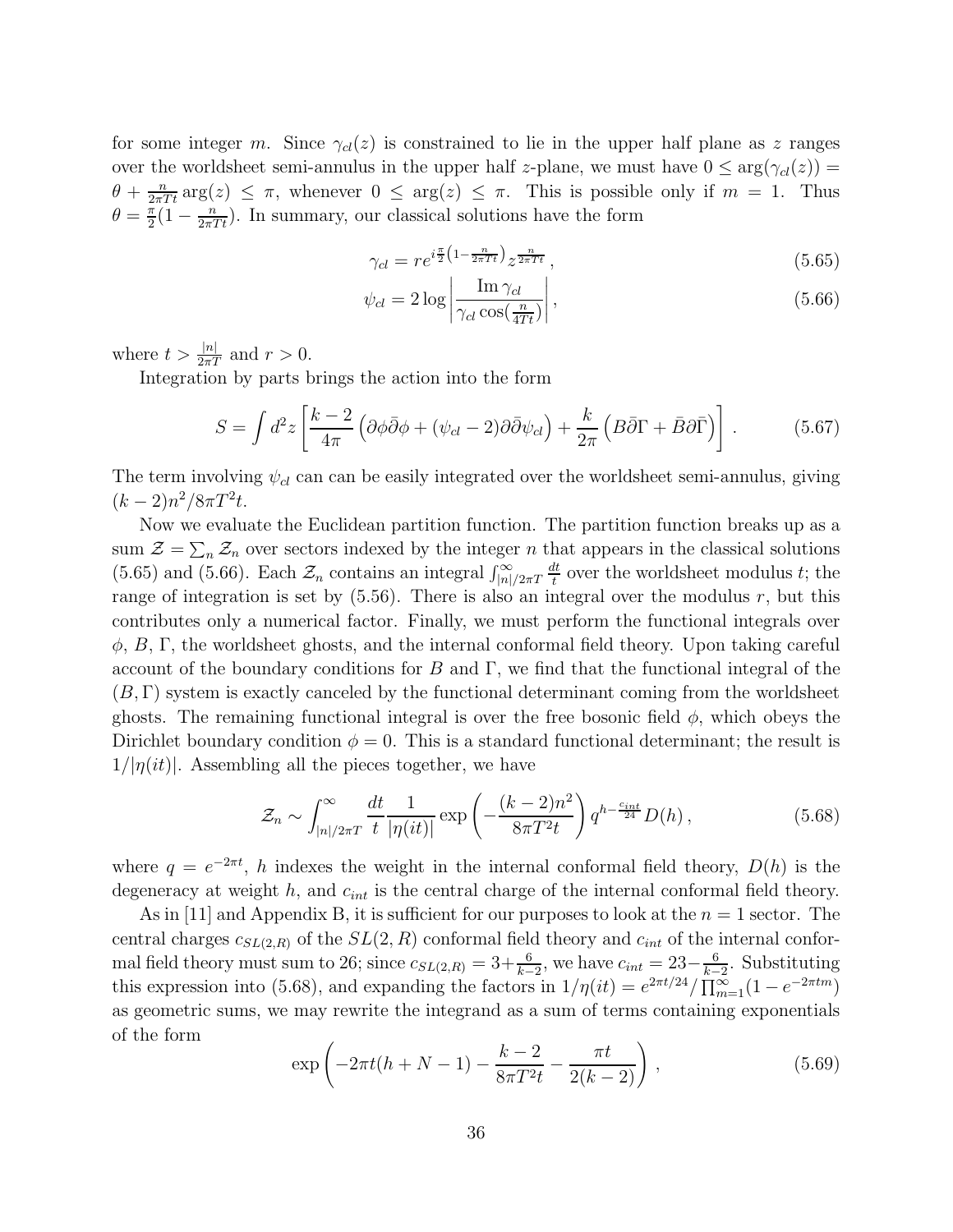for some integer $m$. Since $\gamma_{cl}(z)$ is constrained to lie in the upper half plane as $z$ ranges over the worldsheet semi-annulus in the upper half $z$-plane, we must have $0 \leq \arg(\gamma_{cl}(z)) = \theta + \frac{n}{2\pi T t}\arg(z) \leq \pi$, whenever $0 \leq \arg(z) \leq \pi$. This is possible only if $m = 1$. Thus $\theta = \frac{\pi}{2}(1 - \frac{n}{2\pi T t})$. In summary, our classical solutions have the form

$$\gamma_{cl} = r e^{i\frac{\pi}{2}\left(1-\frac{n}{2\pi T t}\right)} z^{\frac{n}{2\pi T t}}\,, \tag{5.65}$$

$$\psi_{cl} = 2\log\left|\frac{\operatorname{Im}\gamma_{cl}}{\gamma_{cl}\cos(\frac{n}{4Tt})}\right|, \tag{5.66}$$

where $t > \frac{|n|}{2\pi T}$ and $r > 0$.

Integration by parts brings the action into the form

$$S = \int d^2 z \left[\frac{k-2}{4\pi}\left(\partial\phi\bar{\partial}\phi + (\psi_{cl} - 2)\partial\bar{\partial}\psi_{cl}\right) + \frac{k}{2\pi}\left(B\bar{\partial}\Gamma + \bar{B}\partial\bar{\Gamma}\right)\right]. \tag{5.67}$$

The term involving $\psi_{cl}$ can can be easily integrated over the worldsheet semi-annulus, giving $(k-2)n^2/8\pi T^2 t$.

Now we evaluate the Euclidean partition function. The partition function breaks up as a sum $\mathcal{Z} = \sum_n \mathcal{Z}_n$ over sectors indexed by the integer $n$ that appears in the classical solutions (5.65) and (5.66). Each $\mathcal{Z}_n$ contains an integral $\int_{|n|/2\pi T}^{\infty} \frac{dt}{t}$ over the worldsheet modulus $t$; the range of integration is set by (5.56). There is also an integral over the modulus $r$, but this contributes only a numerical factor. Finally, we must perform the functional integrals over $\phi$, $B$, $\Gamma$, the worldsheet ghosts, and the internal conformal field theory. Upon taking careful account of the boundary conditions for $B$ and $\Gamma$, we find that the functional integral of the $(B,\Gamma)$ system is exactly canceled by the functional determinant coming from the worldsheet ghosts. The remaining functional integral is over the free bosonic field $\phi$, which obeys the Dirichlet boundary condition $\phi = 0$. This is a standard functional determinant; the result is $1/|\eta(it)|$. Assembling all the pieces together, we have

$$\mathcal{Z}_n \sim \int_{|n|/2\pi T}^{\infty} \frac{dt}{t}\frac{1}{|\eta(it)|}\exp\left(-\frac{(k-2)n^2}{8\pi T^2 t}\right) q^{h-\frac{c_{int}}{24}} D(h)\,, \tag{5.68}$$

where $q = e^{-2\pi t}$, $h$ indexes the weight in the internal conformal field theory, $D(h)$ is the degeneracy at weight $h$, and $c_{int}$ is the central charge of the internal conformal field theory.

As in [11] and Appendix B, it is sufficient for our purposes to look at the $n = 1$ sector. The central charges $c_{SL(2,R)}$ of the $SL(2,R)$ conformal field theory and $c_{int}$ of the internal conformal field theory must sum to 26; since $c_{SL(2,R)} = 3 + \frac{6}{k-2}$, we have $c_{int} = 23 - \frac{6}{k-2}$. Substituting this expression into (5.68), and expanding the factors in $1/\eta(it) = e^{2\pi t/24}/\prod_{m=1}^{\infty}(1 - e^{-2\pi t m})$ as geometric sums, we may rewrite the integrand as a sum of terms containing exponentials of the form

$$\exp\left(-2\pi t(h + N - 1) - \frac{k-2}{8\pi T^2 t} - \frac{\pi t}{2(k-2)}\right), \tag{5.69}$$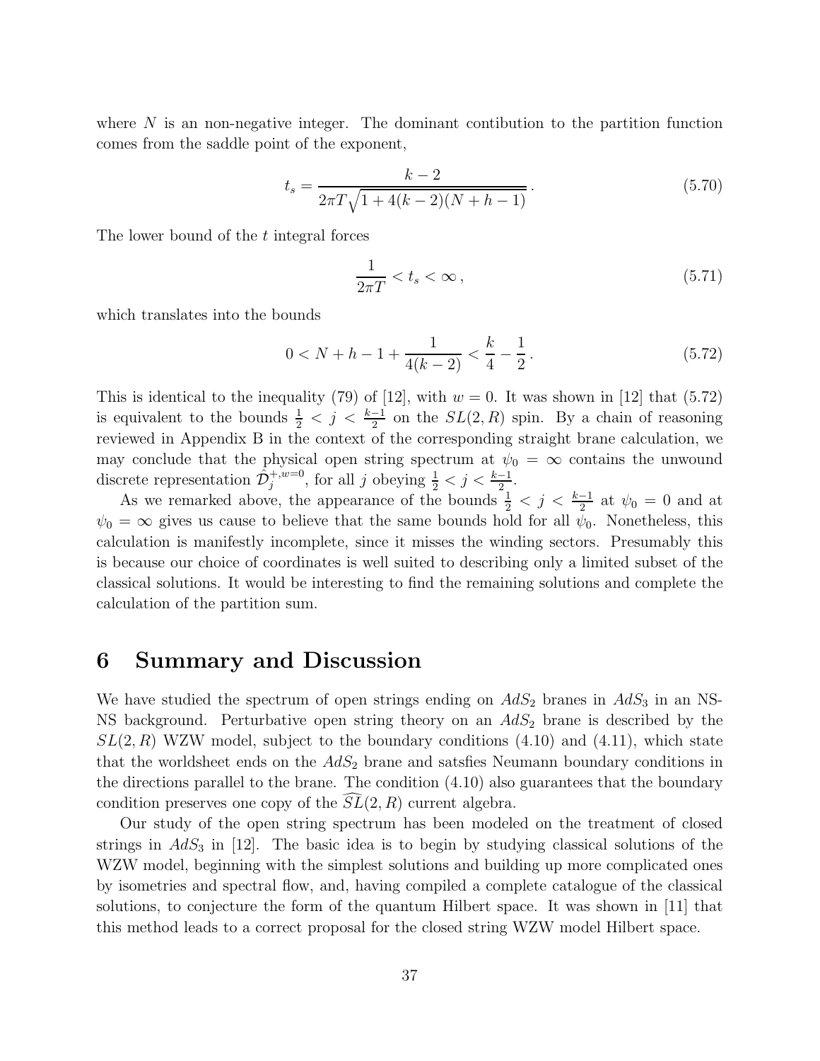where $N$ is an non-negative integer. The dominant contibution to the partition function comes from the saddle point of the exponent,

$$t_s = \frac{k-2}{2\pi T\sqrt{1+4(k-2)(N+h-1)}}\,. \tag{5.70}$$

The lower bound of the $t$ integral forces

$$\frac{1}{2\pi T} < t_s < \infty\,, \tag{5.71}$$

which translates into the bounds

$$0 < N+h-1+\frac{1}{4(k-2)} < \frac{k}{4}-\frac{1}{2}\,. \tag{5.72}$$

This is identical to the inequality (79) of [12], with $w=0$. It was shown in [12] that (5.72) is equivalent to the bounds $\frac{1}{2} < j < \frac{k-1}{2}$ on the $SL(2,R)$ spin. By a chain of reasoning reviewed in Appendix B in the context of the corresponding straight brane calculation, we may conclude that the physical open string spectrum at $\psi_0 = \infty$ contains the unwound discrete representation $\hat{\mathcal{D}}_j^{+,w=0}$, for all $j$ obeying $\frac{1}{2} < j < \frac{k-1}{2}$.

As we remarked above, the appearance of the bounds $\frac{1}{2} < j < \frac{k-1}{2}$ at $\psi_0 = 0$ and at $\psi_0 = \infty$ gives us cause to believe that the same bounds hold for all $\psi_0$. Nonetheless, this calculation is manifestly incomplete, since it misses the winding sectors. Presumably this is because our choice of coordinates is well suited to describing only a limited subset of the classical solutions. It would be interesting to find the remaining solutions and complete the calculation of the partition sum.

# 6 Summary and Discussion

We have studied the spectrum of open strings ending on $AdS_2$ branes in $AdS_3$ in an NS-NS background. Perturbative open string theory on an $AdS_2$ brane is described by the $SL(2,R)$ WZW model, subject to the boundary conditions (4.10) and (4.11), which state that the worldsheet ends on the $AdS_2$ brane and satsfies Neumann boundary conditions in the directions parallel to the brane. The condition (4.10) also guarantees that the boundary condition preserves one copy of the $\widehat{SL}(2,R)$ current algebra.

Our study of the open string spectrum has been modeled on the treatment of closed strings in $AdS_3$ in [12]. The basic idea is to begin by studying classical solutions of the WZW model, beginning with the simplest solutions and building up more complicated ones by isometries and spectral flow, and, having compiled a complete catalogue of the classical solutions, to conjecture the form of the quantum Hilbert space. It was shown in [11] that this method leads to a correct proposal for the closed string WZW model Hilbert space.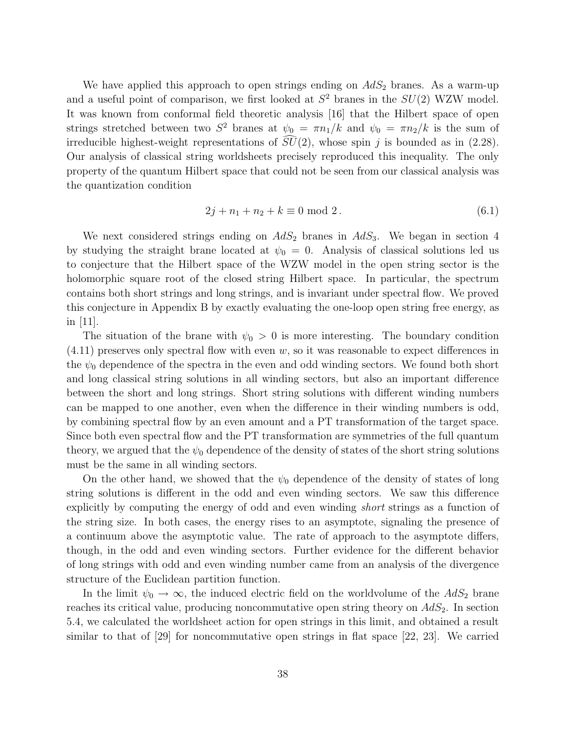We have applied this approach to open strings ending on $AdS_2$ branes. As a warm-up and a useful point of comparison, we first looked at $S^2$ branes in the $SU(2)$ WZW model. It was known from conformal field theoretic analysis [16] that the Hilbert space of open strings stretched between two $S^2$ branes at $\psi_0 = \pi n_1/k$ and $\psi_0 = \pi n_2/k$ is the sum of irreducible highest-weight representations of $\widehat{SU}(2)$, whose spin $j$ is bounded as in (2.28). Our analysis of classical string worldsheets precisely reproduced this inequality. The only property of the quantum Hilbert space that could not be seen from our classical analysis was the quantization condition

$$2j + n_1 + n_2 + k \equiv 0 \bmod 2\,. \tag{6.1}$$

We next considered strings ending on $AdS_2$ branes in $AdS_3$. We began in section 4 by studying the straight brane located at $\psi_0 = 0$. Analysis of classical solutions led us to conjecture that the Hilbert space of the WZW model in the open string sector is the holomorphic square root of the closed string Hilbert space. In particular, the spectrum contains both short strings and long strings, and is invariant under spectral flow. We proved this conjecture in Appendix B by exactly evaluating the one-loop open string free energy, as in [11].

The situation of the brane with $\psi_0 > 0$ is more interesting. The boundary condition (4.11) preserves only spectral flow with even $w$, so it was reasonable to expect differences in the $\psi_0$ dependence of the spectra in the even and odd winding sectors. We found both short and long classical string solutions in all winding sectors, but also an important difference between the short and long strings. Short string solutions with different winding numbers can be mapped to one another, even when the difference in their winding numbers is odd, by combining spectral flow by an even amount and a PT transformation of the target space. Since both even spectral flow and the PT transformation are symmetries of the full quantum theory, we argued that the $\psi_0$ dependence of the density of states of the short string solutions must be the same in all winding sectors.

On the other hand, we showed that the $\psi_0$ dependence of the density of states of long string solutions is different in the odd and even winding sectors. We saw this difference explicitly by computing the energy of odd and even winding *short* strings as a function of the string size. In both cases, the energy rises to an asymptote, signaling the presence of a continuum above the asymptotic value. The rate of approach to the asymptote differs, though, in the odd and even winding sectors. Further evidence for the different behavior of long strings with odd and even winding number came from an analysis of the divergence structure of the Euclidean partition function.

In the limit $\psi_0 \to \infty$, the induced electric field on the worldvolume of the $AdS_2$ brane reaches its critical value, producing noncommutative open string theory on $AdS_2$. In section 5.4, we calculated the worldsheet action for open strings in this limit, and obtained a result similar to that of [29] for noncommutative open strings in flat space [22, 23]. We carried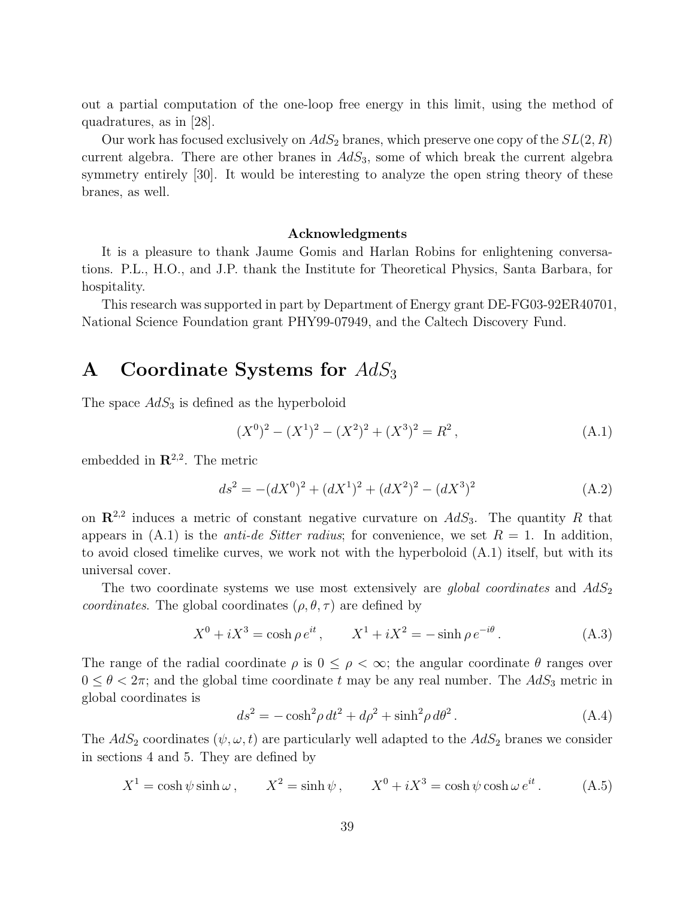out a partial computation of the one-loop free energy in this limit, using the method of quadratures, as in [28].

Our work has focused exclusively on $AdS_2$ branes, which preserve one copy of the $SL(2,R)$ current algebra. There are other branes in $AdS_3$, some of which break the current algebra symmetry entirely [30]. It would be interesting to analyze the open string theory of these branes, as well.

**Acknowledgments**

It is a pleasure to thank Jaume Gomis and Harlan Robins for enlightening conversations. P.L., H.O., and J.P. thank the Institute for Theoretical Physics, Santa Barbara, for hospitality.

This research was supported in part by Department of Energy grant DE-FG03-92ER40701, National Science Foundation grant PHY99-07949, and the Caltech Discovery Fund.

# A Coordinate Systems for $AdS_3$

The space $AdS_3$ is defined as the hyperboloid

$$(X^0)^2 - (X^1)^2 - (X^2)^2 + (X^3)^2 = R^2 \,, \tag{A.1}$$

embedded in $\mathbf{R}^{2,2}$. The metric

$$ds^2 = -(dX^0)^2 + (dX^1)^2 + (dX^2)^2 - (dX^3)^2 \tag{A.2}$$

on $\mathbf{R}^{2,2}$ induces a metric of constant negative curvature on $AdS_3$. The quantity $R$ that appears in (A.1) is the *anti-de Sitter radius*; for convenience, we set $R = 1$. In addition, to avoid closed timelike curves, we work not with the hyperboloid (A.1) itself, but with its universal cover.

The two coordinate systems we use most extensively are *global coordinates* and *$AdS_2$ coordinates*. The global coordinates $(\rho, \theta, \tau)$ are defined by

$$X^0 + iX^3 = \cosh\rho \, e^{it} \,, \qquad X^1 + iX^2 = -\sinh\rho \, e^{-i\theta} \,. \tag{A.3}$$

The range of the radial coordinate $\rho$ is $0 \leq \rho < \infty$; the angular coordinate $\theta$ ranges over $0 \leq \theta < 2\pi$; and the global time coordinate $t$ may be any real number. The $AdS_3$ metric in global coordinates is

$$ds^2 = -\cosh^2\!\rho \, dt^2 + d\rho^2 + \sinh^2\!\rho \, d\theta^2 \,. \tag{A.4}$$

The $AdS_2$ coordinates $(\psi, \omega, t)$ are particularly well adapted to the $AdS_2$ branes we consider in sections 4 and 5. They are defined by

$$X^1 = \cosh\psi \sinh\omega \,, \qquad X^2 = \sinh\psi \,, \qquad X^0 + iX^3 = \cosh\psi \cosh\omega \, e^{it} \,. \tag{A.5}$$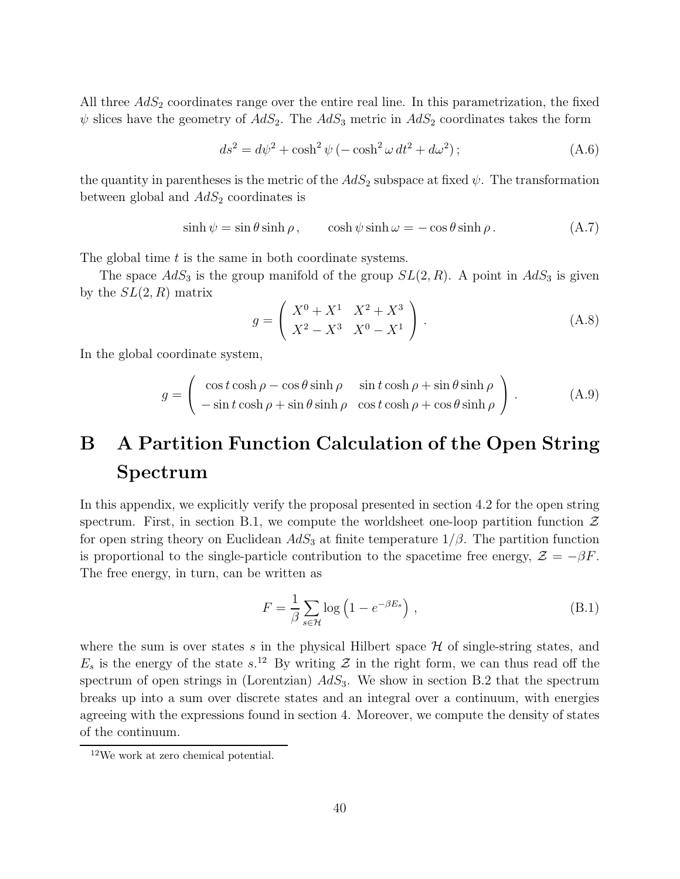All three $AdS_2$ coordinates range over the entire real line. In this parametrization, the fixed $\psi$ slices have the geometry of $AdS_2$. The $AdS_3$ metric in $AdS_2$ coordinates takes the form

$$ds^2 = d\psi^2 + \cosh^2\psi\,(-\cosh^2\omega\,dt^2 + d\omega^2)\,; \tag{A.6}$$

the quantity in parentheses is the metric of the $AdS_2$ subspace at fixed $\psi$. The transformation between global and $AdS_2$ coordinates is

$$\sinh\psi = \sin\theta\sinh\rho\,, \qquad \cosh\psi\sinh\omega = -\cos\theta\sinh\rho\,. \tag{A.7}$$

The global time $t$ is the same in both coordinate systems.

The space $AdS_3$ is the group manifold of the group $SL(2,R)$. A point in $AdS_3$ is given by the $SL(2,R)$ matrix

$$g = \left(\begin{array}{cc} X^0 + X^1 & X^2 + X^3 \\ X^2 - X^3 & X^0 - X^1 \end{array}\right)\,. \tag{A.8}$$

In the global coordinate system,

$$g = \left(\begin{array}{cc} \cos t\cosh\rho - \cos\theta\sinh\rho & \sin t\cosh\rho + \sin\theta\sinh\rho \\ -\sin t\cosh\rho + \sin\theta\sinh\rho & \cos t\cosh\rho + \cos\theta\sinh\rho \end{array}\right)\,. \tag{A.9}$$

# B A Partition Function Calculation of the Open String Spectrum

In this appendix, we explicitly verify the proposal presented in section 4.2 for the open string spectrum. First, in section B.1, we compute the worldsheet one-loop partition function $\mathcal{Z}$ for open string theory on Euclidean $AdS_3$ at finite temperature $1/\beta$. The partition function is proportional to the single-particle contribution to the spacetime free energy, $\mathcal{Z} = -\beta F$. The free energy, in turn, can be written as

$$F = \frac{1}{\beta}\sum_{s\in\mathcal{H}}\log\left(1 - e^{-\beta E_s}\right)\,, \tag{B.1}$$

where the sum is over states $s$ in the physical Hilbert space $\mathcal{H}$ of single-string states, and $E_s$ is the energy of the state $s$.[12] By writing $\mathcal{Z}$ in the right form, we can thus read off the spectrum of open strings in (Lorentzian) $AdS_3$. We show in section B.2 that the spectrum breaks up into a sum over discrete states and an integral over a continuum, with energies agreeing with the expressions found in section 4. Moreover, we compute the density of states of the continuum.

[12] We work at zero chemical potential.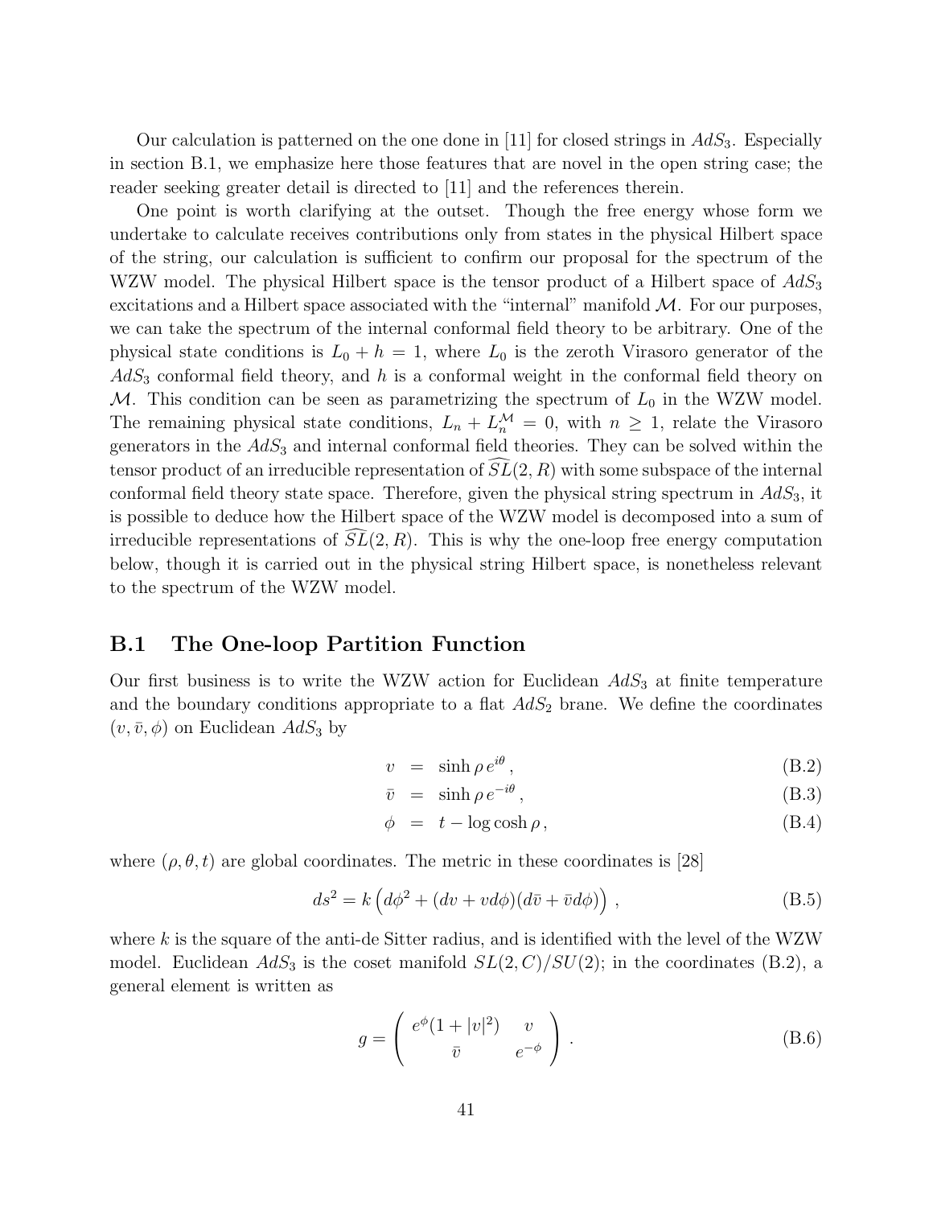Our calculation is patterned on the one done in [11] for closed strings in $AdS_3$. Especially in section B.1, we emphasize here those features that are novel in the open string case; the reader seeking greater detail is directed to [11] and the references therein.

One point is worth clarifying at the outset. Though the free energy whose form we undertake to calculate receives contributions only from states in the physical Hilbert space of the string, our calculation is sufficient to confirm our proposal for the spectrum of the WZW model. The physical Hilbert space is the tensor product of a Hilbert space of $AdS_3$ excitations and a Hilbert space associated with the "internal" manifold $\mathcal{M}$. For our purposes, we can take the spectrum of the internal conformal field theory to be arbitrary. One of the physical state conditions is $L_0 + h = 1$, where $L_0$ is the zeroth Virasoro generator of the $AdS_3$ conformal field theory, and $h$ is a conformal weight in the conformal field theory on $\mathcal{M}$. This condition can be seen as parametrizing the spectrum of $L_0$ in the WZW model. The remaining physical state conditions, $L_n + L_n^{\mathcal{M}} = 0$, with $n \geq 1$, relate the Virasoro generators in the $AdS_3$ and internal conformal field theories. They can be solved within the tensor product of an irreducible representation of $\widehat{SL}(2,R)$ with some subspace of the internal conformal field theory state space. Therefore, given the physical string spectrum in $AdS_3$, it is possible to deduce how the Hilbert space of the WZW model is decomposed into a sum of irreducible representations of $\widehat{SL}(2,R)$. This is why the one-loop free energy computation below, though it is carried out in the physical string Hilbert space, is nonetheless relevant to the spectrum of the WZW model.

## B.1 The One-loop Partition Function

Our first business is to write the WZW action for Euclidean $AdS_3$ at finite temperature and the boundary conditions appropriate to a flat $AdS_2$ brane. We define the coordinates $(v, \bar{v}, \phi)$ on Euclidean $AdS_3$ by

$$v = \sinh \rho \, e^{i\theta} \,, \tag{B.2}$$

$$\bar{v} = \sinh \rho \, e^{-i\theta} \,, \tag{B.3}$$

$$\phi = t - \log \cosh \rho \,, \tag{B.4}$$

where $(\rho, \theta, t)$ are global coordinates. The metric in these coordinates is [28]

$$ds^2 = k \left( d\phi^2 + (dv + v d\phi)(d\bar{v} + \bar{v} d\phi) \right) \,, \tag{B.5}$$

where $k$ is the square of the anti-de Sitter radius, and is identified with the level of the WZW model. Euclidean $AdS_3$ is the coset manifold $SL(2,C)/SU(2)$; in the coordinates (B.2), a general element is written as

$$g = \begin{pmatrix} e^{\phi}(1 + |v|^2) & v \\ \bar{v} & e^{-\phi} \end{pmatrix} \,. \tag{B.6}$$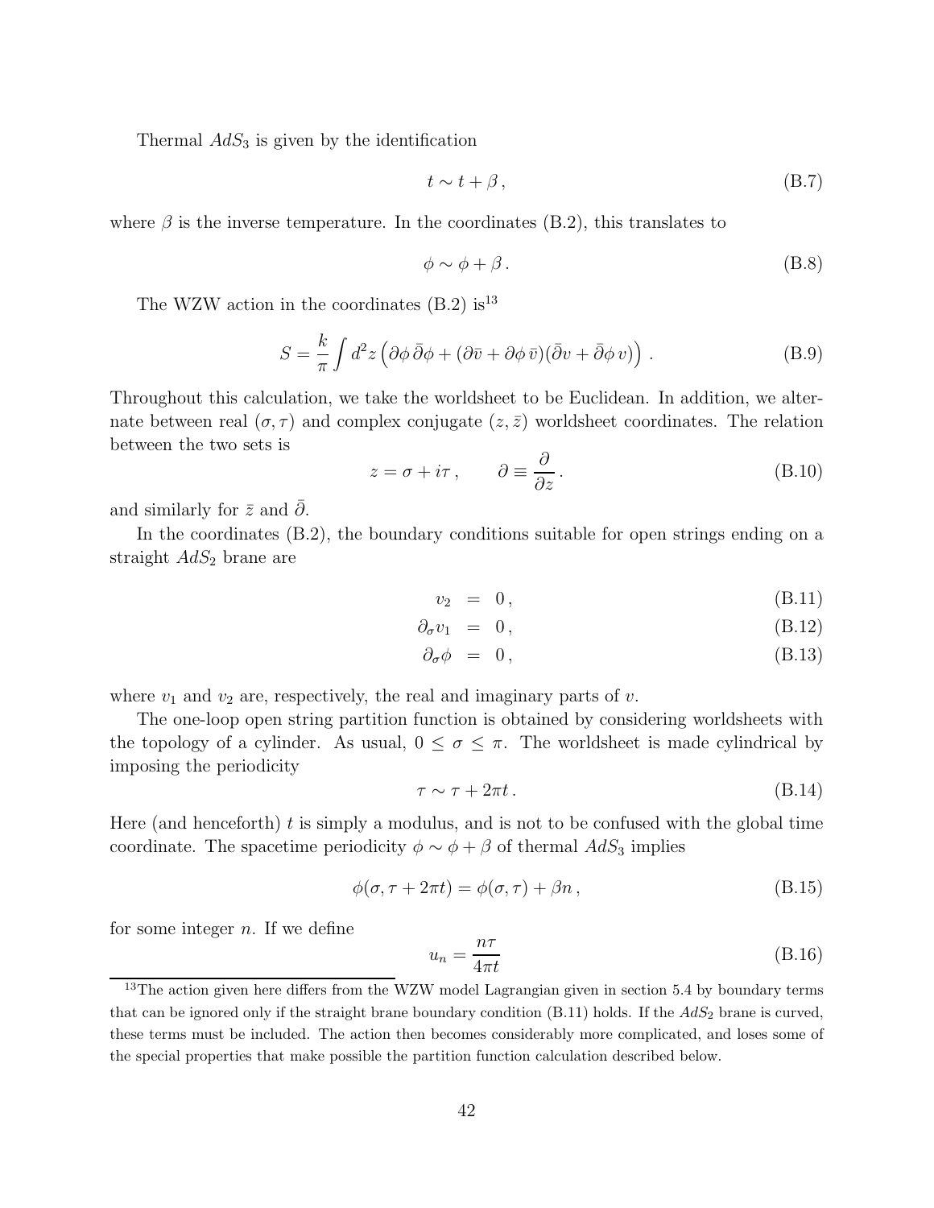Thermal $AdS_3$ is given by the identification

$$t \sim t + \beta \,, \tag{B.7}$$

where $\beta$ is the inverse temperature. In the coordinates (B.2), this translates to

$$\phi \sim \phi + \beta \,. \tag{B.8}$$

The WZW action in the coordinates (B.2) is[13]

$$S = \frac{k}{\pi} \int d^2 z \left( \partial\phi \, \bar{\partial}\phi + (\partial\bar{v} + \partial\phi \, \bar{v})(\bar{\partial} v + \bar{\partial}\phi \, v) \right) \,. \tag{B.9}$$

Throughout this calculation, we take the worldsheet to be Euclidean. In addition, we alternate between real $(\sigma, \tau)$ and complex conjugate $(z, \bar{z})$ worldsheet coordinates. The relation between the two sets is

$$z = \sigma + i\tau \,, \qquad \partial \equiv \frac{\partial}{\partial z} \,. \tag{B.10}$$

and similarly for $\bar{z}$ and $\bar{\partial}$.

In the coordinates (B.2), the boundary conditions suitable for open strings ending on a straight $AdS_2$ brane are

$$v_2 \; = \; 0 \,, \tag{B.11}$$

$$\partial_\sigma v_1 \; = \; 0 \,, \tag{B.12}$$

$$\partial_\sigma \phi \; = \; 0 \,, \tag{B.13}$$

where $v_1$ and $v_2$ are, respectively, the real and imaginary parts of $v$.

The one-loop open string partition function is obtained by considering worldsheets with the topology of a cylinder. As usual, $0 \leq \sigma \leq \pi$. The worldsheet is made cylindrical by imposing the periodicity

$$\tau \sim \tau + 2\pi t \,. \tag{B.14}$$

Here (and henceforth) $t$ is simply a modulus, and is not to be confused with the global time coordinate. The spacetime periodicity $\phi \sim \phi + \beta$ of thermal $AdS_3$ implies

$$\phi(\sigma, \tau + 2\pi t) = \phi(\sigma, \tau) + \beta n \,, \tag{B.15}$$

for some integer $n$. If we define

$$u_n = \frac{n\tau}{4\pi t} \tag{B.16}$$

[13]The action given here differs from the WZW model Lagrangian given in section 5.4 by boundary terms that can be ignored only if the straight brane boundary condition (B.11) holds. If the $AdS_2$ brane is curved, these terms must be included. The action then becomes considerably more complicated, and loses some of the special properties that make possible the partition function calculation described below.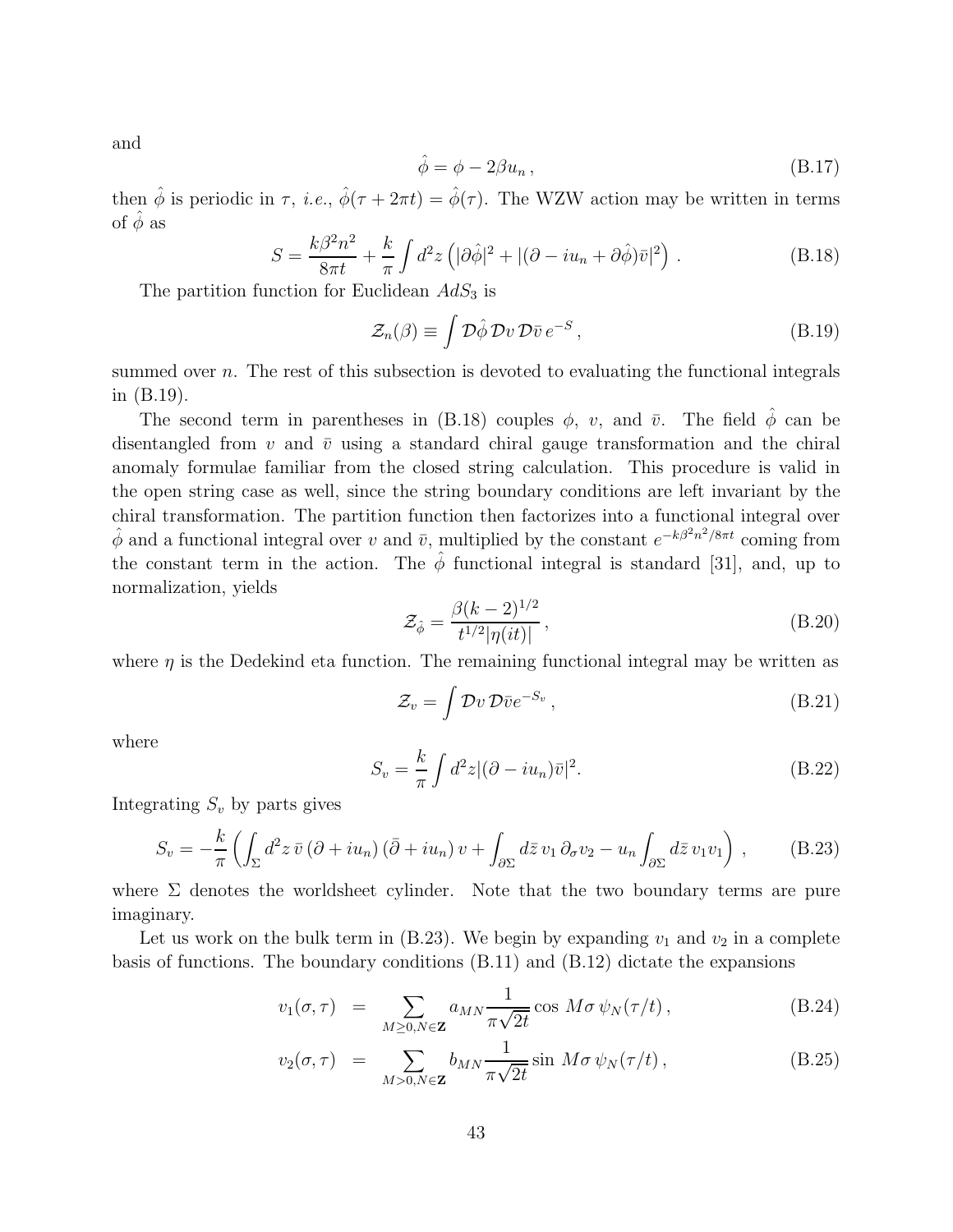and

$$\hat{\phi} = \phi - 2\beta u_n \,, \tag{B.17}$$

then $\hat{\phi}$ is periodic in $\tau$, *i.e.*, $\hat{\phi}(\tau + 2\pi t) = \hat{\phi}(\tau)$. The WZW action may be written in terms of $\hat{\phi}$ as

$$S = \frac{k\beta^2 n^2}{8\pi t} + \frac{k}{\pi}\int d^2z \left(|\partial\hat{\phi}|^2 + |(\partial - iu_n + \partial\hat{\phi})\bar{v}|^2\right) . \tag{B.18}$$

The partition function for Euclidean $AdS_3$ is

$$\mathcal{Z}_n(\beta) \equiv \int \mathcal{D}\hat{\phi}\, \mathcal{D}v\, \mathcal{D}\bar{v}\, e^{-S} \,, \tag{B.19}$$

summed over $n$. The rest of this subsection is devoted to evaluating the functional integrals in (B.19).

The second term in parentheses in (B.18) couples $\phi$, $v$, and $\bar{v}$. The field $\hat{\phi}$ can be disentangled from $v$ and $\bar{v}$ using a standard chiral gauge transformation and the chiral anomaly formulae familiar from the closed string calculation. This procedure is valid in the open string case as well, since the string boundary conditions are left invariant by the chiral transformation. The partition function then factorizes into a functional integral over $\hat{\phi}$ and a functional integral over $v$ and $\bar{v}$, multiplied by the constant $e^{-k\beta^2 n^2/8\pi t}$ coming from the constant term in the action. The $\hat{\phi}$ functional integral is standard [31], and, up to normalization, yields

$$\mathcal{Z}_{\hat{\phi}} = \frac{\beta(k-2)^{1/2}}{t^{1/2}|\eta(it)|} \,, \tag{B.20}$$

where $\eta$ is the Dedekind eta function. The remaining functional integral may be written as

$$\mathcal{Z}_v = \int \mathcal{D}v\, \mathcal{D}\bar{v} e^{-S_v} \,, \tag{B.21}$$

where

$$S_v = \frac{k}{\pi}\int d^2z |(\partial - iu_n)\bar{v}|^2. \tag{B.22}$$

Integrating $S_v$ by parts gives

$$S_v = -\frac{k}{\pi}\left(\int_\Sigma d^2z\, \bar{v}\,(\partial + iu_n)\,(\bar{\partial} + iu_n)\, v + \int_{\partial\Sigma} d\bar{z}\, v_1\, \partial_\sigma v_2 - u_n \int_{\partial\Sigma} d\bar{z}\, v_1 v_1\right) , \tag{B.23}$$

where $\Sigma$ denotes the worldsheet cylinder. Note that the two boundary terms are pure imaginary.

Let us work on the bulk term in (B.23). We begin by expanding $v_1$ and $v_2$ in a complete basis of functions. The boundary conditions (B.11) and (B.12) dictate the expansions

$$v_1(\sigma,\tau) = \sum_{M\geq 0, N\in\mathbf{Z}} a_{MN} \frac{1}{\pi\sqrt{2t}} \cos\, M\sigma\, \psi_N(\tau/t) \,, \tag{B.24}$$

$$v_2(\sigma,\tau) = \sum_{M>0, N\in\mathbf{Z}} b_{MN} \frac{1}{\pi\sqrt{2t}} \sin\, M\sigma\, \psi_N(\tau/t) \,, \tag{B.25}$$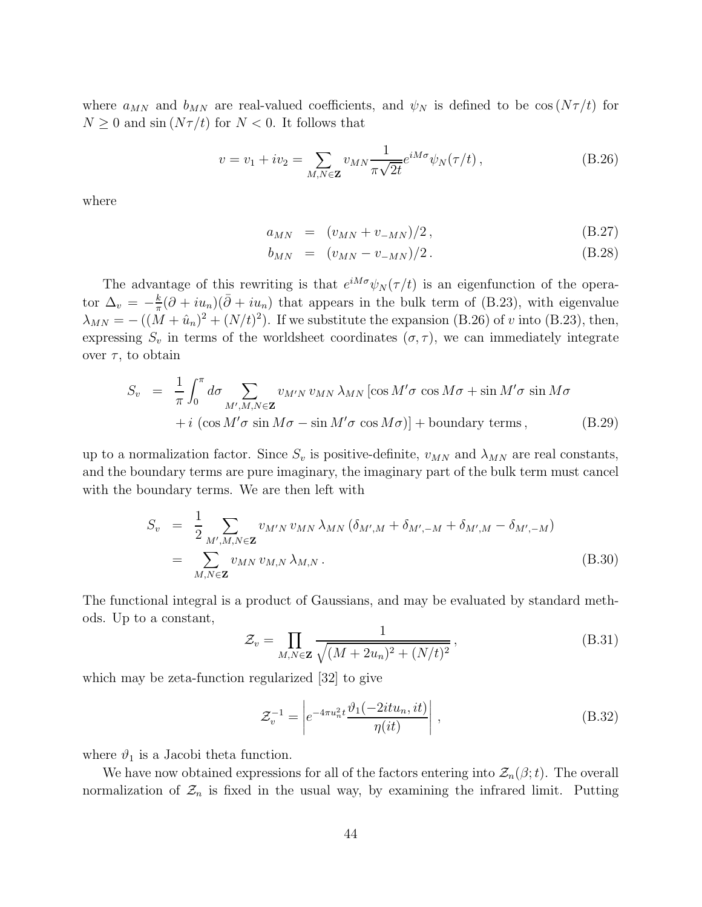where $a_{MN}$ and $b_{MN}$ are real-valued coefficients, and $\psi_N$ is defined to be $\cos(N\tau/t)$ for $N \geq 0$ and $\sin(N\tau/t)$ for $N < 0$. It follows that

$$v = v_1 + iv_2 = \sum_{M,N\in\mathbf{Z}} v_{MN} \frac{1}{\pi\sqrt{2t}} e^{iM\sigma} \psi_N(\tau/t)\,, \tag{B.26}$$

where

$$a_{MN} = (v_{MN} + v_{-MN})/2\,, \tag{B.27}$$

$$b_{MN} = (v_{MN} - v_{-MN})/2\,. \tag{B.28}$$

The advantage of this rewriting is that $e^{iM\sigma}\psi_N(\tau/t)$ is an eigenfunction of the operator $\Delta_v = -\frac{k}{\pi}(\partial + iu_n)(\bar{\partial} + iu_n)$ that appears in the bulk term of (B.23), with eigenvalue $\lambda_{MN} = -\left((M + \hat{u}_n)^2 + (N/t)^2\right)$. If we substitute the expansion (B.26) of $v$ into (B.23), then, expressing $S_v$ in terms of the worldsheet coordinates $(\sigma, \tau)$, we can immediately integrate over $\tau$, to obtain

$$\begin{aligned} S_v &= \frac{1}{\pi}\int_0^\pi d\sigma \sum_{M',M,N\in\mathbf{Z}} v_{M'N}\, v_{MN}\, \lambda_{MN} \left[\cos M'\sigma\, \cos M\sigma + \sin M'\sigma\, \sin M\sigma \right. \\ &\quad \left. + i\, (\cos M'\sigma\, \sin M\sigma - \sin M'\sigma\, \cos M\sigma)\right] + \text{boundary terms}\,, \end{aligned} \tag{B.29}$$

up to a normalization factor. Since $S_v$ is positive-definite, $v_{MN}$ and $\lambda_{MN}$ are real constants, and the boundary terms are pure imaginary, the imaginary part of the bulk term must cancel with the boundary terms. We are then left with

$$\begin{aligned} S_v &= \frac{1}{2}\sum_{M',M,N\in\mathbf{Z}} v_{M'N}\, v_{MN}\, \lambda_{MN}\, (\delta_{M',M} + \delta_{M',-M} + \delta_{M',M} - \delta_{M',-M}) \\ &= \sum_{M,N\in\mathbf{Z}} v_{MN}\, v_{M,N}\, \lambda_{M,N}\,. \end{aligned} \tag{B.30}$$

The functional integral is a product of Gaussians, and may be evaluated by standard methods. Up to a constant,

$$\mathcal{Z}_v = \prod_{M,N\in\mathbf{Z}} \frac{1}{\sqrt{(M + 2u_n)^2 + (N/t)^2}}\,, \tag{B.31}$$

which may be zeta-function regularized [32] to give

$$\mathcal{Z}_v^{-1} = \left| e^{-4\pi u_n^2 t} \frac{\vartheta_1(-2itu_n, it)}{\eta(it)} \right|\,, \tag{B.32}$$

where $\vartheta_1$ is a Jacobi theta function.

We have now obtained expressions for all of the factors entering into $\mathcal{Z}_n(\beta; t)$. The overall normalization of $\mathcal{Z}_n$ is fixed in the usual way, by examining the infrared limit. Putting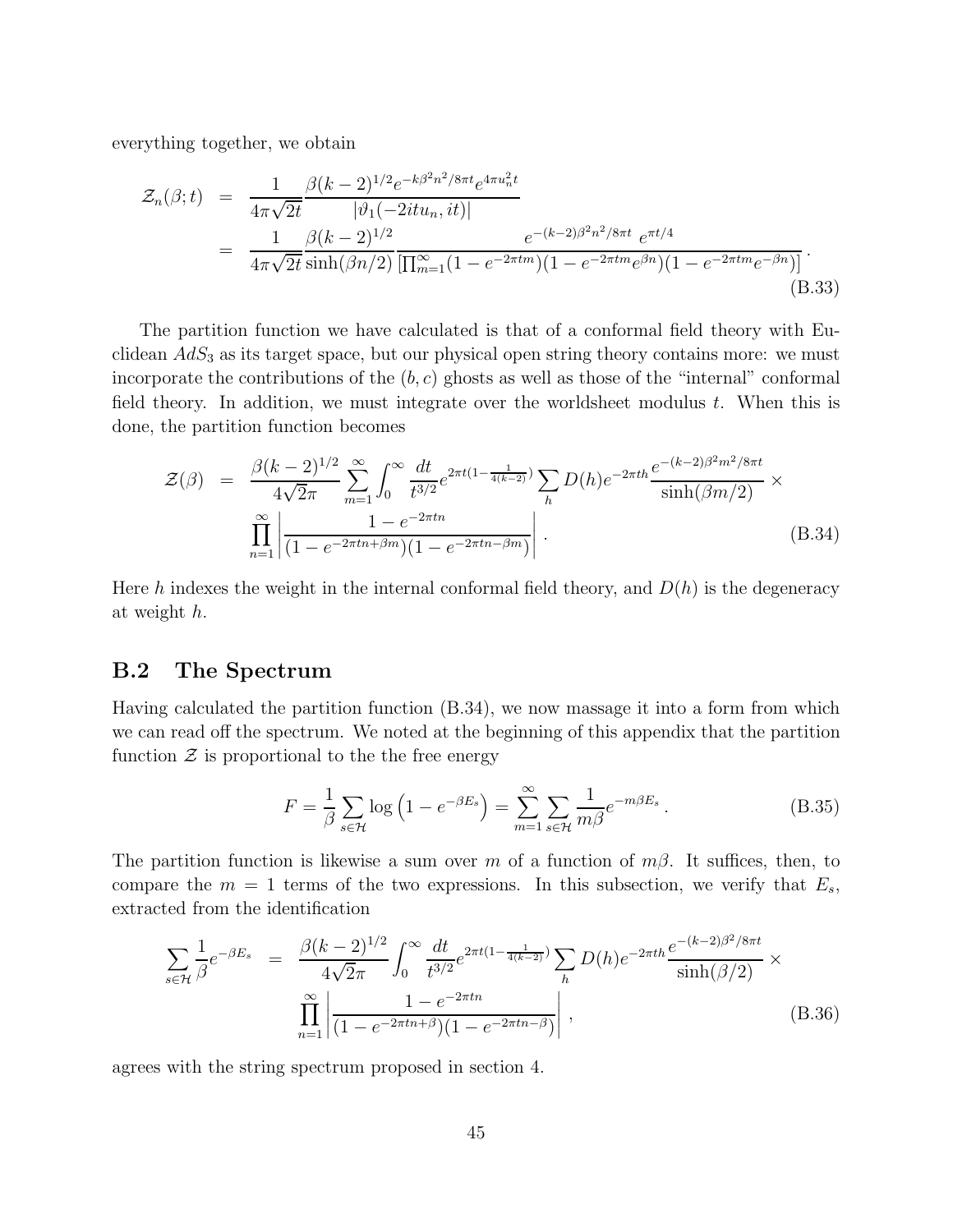everything together, we obtain

$$
\begin{aligned}
\mathcal{Z}_n(\beta;t) &= \frac{1}{4\pi\sqrt{2t}} \frac{\beta(k-2)^{1/2} e^{-k\beta^2 n^2/8\pi t} e^{4\pi u_n^2 t}}{|\vartheta_1(-2itu_n, it)|} \\
&= \frac{1}{4\pi\sqrt{2t}} \frac{\beta(k-2)^{1/2}}{\sinh(\beta n/2)} \frac{e^{-(k-2)\beta^2 n^2/8\pi t}\ e^{\pi t/4}}{\left[\prod_{m=1}^{\infty}(1-e^{-2\pi t m})(1-e^{-2\pi t m}e^{\beta n})(1-e^{-2\pi t m}e^{-\beta n})\right]} .
\end{aligned}
\tag{B.33}
$$

The partition function we have calculated is that of a conformal field theory with Euclidean $AdS_3$ as its target space, but our physical open string theory contains more: we must incorporate the contributions of the $(b,c)$ ghosts as well as those of the "internal" conformal field theory. In addition, we must integrate over the worldsheet modulus $t$. When this is done, the partition function becomes

$$
\begin{aligned}
\mathcal{Z}(\beta) &= \frac{\beta(k-2)^{1/2}}{4\sqrt{2}\pi} \sum_{m=1}^{\infty} \int_0^{\infty} \frac{dt}{t^{3/2}} e^{2\pi t(1-\frac{1}{4(k-2)})} \sum_h D(h) e^{-2\pi t h} \frac{e^{-(k-2)\beta^2 m^2/8\pi t}}{\sinh(\beta m/2)} \times \\
&\quad \prod_{n=1}^{\infty} \left| \frac{1-e^{-2\pi t n}}{(1-e^{-2\pi t n+\beta m})(1-e^{-2\pi t n-\beta m})} \right| .
\end{aligned}
\tag{B.34}
$$

Here $h$ indexes the weight in the internal conformal field theory, and $D(h)$ is the degeneracy at weight $h$.

## B.2 The Spectrum

Having calculated the partition function (B.34), we now massage it into a form from which we can read off the spectrum. We noted at the beginning of this appendix that the partition function $\mathcal{Z}$ is proportional to the the free energy

$$
F = \frac{1}{\beta} \sum_{s\in\mathcal{H}} \log\left(1-e^{-\beta E_s}\right) = \sum_{m=1}^{\infty} \sum_{s\in\mathcal{H}} \frac{1}{m\beta} e^{-m\beta E_s} . \tag{B.35}
$$

The partition function is likewise a sum over $m$ of a function of $m\beta$. It suffices, then, to compare the $m=1$ terms of the two expressions. In this subsection, we verify that $E_s$, extracted from the identification

$$
\begin{aligned}
\sum_{s\in\mathcal{H}} \frac{1}{\beta} e^{-\beta E_s} &= \frac{\beta(k-2)^{1/2}}{4\sqrt{2}\pi} \int_0^{\infty} \frac{dt}{t^{3/2}} e^{2\pi t(1-\frac{1}{4(k-2)})} \sum_h D(h) e^{-2\pi t h} \frac{e^{-(k-2)\beta^2/8\pi t}}{\sinh(\beta/2)} \times \\
&\quad \prod_{n=1}^{\infty} \left| \frac{1-e^{-2\pi t n}}{(1-e^{-2\pi t n+\beta})(1-e^{-2\pi t n-\beta})} \right| ,
\end{aligned}
\tag{B.36}
$$

agrees with the string spectrum proposed in section 4.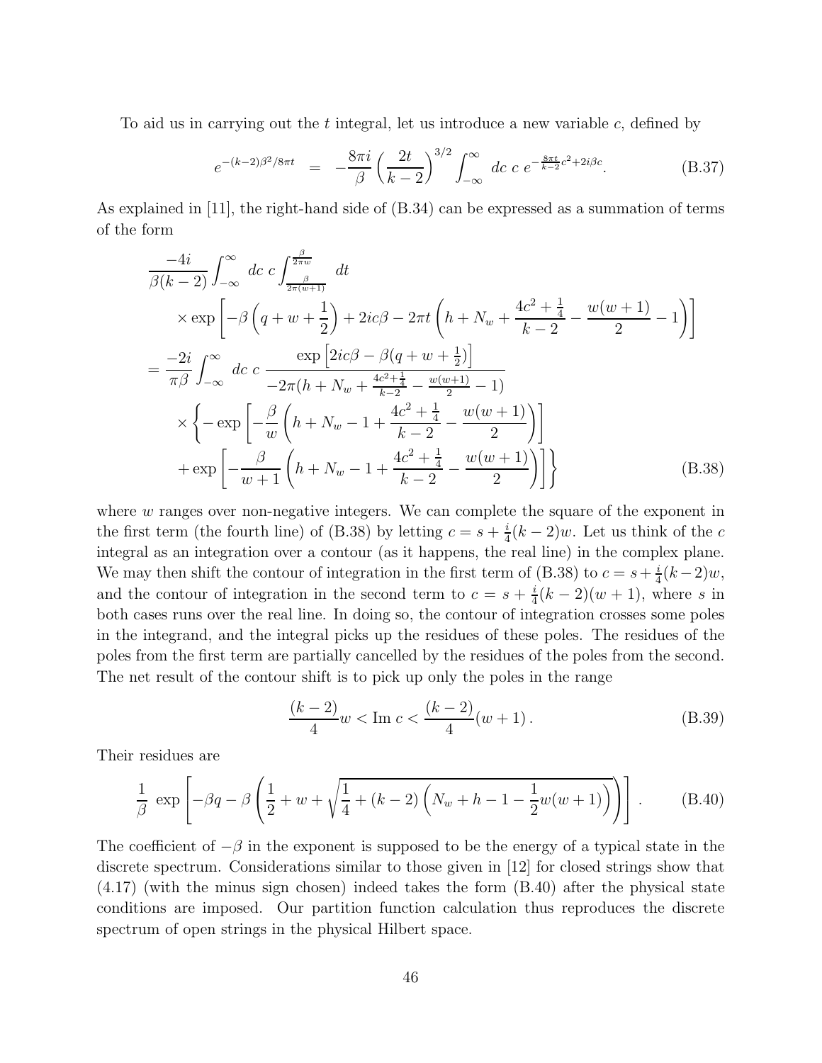To aid us in carrying out the $t$ integral, let us introduce a new variable $c$, defined by

$$e^{-(k-2)\beta^2/8\pi t} \;\; = \;\; -\frac{8\pi i}{\beta}\left(\frac{2t}{k-2}\right)^{3/2}\int_{-\infty}^{\infty}\, dc \; c \; e^{-\frac{8\pi t}{k-2}c^2+2i\beta c}. \tag{B.37}$$

As explained in [11], the right-hand side of (B.34) can be expressed as a summation of terms of the form

$$\begin{aligned}
&\frac{-4i}{\beta(k-2)}\int_{-\infty}^{\infty}\, dc \; c\int_{\frac{\beta}{2\pi(w+1)}}^{\frac{\beta}{2\pi w}}\; dt \\
&\quad\times\exp\left[-\beta\left(q+w+\frac{1}{2}\right)+2ic\beta-2\pi t\left(h+N_w+\frac{4c^2+\frac{1}{4}}{k-2}-\frac{w(w+1)}{2}-1\right)\right] \\
&=\frac{-2i}{\pi\beta}\int_{-\infty}^{\infty}\, dc \; c \; \frac{\exp\left[2ic\beta-\beta(q+w+\frac{1}{2})\right]}{-2\pi(h+N_w+\frac{4c^2+\frac{1}{4}}{k-2}-\frac{w(w+1)}{2}-1)} \\
&\quad\times\left\{-\exp\left[-\frac{\beta}{w}\left(h+N_w-1+\frac{4c^2+\frac{1}{4}}{k-2}-\frac{w(w+1)}{2}\right)\right]\right. \\
&\quad\left.+\exp\left[-\frac{\beta}{w+1}\left(h+N_w-1+\frac{4c^2+\frac{1}{4}}{k-2}-\frac{w(w+1)}{2}\right)\right]\right\}
\end{aligned} \tag{B.38}$$

where $w$ ranges over non-negative integers. We can complete the square of the exponent in the first term (the fourth line) of (B.38) by letting $c = s + \frac{i}{4}(k-2)w$. Let us think of the $c$ integral as an integration over a contour (as it happens, the real line) in the complex plane. We may then shift the contour of integration in the first term of (B.38) to $c = s+\frac{i}{4}(k-2)w$, and the contour of integration in the second term to $c = s + \frac{i}{4}(k-2)(w+1)$, where $s$ in both cases runs over the real line. In doing so, the contour of integration crosses some poles in the integrand, and the integral picks up the residues of these poles. The residues of the poles from the first term are partially cancelled by the residues of the poles from the second. The net result of the contour shift is to pick up only the poles in the range

$$\frac{(k-2)}{4}w < \text{Im}\; c < \frac{(k-2)}{4}(w+1)\,. \tag{B.39}$$

Their residues are

$$\frac{1}{\beta}\;\exp\left[-\beta q-\beta\left(\frac{1}{2}+w+\sqrt{\frac{1}{4}+(k-2)\left(N_w+h-1-\frac{1}{2}w(w+1)\right)}\right)\right]. \tag{B.40}$$

The coefficient of $-\beta$ in the exponent is supposed to be the energy of a typical state in the discrete spectrum. Considerations similar to those given in [12] for closed strings show that (4.17) (with the minus sign chosen) indeed takes the form (B.40) after the physical state conditions are imposed. Our partition function calculation thus reproduces the discrete spectrum of open strings in the physical Hilbert space.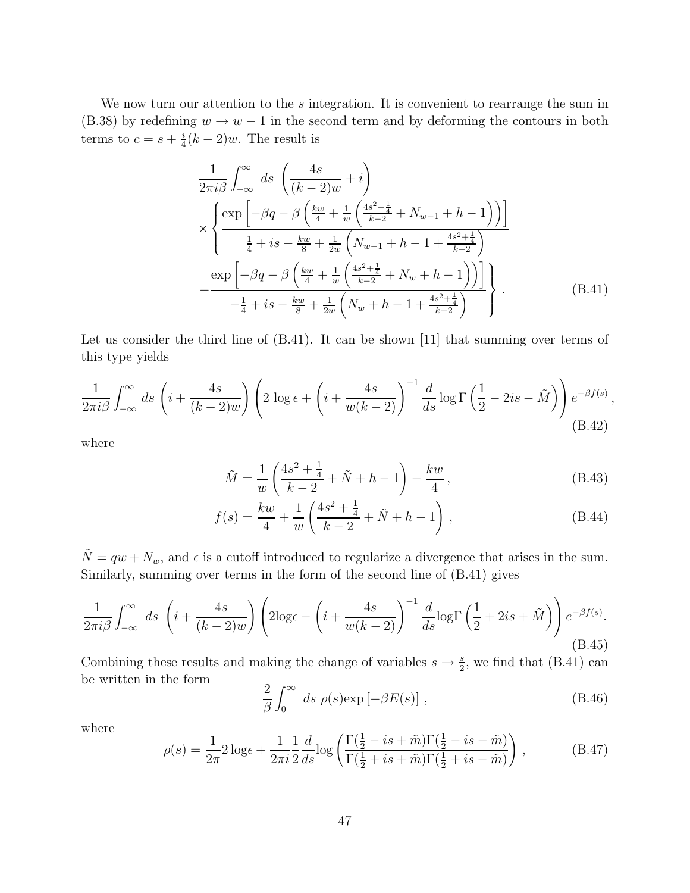We now turn our attention to the $s$ integration. It is convenient to rearrange the sum in (B.38) by redefining $w \to w-1$ in the second term and by deforming the contours in both terms to $c = s + \frac{i}{4}(k-2)w$. The result is

$$
\begin{aligned}
&\frac{1}{2\pi i\beta}\int_{-\infty}^{\infty} ds\ \left(\frac{4s}{(k-2)w}+i\right) \\
&\times\left\{\frac{\exp\left[-\beta q-\beta\left(\frac{kw}{4}+\frac{1}{w}\left(\frac{4s^2+\frac{1}{4}}{k-2}+N_{w-1}+h-1\right)\right)\right]}{\frac{1}{4}+is-\frac{kw}{8}+\frac{1}{2w}\left(N_{w-1}+h-1+\frac{4s^2+\frac{1}{4}}{k-2}\right)}\right. \\
&\left.-\frac{\exp\left[-\beta q-\beta\left(\frac{kw}{4}+\frac{1}{w}\left(\frac{4s^2+\frac{1}{4}}{k-2}+N_{w}+h-1\right)\right)\right]}{-\frac{1}{4}+is-\frac{kw}{8}+\frac{1}{2w}\left(N_{w}+h-1+\frac{4s^2+\frac{1}{4}}{k-2}\right)}\right\}.
\end{aligned}
\tag{B.41}
$$

Let us consider the third line of (B.41). It can be shown [11] that summing over terms of this type yields

$$
\frac{1}{2\pi i\beta}\int_{-\infty}^{\infty} ds\ \left(i+\frac{4s}{(k-2)w}\right)\left(2\,\log\epsilon+\left(i+\frac{4s}{w(k-2)}\right)^{-1}\frac{d}{ds}\log\Gamma\left(\frac{1}{2}-2is-\tilde{M}\right)\right)e^{-\beta f(s)}, \tag{B.42}
$$

where

$$
\tilde{M} = \frac{1}{w}\left(\frac{4s^2+\frac{1}{4}}{k-2}+\tilde{N}+h-1\right)-\frac{kw}{4}, \tag{B.43}
$$

$$
f(s) = \frac{kw}{4}+\frac{1}{w}\left(\frac{4s^2+\frac{1}{4}}{k-2}+\tilde{N}+h-1\right), \tag{B.44}
$$

$\tilde{N} = qw + N_w$, and $\epsilon$ is a cutoff introduced to regularize a divergence that arises in the sum. Similarly, summing over terms in the form of the second line of (B.41) gives

$$
\frac{1}{2\pi i\beta}\int_{-\infty}^{\infty} ds\ \left(i+\frac{4s}{(k-2)w}\right)\left(2\mathrm{log}\epsilon-\left(i+\frac{4s}{w(k-2)}\right)^{-1}\frac{d}{ds}\mathrm{log}\Gamma\left(\frac{1}{2}+2is+\tilde{M}\right)\right)e^{-\beta f(s)}. \tag{B.45}
$$

Combining these results and making the change of variables $s \to \frac{s}{2}$, we find that (B.41) can be written in the form

$$
\frac{2}{\beta}\int_{0}^{\infty} ds\ \rho(s)\mathrm{exp}\left[-\beta E(s)\right], \tag{B.46}
$$

where

$$
\rho(s) = \frac{1}{2\pi}2\,\mathrm{log}\epsilon+\frac{1}{2\pi i}\frac{1}{2}\frac{d}{ds}\mathrm{log}\left(\frac{\Gamma(\frac{1}{2}-is+\tilde{m})\Gamma(\frac{1}{2}-is-\tilde{m})}{\Gamma(\frac{1}{2}+is+\tilde{m})\Gamma(\frac{1}{2}+is-\tilde{m})}\right), \tag{B.47}
$$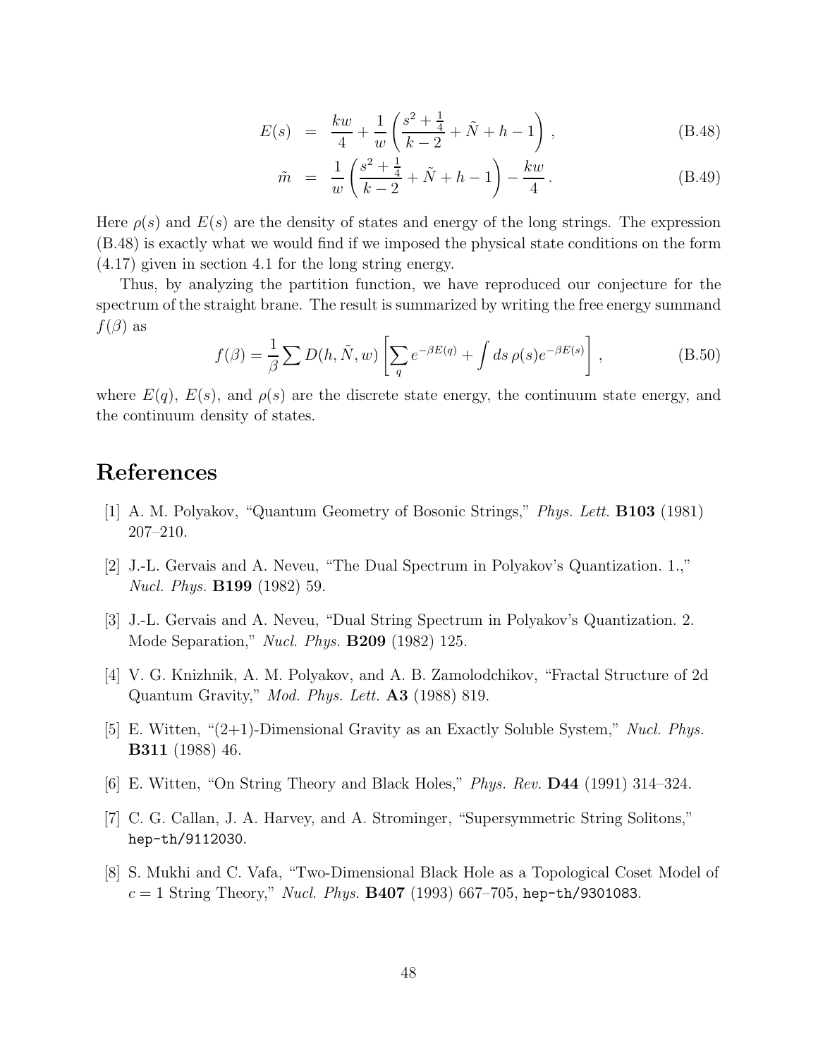$$
\begin{aligned}
E(s) &= \frac{kw}{4} + \frac{1}{w}\left(\frac{s^2+\frac{1}{4}}{k-2} + \tilde{N} + h - 1\right), && \text{(B.48)} \\
\tilde{m} &= \frac{1}{w}\left(\frac{s^2+\frac{1}{4}}{k-2} + \tilde{N} + h - 1\right) - \frac{kw}{4}. && \text{(B.49)}
\end{aligned}
$$

Here $\rho(s)$ and $E(s)$ are the density of states and energy of the long strings. The expression (B.48) is exactly what we would find if we imposed the physical state conditions on the form (4.17) given in section 4.1 for the long string energy.

Thus, by analyzing the partition function, we have reproduced our conjecture for the spectrum of the straight brane. The result is summarized by writing the free energy summand $f(\beta)$ as

$$
f(\beta) = \frac{1}{\beta}\sum D(h, \tilde{N}, w)\left[\sum_q e^{-\beta E(q)} + \int ds\, \rho(s) e^{-\beta E(s)}\right], \tag{B.50}
$$

where $E(q)$, $E(s)$, and $\rho(s)$ are the discrete state energy, the continuum state energy, and the continuum density of states.

# References

[1] A. M. Polyakov, "Quantum Geometry of Bosonic Strings," *Phys. Lett.* **B103** (1981) 207–210.

[2] J.-L. Gervais and A. Neveu, "The Dual Spectrum in Polyakov's Quantization. 1.," *Nucl. Phys.* **B199** (1982) 59.

[3] J.-L. Gervais and A. Neveu, "Dual String Spectrum in Polyakov's Quantization. 2. Mode Separation," *Nucl. Phys.* **B209** (1982) 125.

[4] V. G. Knizhnik, A. M. Polyakov, and A. B. Zamolodchikov, "Fractal Structure of 2d Quantum Gravity," *Mod. Phys. Lett.* **A3** (1988) 819.

[5] E. Witten, "(2+1)-Dimensional Gravity as an Exactly Soluble System," *Nucl. Phys.* **B311** (1988) 46.

[6] E. Witten, "On String Theory and Black Holes," *Phys. Rev.* **D44** (1991) 314–324.

[7] C. G. Callan, J. A. Harvey, and A. Strominger, "Supersymmetric String Solitons," `hep-th/9112030`.

[8] S. Mukhi and C. Vafa, "Two-Dimensional Black Hole as a Topological Coset Model of $c = 1$ String Theory," *Nucl. Phys.* **B407** (1993) 667–705, `hep-th/9301083`.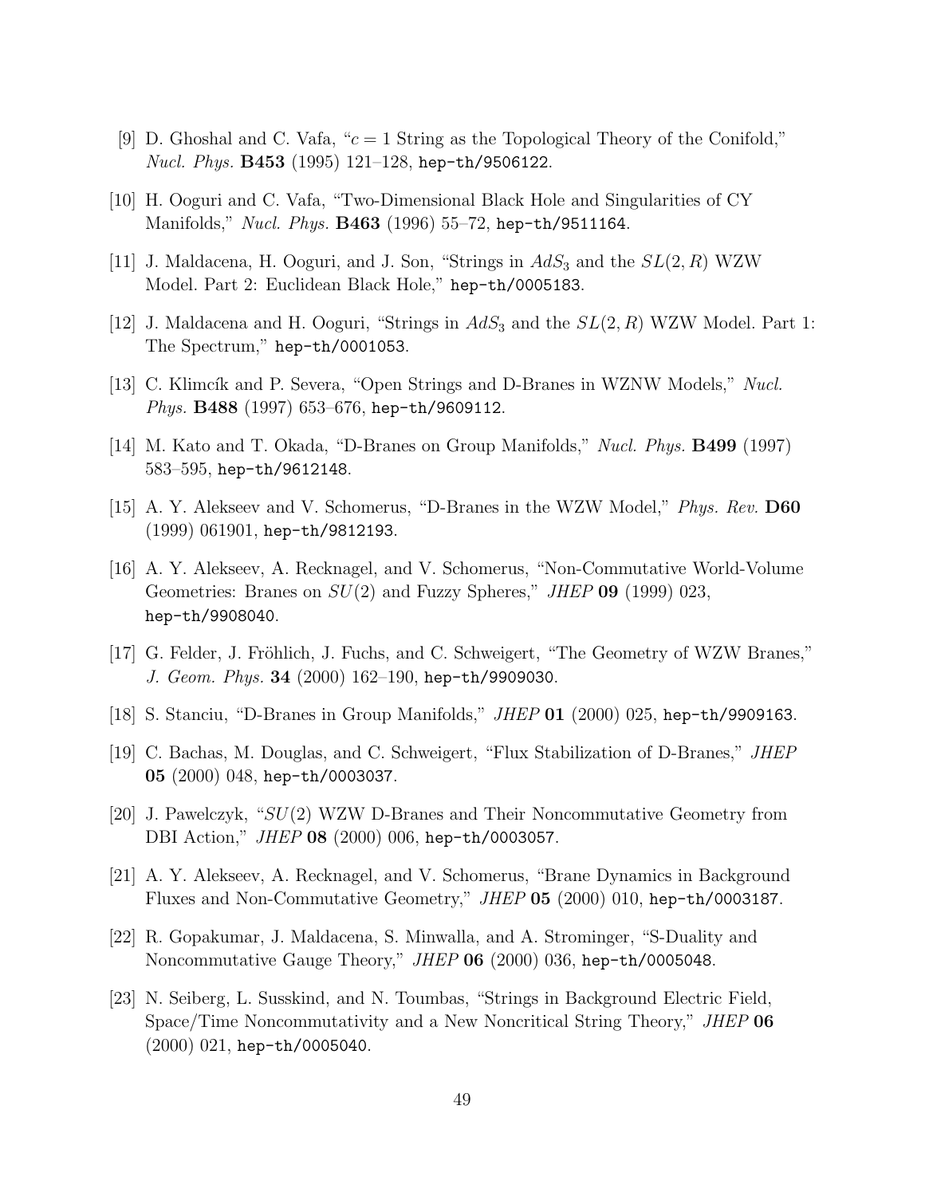[9] D. Ghoshal and C. Vafa, "$c = 1$ String as the Topological Theory of the Conifold," *Nucl. Phys.* **B453** (1995) 121–128, `hep-th/9506122`.

[10] H. Ooguri and C. Vafa, "Two-Dimensional Black Hole and Singularities of CY Manifolds," *Nucl. Phys.* **B463** (1996) 55–72, `hep-th/9511164`.

[11] J. Maldacena, H. Ooguri, and J. Son, "Strings in $AdS_3$ and the $SL(2, R)$ WZW Model. Part 2: Euclidean Black Hole," `hep-th/0005183`.

[12] J. Maldacena and H. Ooguri, "Strings in $AdS_3$ and the $SL(2, R)$ WZW Model. Part 1: The Spectrum," `hep-th/0001053`.

[13] C. Klimcík and P. Severa, "Open Strings and D-Branes in WZNW Models," *Nucl. Phys.* **B488** (1997) 653–676, `hep-th/9609112`.

[14] M. Kato and T. Okada, "D-Branes on Group Manifolds," *Nucl. Phys.* **B499** (1997) 583–595, `hep-th/9612148`.

[15] A. Y. Alekseev and V. Schomerus, "D-Branes in the WZW Model," *Phys. Rev.* **D60** (1999) 061901, `hep-th/9812193`.

[16] A. Y. Alekseev, A. Recknagel, and V. Schomerus, "Non-Commutative World-Volume Geometries: Branes on $SU(2)$ and Fuzzy Spheres," *JHEP* **09** (1999) 023, `hep-th/9908040`.

[17] G. Felder, J. Fröhlich, J. Fuchs, and C. Schweigert, "The Geometry of WZW Branes," *J. Geom. Phys.* **34** (2000) 162–190, `hep-th/9909030`.

[18] S. Stanciu, "D-Branes in Group Manifolds," *JHEP* **01** (2000) 025, `hep-th/9909163`.

[19] C. Bachas, M. Douglas, and C. Schweigert, "Flux Stabilization of D-Branes," *JHEP* **05** (2000) 048, `hep-th/0003037`.

[20] J. Pawelczyk, "$SU(2)$ WZW D-Branes and Their Noncommutative Geometry from DBI Action," *JHEP* **08** (2000) 006, `hep-th/0003057`.

[21] A. Y. Alekseev, A. Recknagel, and V. Schomerus, "Brane Dynamics in Background Fluxes and Non-Commutative Geometry," *JHEP* **05** (2000) 010, `hep-th/0003187`.

[22] R. Gopakumar, J. Maldacena, S. Minwalla, and A. Strominger, "S-Duality and Noncommutative Gauge Theory," *JHEP* **06** (2000) 036, `hep-th/0005048`.

[23] N. Seiberg, L. Susskind, and N. Toumbas, "Strings in Background Electric Field, Space/Time Noncommutativity and a New Noncritical String Theory," *JHEP* **06** (2000) 021, `hep-th/0005040`.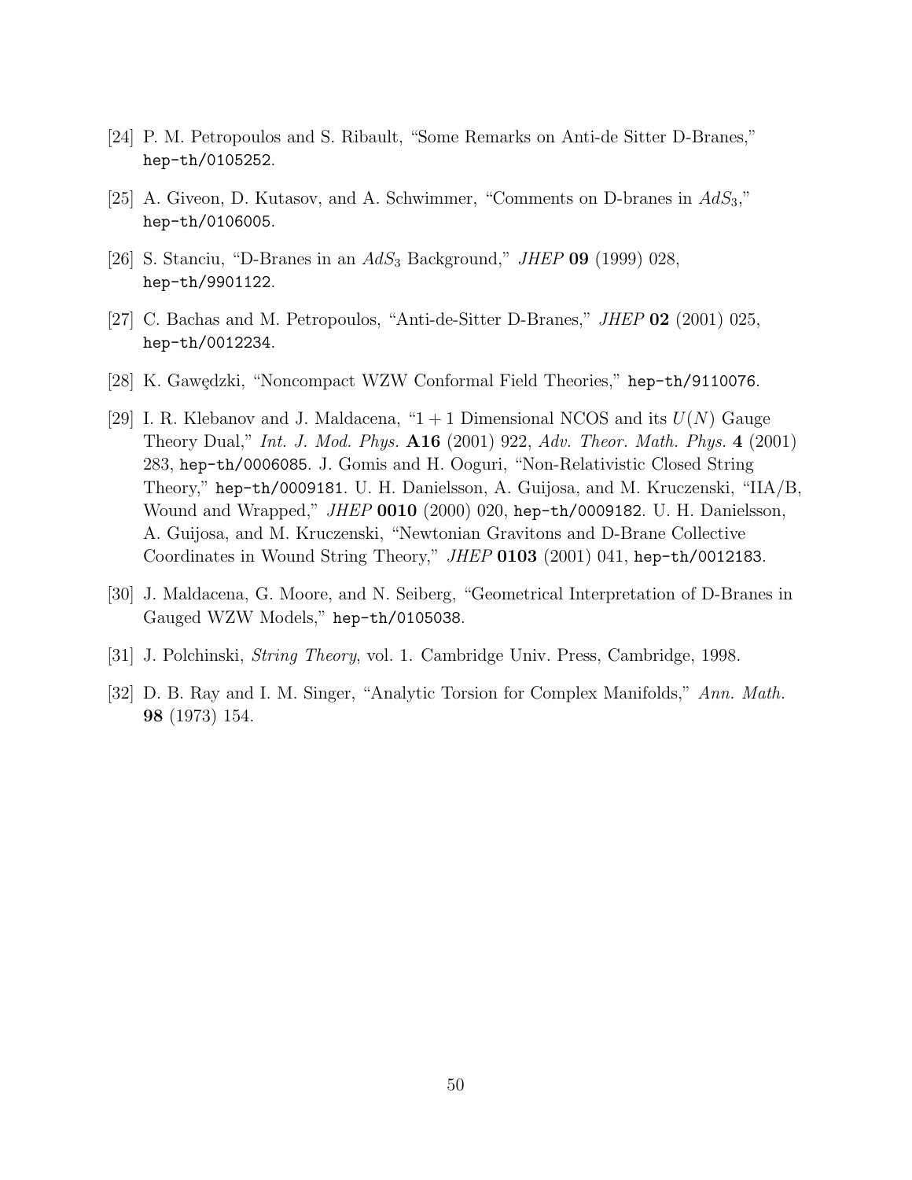[24] P. M. Petropoulos and S. Ribault, "Some Remarks on Anti-de Sitter D-Branes," hep-th/0105252.

[25] A. Giveon, D. Kutasov, and A. Schwimmer, "Comments on D-branes in $AdS_3$," hep-th/0106005.

[26] S. Stanciu, "D-Branes in an $AdS_3$ Background," *JHEP* **09** (1999) 028, hep-th/9901122.

[27] C. Bachas and M. Petropoulos, "Anti-de-Sitter D-Branes," *JHEP* **02** (2001) 025, hep-th/0012234.

[28] K. Gawędzki, "Noncompact WZW Conformal Field Theories," hep-th/9110076.

[29] I. R. Klebanov and J. Maldacena, "$1+1$ Dimensional NCOS and its $U(N)$ Gauge Theory Dual," *Int. J. Mod. Phys.* **A16** (2001) 922, *Adv. Theor. Math. Phys.* **4** (2001) 283, hep-th/0006085. J. Gomis and H. Ooguri, "Non-Relativistic Closed String Theory," hep-th/0009181. U. H. Danielsson, A. Guijosa, and M. Kruczenski, "IIA/B, Wound and Wrapped," *JHEP* **0010** (2000) 020, hep-th/0009182. U. H. Danielsson, A. Guijosa, and M. Kruczenski, "Newtonian Gravitons and D-Brane Collective Coordinates in Wound String Theory," *JHEP* **0103** (2001) 041, hep-th/0012183.

[30] J. Maldacena, G. Moore, and N. Seiberg, "Geometrical Interpretation of D-Branes in Gauged WZW Models," hep-th/0105038.

[31] J. Polchinski, *String Theory*, vol. 1. Cambridge Univ. Press, Cambridge, 1998.

[32] D. B. Ray and I. M. Singer, "Analytic Torsion for Complex Manifolds," *Ann. Math.* **98** (1973) 154.